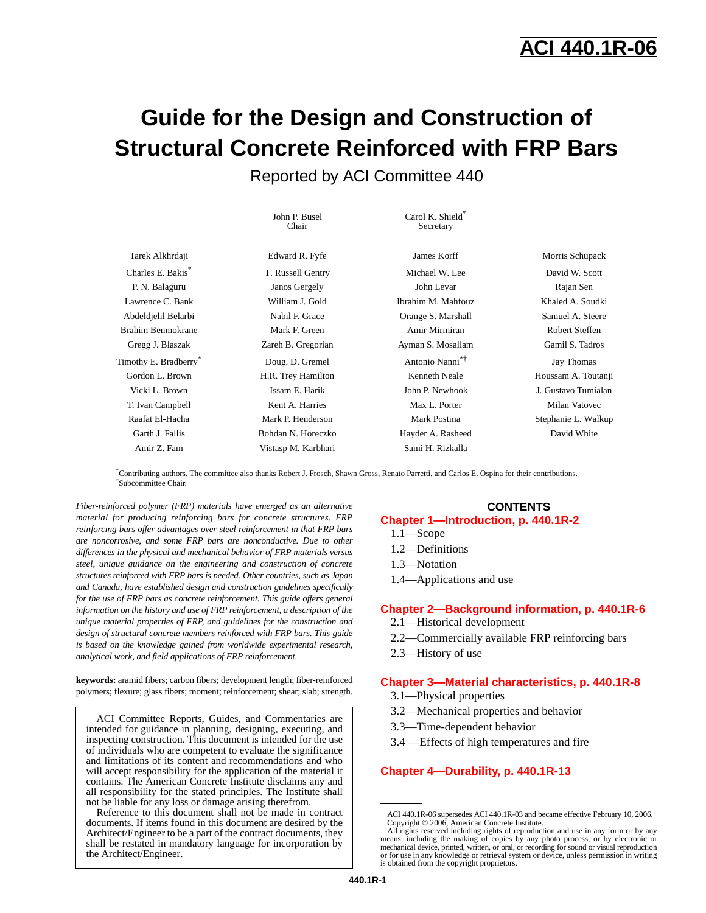# ACI 440.1R-06

# Guide for the Design and Construction of Structural Concrete Reinforced with FRP Bars

## Reported by ACI Committee 440

John P. Busel
Chair

Carol K. Shield*
Secretary

| | | | |
|---|---|---|---|
| Tarek Alkhrdaji | Edward R. Fyfe | James Korff | Morris Schupack |
| Charles E. Bakis* | T. Russell Gentry | Michael W. Lee | David W. Scott |
| P. N. Balaguru | Janos Gergely | John Levar | Rajan Sen |
| Lawrence C. Bank | William J. Gold | Ibrahim M. Mahfouz | Khaled A. Soudki |
| Abdeldjelil Belarbi | Nabil F. Grace | Orange S. Marshall | Samuel A. Steere |
| Brahim Benmokrane | Mark F. Green | Amir Mirmiran | Robert Steffen |
| Gregg J. Blaszak | Zareh B. Gregorian | Ayman S. Mosallam | Gamil S. Tadros |
| Timothy E. Bradberry* | Doug. D. Gremel | Antonio Nanni*† | Jay Thomas |
| Gordon L. Brown | H.R. Trey Hamilton | Kenneth Neale | Houssam A. Toutanji |
| Vicki L. Brown | Issam E. Harik | John P. Newhook | J. Gustavo Tumialan |
| T. Ivan Campbell | Kent A. Harries | Max L. Porter | Milan Vatovec |
| Raafat El-Hacha | Mark P. Henderson | Mark Postma | Stephanie L. Walkup |
| Garth J. Fallis | Bohdan N. Horeczko | Hayder A. Rasheed | David White |
| Amir Z. Fam | Vistasp M. Karbhari | Sami H. Rizkalla | |

*Contributing authors. The committee also thanks Robert J. Frosch, Shawn Gross, Renato Parretti, and Carlos E. Ospina for their contributions.
†Subcommittee Chair.

*Fiber-reinforced polymer (FRP) materials have emerged as an alternative material for producing reinforcing bars for concrete structures. FRP reinforcing bars offer advantages over steel reinforcement in that FRP bars are noncorrosive, and some FRP bars are nonconductive. Due to other differences in the physical and mechanical behavior of FRP materials versus steel, unique guidance on the engineering and construction of concrete structures reinforced with FRP bars is needed. Other countries, such as Japan and Canada, have established design and construction guidelines specifically for the use of FRP bars as concrete reinforcement. This guide offers general information on the history and use of FRP reinforcement, a description of the unique material properties of FRP, and guidelines for the construction and design of structural concrete members reinforced with FRP bars. This guide is based on the knowledge gained from worldwide experimental research, analytical work, and field applications of FRP reinforcement.*

**keywords:** aramid fibers; carbon fibers; development length; fiber-reinforced polymers; flexure; glass fibers; moment; reinforcement; shear; slab; strength.

> ACI Committee Reports, Guides, and Commentaries are intended for guidance in planning, designing, executing, and inspecting construction. This document is intended for the use of individuals who are competent to evaluate the significance and limitations of its content and recommendations and who will accept responsibility for the application of the material it contains. The American Concrete Institute disclaims any and all responsibility for the stated principles. The Institute shall not be liable for any loss or damage arising therefrom.
>
> Reference to this document shall not be made in contract documents. If items found in this document are desired by the Architect/Engineer to be a part of the contract documents, they shall be restated in mandatory language for incorporation by the Architect/Engineer.

## CONTENTS

**Chapter 1—Introduction, p. 440.1R-2**
- 1.1—Scope
- 1.2—Definitions
- 1.3—Notation
- 1.4—Applications and use

**Chapter 2—Background information, p. 440.1R-6**
- 2.1—Historical development
- 2.2—Commercially available FRP reinforcing bars
- 2.3—History of use

**Chapter 3—Material characteristics, p. 440.1R-8**
- 3.1—Physical properties
- 3.2—Mechanical properties and behavior
- 3.3—Time-dependent behavior
- 3.4 —Effects of high temperatures and fire

**Chapter 4—Durability, p. 440.1R-13**

ACI 440.1R-06 supersedes ACI 440.1R-03 and became effective February 10, 2006.
Copyright © 2006, American Concrete Institute.
All rights reserved including rights of reproduction and use in any form or by any means, including the making of copies by any photo process, or by electronic or mechanical device, printed, written, or oral, or recording for sound or visual reproduction or for use in any knowledge or retrieval system or device, unless permission in writing is obtained from the copyright proprietors.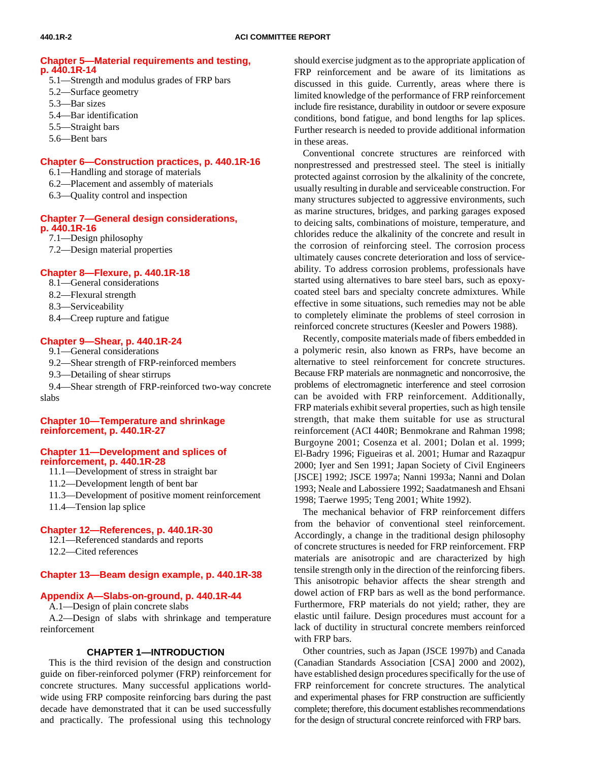**Chapter 5—Material requirements and testing, p. 440.1R-14**

5.1—Strength and modulus grades of FRP bars
5.2—Surface geometry
5.3—Bar sizes
5.4—Bar identification
5.5—Straight bars
5.6—Bent bars

**Chapter 6—Construction practices, p. 440.1R-16**

6.1—Handling and storage of materials
6.2—Placement and assembly of materials
6.3—Quality control and inspection

**Chapter 7—General design considerations, p. 440.1R-16**

7.1—Design philosophy
7.2—Design material properties

**Chapter 8—Flexure, p. 440.1R-18**

8.1—General considerations
8.2—Flexural strength
8.3—Serviceability
8.4—Creep rupture and fatigue

**Chapter 9—Shear, p. 440.1R-24**

9.1—General considerations
9.2—Shear strength of FRP-reinforced members
9.3—Detailing of shear stirrups
9.4—Shear strength of FRP-reinforced two-way concrete slabs

**Chapter 10—Temperature and shrinkage reinforcement, p. 440.1R-27**

**Chapter 11—Development and splices of reinforcement, p. 440.1R-28**

11.1—Development of stress in straight bar
11.2—Development length of bent bar
11.3—Development of positive moment reinforcement
11.4—Tension lap splice

**Chapter 12—References, p. 440.1R-30**

12.1—Referenced standards and reports
12.2—Cited references

**Chapter 13—Beam design example, p. 440.1R-38**

**Appendix A—Slabs-on-ground, p. 440.1R-44**

A.1—Design of plain concrete slabs
A.2—Design of slabs with shrinkage and temperature reinforcement

## CHAPTER 1—INTRODUCTION

This is the third revision of the design and construction guide on fiber-reinforced polymer (FRP) reinforcement for concrete structures. Many successful applications worldwide using FRP composite reinforcing bars during the past decade have demonstrated that it can be used successfully and practically. The professional using this technology should exercise judgment as to the appropriate application of FRP reinforcement and be aware of its limitations as discussed in this guide. Currently, areas where there is limited knowledge of the performance of FRP reinforcement include fire resistance, durability in outdoor or severe exposure conditions, bond fatigue, and bond lengths for lap splices. Further research is needed to provide additional information in these areas.

Conventional concrete structures are reinforced with nonprestressed and prestressed steel. The steel is initially protected against corrosion by the alkalinity of the concrete, usually resulting in durable and serviceable construction. For many structures subjected to aggressive environments, such as marine structures, bridges, and parking garages exposed to deicing salts, combinations of moisture, temperature, and chlorides reduce the alkalinity of the concrete and result in the corrosion of reinforcing steel. The corrosion process ultimately causes concrete deterioration and loss of serviceability. To address corrosion problems, professionals have started using alternatives to bare steel bars, such as epoxy-coated steel bars and specialty concrete admixtures. While effective in some situations, such remedies may not be able to completely eliminate the problems of steel corrosion in reinforced concrete structures (Keesler and Powers 1988).

Recently, composite materials made of fibers embedded in a polymeric resin, also known as FRPs, have become an alternative to steel reinforcement for concrete structures. Because FRP materials are nonmagnetic and noncorrosive, the problems of electromagnetic interference and steel corrosion can be avoided with FRP reinforcement. Additionally, FRP materials exhibit several properties, such as high tensile strength, that make them suitable for use as structural reinforcement (ACI 440R; Benmokrane and Rahman 1998; Burgoyne 2001; Cosenza et al. 2001; Dolan et al. 1999; El-Badry 1996; Figueiras et al. 2001; Humar and Razaqpur 2000; Iyer and Sen 1991; Japan Society of Civil Engineers [JSCE] 1992; JSCE 1997a; Nanni 1993a; Nanni and Dolan 1993; Neale and Labossiere 1992; Saadatmanesh and Ehsani 1998; Taerwe 1995; Teng 2001; White 1992).

The mechanical behavior of FRP reinforcement differs from the behavior of conventional steel reinforcement. Accordingly, a change in the traditional design philosophy of concrete structures is needed for FRP reinforcement. FRP materials are anisotropic and are characterized by high tensile strength only in the direction of the reinforcing fibers. This anisotropic behavior affects the shear strength and dowel action of FRP bars as well as the bond performance. Furthermore, FRP materials do not yield; rather, they are elastic until failure. Design procedures must account for a lack of ductility in structural concrete members reinforced with FRP bars.

Other countries, such as Japan (JSCE 1997b) and Canada (Canadian Standards Association [CSA] 2000 and 2002), have established design procedures specifically for the use of FRP reinforcement for concrete structures. The analytical and experimental phases for FRP construction are sufficiently complete; therefore, this document establishes recommendations for the design of structural concrete reinforced with FRP bars.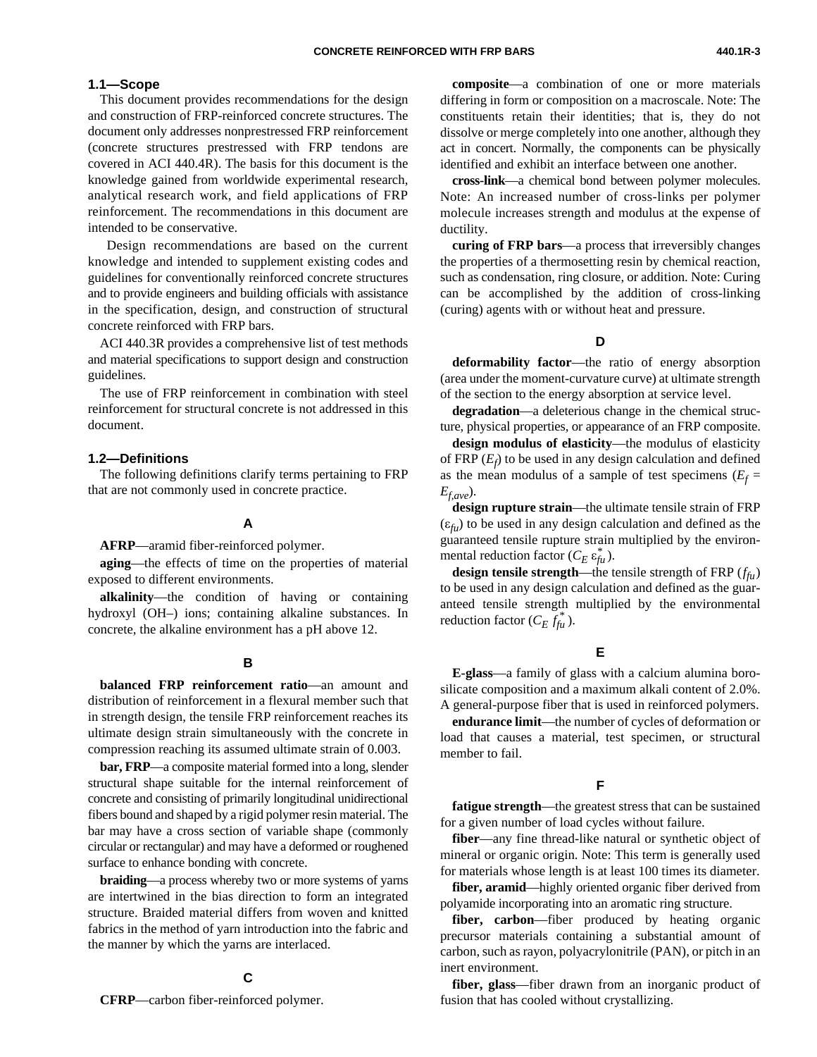## 1.1—Scope

This document provides recommendations for the design and construction of FRP-reinforced concrete structures. The document only addresses nonprestressed FRP reinforcement (concrete structures prestressed with FRP tendons are covered in ACI 440.4R). The basis for this document is the knowledge gained from worldwide experimental research, analytical research work, and field applications of FRP reinforcement. The recommendations in this document are intended to be conservative.

Design recommendations are based on the current knowledge and intended to supplement existing codes and guidelines for conventionally reinforced concrete structures and to provide engineers and building officials with assistance in the specification, design, and construction of structural concrete reinforced with FRP bars.

ACI 440.3R provides a comprehensive list of test methods and material specifications to support design and construction guidelines.

The use of FRP reinforcement in combination with steel reinforcement for structural concrete is not addressed in this document.

## 1.2—Definitions

The following definitions clarify terms pertaining to FRP that are not commonly used in concrete practice.

### A

**AFRP**—aramid fiber-reinforced polymer.

**aging**—the effects of time on the properties of material exposed to different environments.

**alkalinity**—the condition of having or containing hydroxyl (OH–) ions; containing alkaline substances. In concrete, the alkaline environment has a pH above 12.

### B

**balanced FRP reinforcement ratio**—an amount and distribution of reinforcement in a flexural member such that in strength design, the tensile FRP reinforcement reaches its ultimate design strain simultaneously with the concrete in compression reaching its assumed ultimate strain of 0.003.

**bar, FRP**—a composite material formed into a long, slender structural shape suitable for the internal reinforcement of concrete and consisting of primarily longitudinal unidirectional fibers bound and shaped by a rigid polymer resin material. The bar may have a cross section of variable shape (commonly circular or rectangular) and may have a deformed or roughened surface to enhance bonding with concrete.

**braiding**—a process whereby two or more systems of yarns are intertwined in the bias direction to form an integrated structure. Braided material differs from woven and knitted fabrics in the method of yarn introduction into the fabric and the manner by which the yarns are interlaced.

### C

**CFRP**—carbon fiber-reinforced polymer.

**composite**—a combination of one or more materials differing in form or composition on a macroscale. Note: The constituents retain their identities; that is, they do not dissolve or merge completely into one another, although they act in concert. Normally, the components can be physically identified and exhibit an interface between one another.

**cross-link**—a chemical bond between polymer molecules. Note: An increased number of cross-links per polymer molecule increases strength and modulus at the expense of ductility.

**curing of FRP bars**—a process that irreversibly changes the properties of a thermosetting resin by chemical reaction, such as condensation, ring closure, or addition. Note: Curing can be accomplished by the addition of cross-linking (curing) agents with or without heat and pressure.

### D

**deformability factor**—the ratio of energy absorption (area under the moment-curvature curve) at ultimate strength of the section to the energy absorption at service level.

**degradation**—a deleterious change in the chemical structure, physical properties, or appearance of an FRP composite.

**design modulus of elasticity**—the modulus of elasticity of FRP ($E_f$) to be used in any design calculation and defined as the mean modulus of a sample of test specimens ($E_f = E_{f,ave}$).

**design rupture strain**—the ultimate tensile strain of FRP ($\varepsilon_{fu}$) to be used in any design calculation and defined as the guaranteed tensile rupture strain multiplied by the environmental reduction factor ($C_E\,\varepsilon_{fu}^*$).

**design tensile strength**—the tensile strength of FRP ($f_{fu}$) to be used in any design calculation and defined as the guaranteed tensile strength multiplied by the environmental reduction factor ($C_E\,f_{fu}^*$).

### E

**E-glass**—a family of glass with a calcium alumina borosilicate composition and a maximum alkali content of 2.0%. A general-purpose fiber that is used in reinforced polymers.

**endurance limit**—the number of cycles of deformation or load that causes a material, test specimen, or structural member to fail.

### F

**fatigue strength**—the greatest stress that can be sustained for a given number of load cycles without failure.

**fiber**—any fine thread-like natural or synthetic object of mineral or organic origin. Note: This term is generally used for materials whose length is at least 100 times its diameter.

**fiber, aramid**—highly oriented organic fiber derived from polyamide incorporating into an aromatic ring structure.

**fiber, carbon**—fiber produced by heating organic precursor materials containing a substantial amount of carbon, such as rayon, polyacrylonitrile (PAN), or pitch in an inert environment.

**fiber, glass**—fiber drawn from an inorganic product of fusion that has cooled without crystallizing.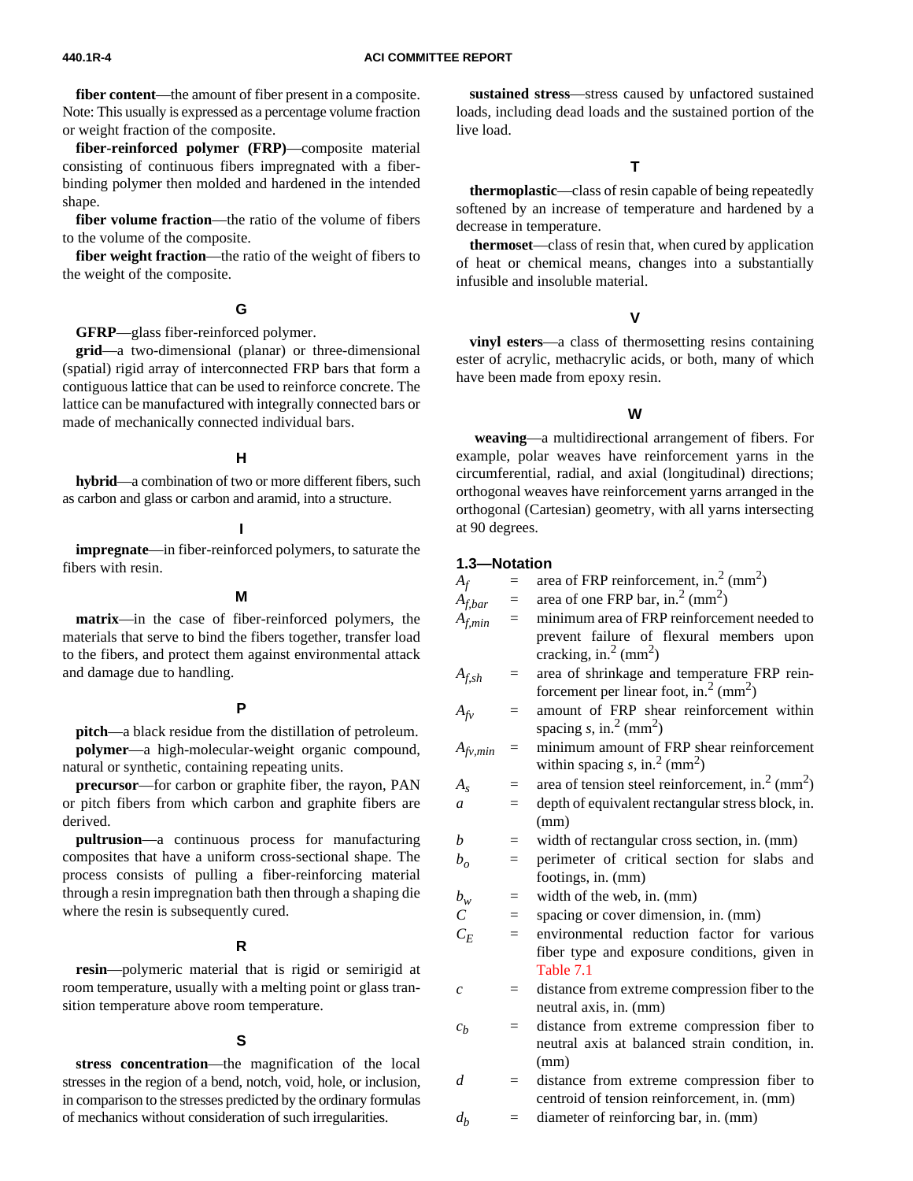**fiber content**—the amount of fiber present in a composite. Note: This usually is expressed as a percentage volume fraction or weight fraction of the composite.

**fiber-reinforced polymer (FRP)**—composite material consisting of continuous fibers impregnated with a fiber-binding polymer then molded and hardened in the intended shape.

**fiber volume fraction**—the ratio of the volume of fibers to the volume of the composite.

**fiber weight fraction**—the ratio of the weight of fibers to the weight of the composite.

### G

**GFRP**—glass fiber-reinforced polymer.

**grid**—a two-dimensional (planar) or three-dimensional (spatial) rigid array of interconnected FRP bars that form a contiguous lattice that can be used to reinforce concrete. The lattice can be manufactured with integrally connected bars or made of mechanically connected individual bars.

### H

**hybrid**—a combination of two or more different fibers, such as carbon and glass or carbon and aramid, into a structure.

### I

**impregnate**—in fiber-reinforced polymers, to saturate the fibers with resin.

### M

**matrix**—in the case of fiber-reinforced polymers, the materials that serve to bind the fibers together, transfer load to the fibers, and protect them against environmental attack and damage due to handling.

### P

**pitch**—a black residue from the distillation of petroleum.

**polymer**—a high-molecular-weight organic compound, natural or synthetic, containing repeating units.

**precursor**—for carbon or graphite fiber, the rayon, PAN or pitch fibers from which carbon and graphite fibers are derived.

**pultrusion**—a continuous process for manufacturing composites that have a uniform cross-sectional shape. The process consists of pulling a fiber-reinforcing material through a resin impregnation bath then through a shaping die where the resin is subsequently cured.

### R

**resin**—polymeric material that is rigid or semirigid at room temperature, usually with a melting point or glass transition temperature above room temperature.

### S

**stress concentration**—the magnification of the local stresses in the region of a bend, notch, void, hole, or inclusion, in comparison to the stresses predicted by the ordinary formulas of mechanics without consideration of such irregularities.

**sustained stress**—stress caused by unfactored sustained loads, including dead loads and the sustained portion of the live load.

### T

**thermoplastic**—class of resin capable of being repeatedly softened by an increase of temperature and hardened by a decrease in temperature.

**thermoset**—class of resin that, when cured by application of heat or chemical means, changes into a substantially infusible and insoluble material.

### V

**vinyl esters**—a class of thermosetting resins containing ester of acrylic, methacrylic acids, or both, many of which have been made from epoxy resin.

### W

**weaving**—a multidirectional arrangement of fibers. For example, polar weaves have reinforcement yarns in the circumferential, radial, and axial (longitudinal) directions; orthogonal weaves have reinforcement yarns arranged in the orthogonal (Cartesian) geometry, with all yarns intersecting at 90 degrees.

## 1.3—Notation

$A_f$ = area of FRP reinforcement, in.$^2$ (mm$^2$)

$A_{f,bar}$ = area of one FRP bar, in.$^2$ (mm$^2$)

$A_{f,min}$ = minimum area of FRP reinforcement needed to prevent failure of flexural members upon cracking, in.$^2$ (mm$^2$)

$A_{f,sh}$ = area of shrinkage and temperature FRP reinforcement per linear foot, in.$^2$ (mm$^2$)

$A_{fv}$ = amount of FRP shear reinforcement within spacing $s$, in.$^2$ (mm$^2$)

$A_{fv,min}$ = minimum amount of FRP shear reinforcement within spacing $s$, in.$^2$ (mm$^2$)

$A_s$ = area of tension steel reinforcement, in.$^2$ (mm$^2$)

$a$ = depth of equivalent rectangular stress block, in. (mm)

$b$ = width of rectangular cross section, in. (mm)

$b_o$ = perimeter of critical section for slabs and footings, in. (mm)

$b_w$ = width of the web, in. (mm)

$C$ = spacing or cover dimension, in. (mm)

$C_E$ = environmental reduction factor for various fiber type and exposure conditions, given in Table 7.1

$c$ = distance from extreme compression fiber to the neutral axis, in. (mm)

$c_b$ = distance from extreme compression fiber to neutral axis at balanced strain condition, in. (mm)

$d$ = distance from extreme compression fiber to centroid of tension reinforcement, in. (mm)

$d_b$ = diameter of reinforcing bar, in. (mm)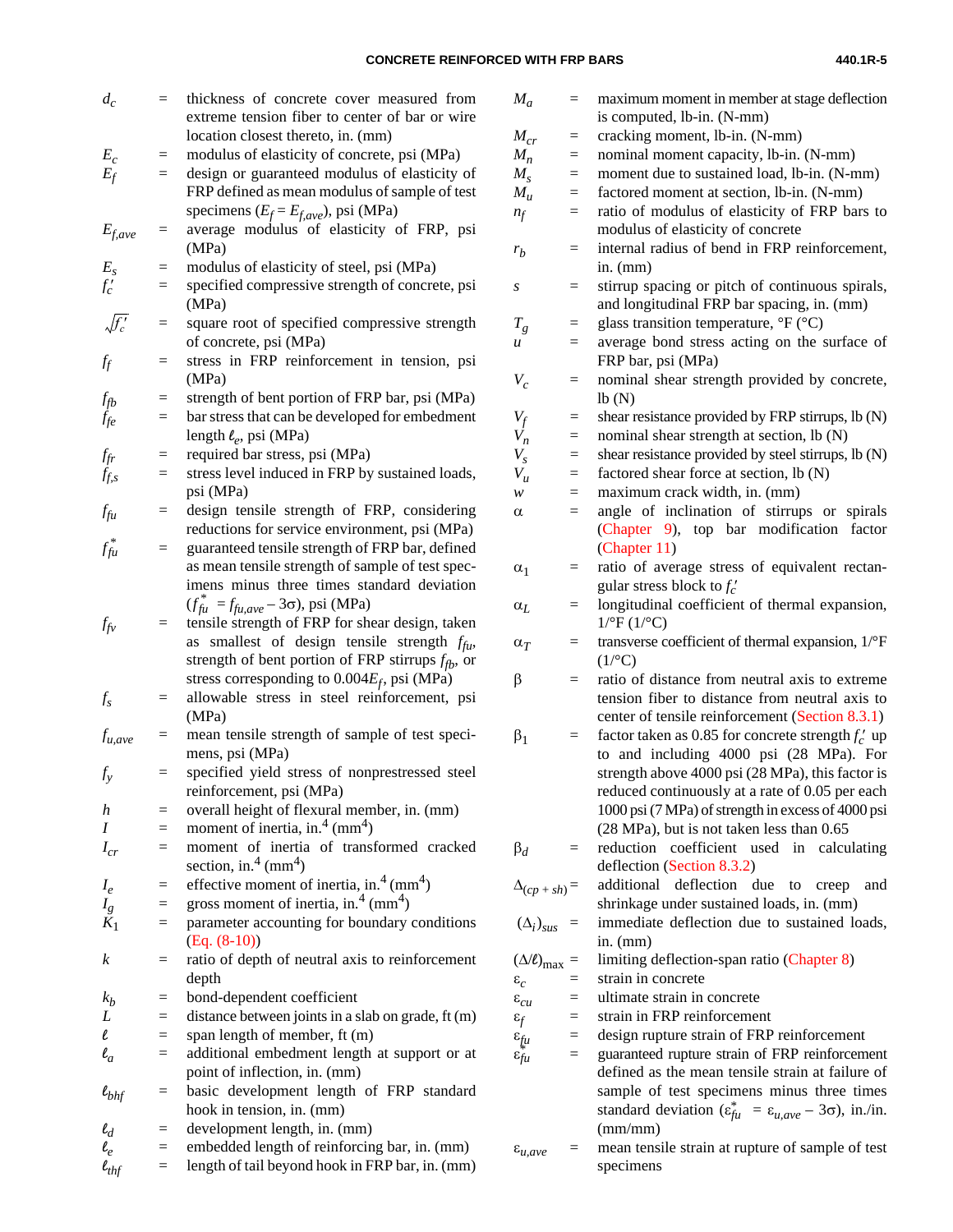$d_c$ = thickness of concrete cover measured from extreme tension fiber to center of bar or wire location closest thereto, in. (mm)

$E_c$ = modulus of elasticity of concrete, psi (MPa)

$E_f$ = design or guaranteed modulus of elasticity of FRP defined as mean modulus of sample of test specimens ($E_f = E_{f,ave}$), psi (MPa)

$E_{f,ave}$ = average modulus of elasticity of FRP, psi (MPa)

$E_s$ = modulus of elasticity of steel, psi (MPa)

$f_c'$ = specified compressive strength of concrete, psi (MPa)

$\sqrt{f_c'}$ = square root of specified compressive strength of concrete, psi (MPa)

$f_f$ = stress in FRP reinforcement in tension, psi (MPa)

$f_{fb}$ = strength of bent portion of FRP bar, psi (MPa)

$f_{fe}$ = bar stress that can be developed for embedment length $\ell_e$, psi (MPa)

$f_{fr}$ = required bar stress, psi (MPa)

$f_{f,s}$ = stress level induced in FRP by sustained loads, psi (MPa)

$f_{fu}$ = design tensile strength of FRP, considering reductions for service environment, psi (MPa)

$f_{fu}^*$ = guaranteed tensile strength of FRP bar, defined as mean tensile strength of sample of test specimens minus three times standard deviation ($f_{fu}^* = f_{fu,ave} - 3\sigma$), psi (MPa)

$f_{fv}$ = tensile strength of FRP for shear design, taken as smallest of design tensile strength $f_{fu}$, strength of bent portion of FRP stirrups $f_{fb}$, or stress corresponding to $0.004E_f$, psi (MPa)

$f_s$ = allowable stress in steel reinforcement, psi (MPa)

$f_{u,ave}$ = mean tensile strength of sample of test specimens, psi (MPa)

$f_y$ = specified yield stress of nonprestressed steel reinforcement, psi (MPa)

$h$ = overall height of flexural member, in. (mm)

$I$ = moment of inertia, in.$^4$ (mm$^4$)

$I_{cr}$ = moment of inertia of transformed cracked section, in.$^4$ (mm$^4$)

$I_e$ = effective moment of inertia, in.$^4$ (mm$^4$)

$I_g$ = gross moment of inertia, in.$^4$ (mm$^4$)

$K_1$ = parameter accounting for boundary conditions (Eq. (8-10))

$k$ = ratio of depth of neutral axis to reinforcement depth

$k_b$ = bond-dependent coefficient

$L$ = distance between joints in a slab on grade, ft (m)

$\ell$ = span length of member, ft (m)

$\ell_a$ = additional embedment length at support or at point of inflection, in. (mm)

$\ell_{bhf}$ = basic development length of FRP standard hook in tension, in. (mm)

$\ell_d$ = development length, in. (mm)

$\ell_e$ = embedded length of reinforcing bar, in. (mm)

$\ell_{thf}$ = length of tail beyond hook in FRP bar, in. (mm)

$M_a$ = maximum moment in member at stage deflection is computed, lb-in. (N-mm)

$M_{cr}$ = cracking moment, lb-in. (N-mm)

$M_n$ = nominal moment capacity, lb-in. (N-mm)

$M_s$ = moment due to sustained load, lb-in. (N-mm)

$M_u$ = factored moment at section, lb-in. (N-mm)

$n_f$ = ratio of modulus of elasticity of FRP bars to modulus of elasticity of concrete

$r_b$ = internal radius of bend in FRP reinforcement, in. (mm)

$s$ = stirrup spacing or pitch of continuous spirals, and longitudinal FRP bar spacing, in. (mm)

$T_g$ = glass transition temperature, °F (°C)

$u$ = average bond stress acting on the surface of FRP bar, psi (MPa)

$V_c$ = nominal shear strength provided by concrete, lb (N)

$V_f$ = shear resistance provided by FRP stirrups, lb (N)

$V_n$ = nominal shear strength at section, lb (N)

$V_s$ = shear resistance provided by steel stirrups, lb (N)

$V_u$ = factored shear force at section, lb (N)

$w$ = maximum crack width, in. (mm)

$\alpha$ = angle of inclination of stirrups or spirals (Chapter 9), top bar modification factor (Chapter 11)

$\alpha_1$ = ratio of average stress of equivalent rectangular stress block to $f_c'$

$\alpha_L$ = longitudinal coefficient of thermal expansion, 1/°F (1/°C)

$\alpha_T$ = transverse coefficient of thermal expansion, 1/°F (1/°C)

$\beta$ = ratio of distance from neutral axis to extreme tension fiber to distance from neutral axis to center of tensile reinforcement (Section 8.3.1)

$\beta_1$ = factor taken as 0.85 for concrete strength $f_c'$ up to and including 4000 psi (28 MPa). For strength above 4000 psi (28 MPa), this factor is reduced continuously at a rate of 0.05 per each 1000 psi (7 MPa) of strength in excess of 4000 psi (28 MPa), but is not taken less than 0.65

$\beta_d$ = reduction coefficient used in calculating deflection (Section 8.3.2)

$\Delta_{(cp+sh)}$ = additional deflection due to creep and shrinkage under sustained loads, in. (mm)

$(\Delta_i)_{sus}$ = immediate deflection due to sustained loads, in. (mm)

$(\Delta/\ell)_{max}$ = limiting deflection-span ratio (Chapter 8)

$\varepsilon_c$ = strain in concrete

$\varepsilon_{cu}$ = ultimate strain in concrete

$\varepsilon_f$ = strain in FRP reinforcement

$\varepsilon_{fu}$ = design rupture strain of FRP reinforcement

$\varepsilon_{fu}^*$ = guaranteed rupture strain of FRP reinforcement defined as the mean tensile strain at failure of sample of test specimens minus three times standard deviation ($\varepsilon_{fu}^* = \varepsilon_{u,ave} - 3\sigma$), in./in. (mm/mm)

$\varepsilon_{u,ave}$ = mean tensile strain at rupture of sample of test specimens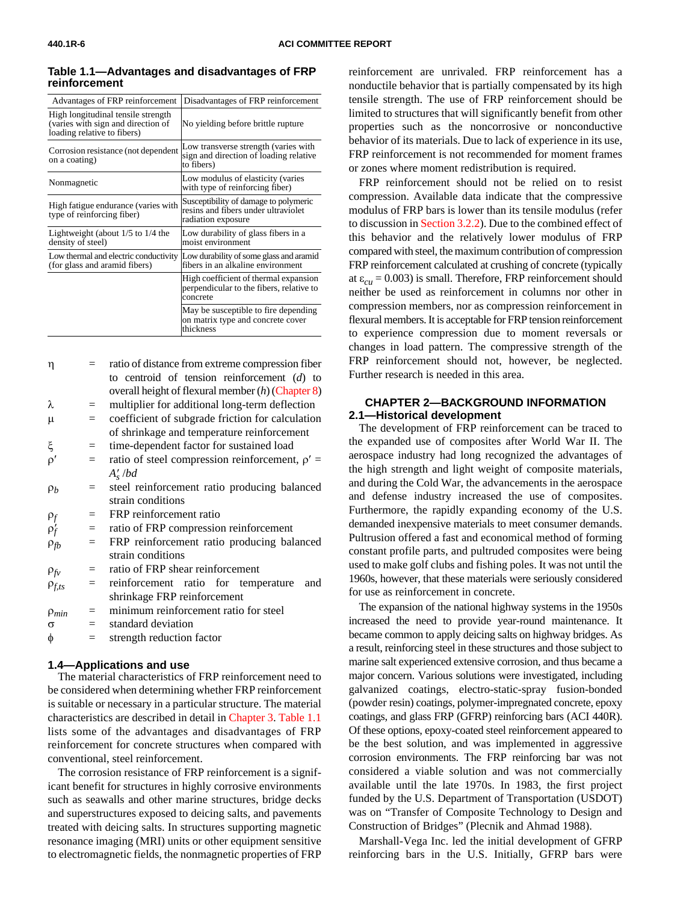**Table 1.1—Advantages and disadvantages of FRP reinforcement**

| Advantages of FRP reinforcement | Disadvantages of FRP reinforcement |
|---|---|
| High longitudinal tensile strength (varies with sign and direction of loading relative to fibers) | No yielding before brittle rupture |
| Corrosion resistance (not dependent on a coating) | Low transverse strength (varies with sign and direction of loading relative to fibers) |
| Nonmagnetic | Low modulus of elasticity (varies with type of reinforcing fiber) |
| High fatigue endurance (varies with type of reinforcing fiber) | Susceptibility of damage to polymeric resins and fibers under ultraviolet radiation exposure |
| Lightweight (about 1/5 to 1/4 the density of steel) | Low durability of glass fibers in a moist environment |
| Low thermal and electric conductivity (for glass and aramid fibers) | Low durability of some glass and aramid fibers in an alkaline environment |
| | High coefficient of thermal expansion perpendicular to the fibers, relative to concrete |
| | May be susceptible to fire depending on matrix type and concrete cover thickness |

$\eta$ = ratio of distance from extreme compression fiber to centroid of tension reinforcement ($d$) to overall height of flexural member ($h$) (Chapter 8)
$\lambda$ = multiplier for additional long-term deflection
$\mu$ = coefficient of subgrade friction for calculation of shrinkage and temperature reinforcement
$\xi$ = time-dependent factor for sustained load
$\rho'$ = ratio of steel compression reinforcement, $\rho' = A_s'/bd$
$\rho_b$ = steel reinforcement ratio producing balanced strain conditions
$\rho_f$ = FRP reinforcement ratio
$\rho_f'$ = ratio of FRP compression reinforcement
$\rho_{fb}$ = FRP reinforcement ratio producing balanced strain conditions
$\rho_{fv}$ = ratio of FRP shear reinforcement
$\rho_{f,ts}$ = reinforcement ratio for temperature and shrinkage FRP reinforcement
$\rho_{min}$ = minimum reinforcement ratio for steel
$\sigma$ = standard deviation
$\phi$ = strength reduction factor

## 1.4—Applications and use

The material characteristics of FRP reinforcement need to be considered when determining whether FRP reinforcement is suitable or necessary in a particular structure. The material characteristics are described in detail in Chapter 3. Table 1.1 lists some of the advantages and disadvantages of FRP reinforcement for concrete structures when compared with conventional, steel reinforcement.

The corrosion resistance of FRP reinforcement is a significant benefit for structures in highly corrosive environments such as seawalls and other marine structures, bridge decks and superstructures exposed to deicing salts, and pavements treated with deicing salts. In structures supporting magnetic resonance imaging (MRI) units or other equipment sensitive to electromagnetic fields, the nonmagnetic properties of FRP reinforcement are unrivaled. FRP reinforcement has a nonductile behavior that is partially compensated by its high tensile strength. The use of FRP reinforcement should be limited to structures that will significantly benefit from other properties such as the noncorrosive or nonconductive behavior of its materials. Due to lack of experience in its use, FRP reinforcement is not recommended for moment frames or zones where moment redistribution is required.

FRP reinforcement should not be relied on to resist compression. Available data indicate that the compressive modulus of FRP bars is lower than its tensile modulus (refer to discussion in Section 3.2.2). Due to the combined effect of this behavior and the relatively lower modulus of FRP compared with steel, the maximum contribution of compression FRP reinforcement calculated at crushing of concrete (typically at $\varepsilon_{cu}$ = 0.003) is small. Therefore, FRP reinforcement should neither be used as reinforcement in columns nor other in compression members, nor as compression reinforcement in flexural members. It is acceptable for FRP tension reinforcement to experience compression due to moment reversals or changes in load pattern. The compressive strength of the FRP reinforcement should not, however, be neglected. Further research is needed in this area.

# CHAPTER 2—BACKGROUND INFORMATION

## 2.1—Historical development

The development of FRP reinforcement can be traced to the expanded use of composites after World War II. The aerospace industry had long recognized the advantages of the high strength and light weight of composite materials, and during the Cold War, the advancements in the aerospace and defense industry increased the use of composites. Furthermore, the rapidly expanding economy of the U.S. demanded inexpensive materials to meet consumer demands. Pultrusion offered a fast and economical method of forming constant profile parts, and pultruded composites were being used to make golf clubs and fishing poles. It was not until the 1960s, however, that these materials were seriously considered for use as reinforcement in concrete.

The expansion of the national highway systems in the 1950s increased the need to provide year-round maintenance. It became common to apply deicing salts on highway bridges. As a result, reinforcing steel in these structures and those subject to marine salt experienced extensive corrosion, and thus became a major concern. Various solutions were investigated, including galvanized coatings, electro-static-spray fusion-bonded (powder resin) coatings, polymer-impregnated concrete, epoxy coatings, and glass FRP (GFRP) reinforcing bars (ACI 440R). Of these options, epoxy-coated steel reinforcement appeared to be the best solution, and was implemented in aggressive corrosion environments. The FRP reinforcing bar was not considered a viable solution and was not commercially available until the late 1970s. In 1983, the first project funded by the U.S. Department of Transportation (USDOT) was on "Transfer of Composite Technology to Design and Construction of Bridges" (Plecnik and Ahmad 1988).

Marshall-Vega Inc. led the initial development of GFRP reinforcing bars in the U.S. Initially, GFRP bars were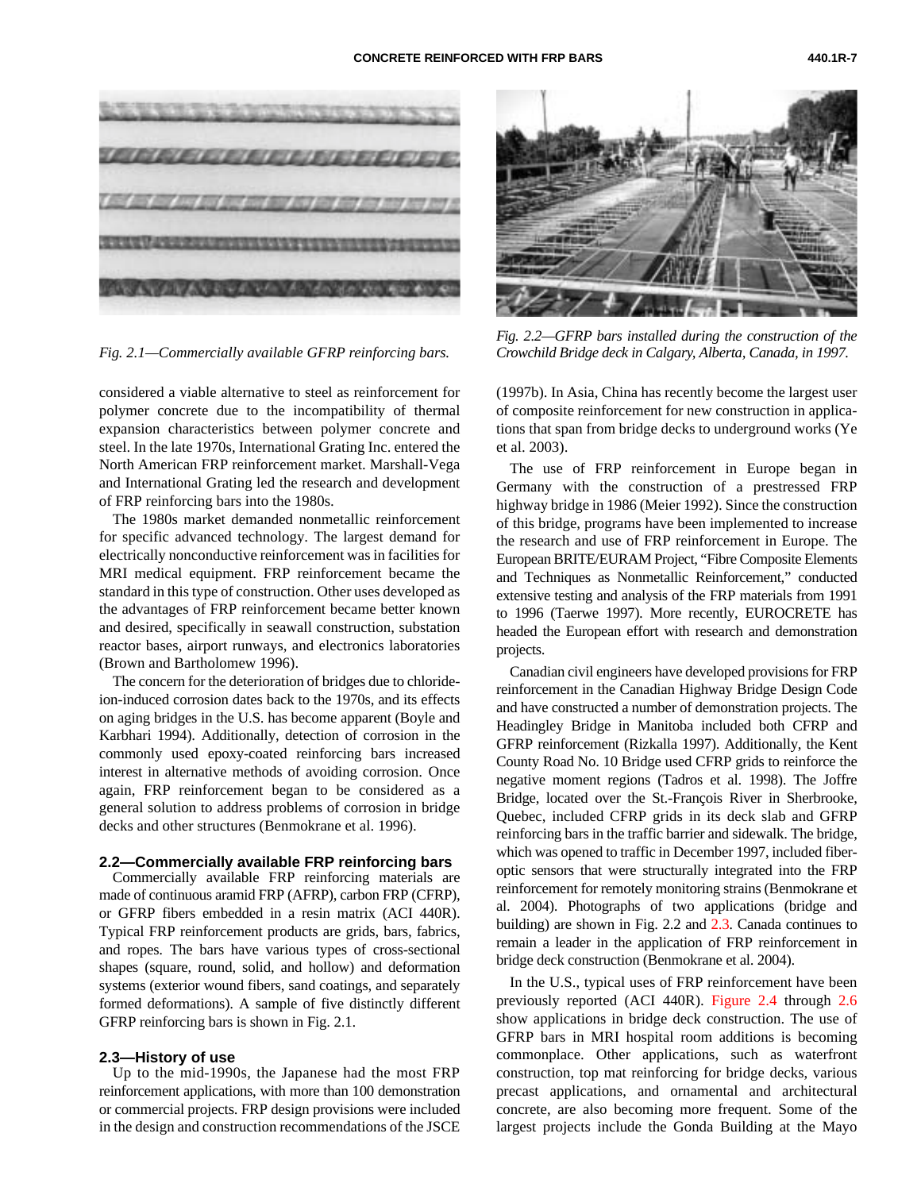Fig. 2.1—Commercially available GFRP reinforcing bars.

Fig. 2.2—GFRP bars installed during the construction of the Crowchild Bridge deck in Calgary, Alberta, Canada, in 1997.

considered a viable alternative to steel as reinforcement for polymer concrete due to the incompatibility of thermal expansion characteristics between polymer concrete and steel. In the late 1970s, International Grating Inc. entered the North American FRP reinforcement market. Marshall-Vega and International Grating led the research and development of FRP reinforcing bars into the 1980s.

The 1980s market demanded nonmetallic reinforcement for specific advanced technology. The largest demand for electrically nonconductive reinforcement was in facilities for MRI medical equipment. FRP reinforcement became the standard in this type of construction. Other uses developed as the advantages of FRP reinforcement became better known and desired, specifically in seawall construction, substation reactor bases, airport runways, and electronics laboratories (Brown and Bartholomew 1996).

The concern for the deterioration of bridges due to chloride-ion-induced corrosion dates back to the 1970s, and its effects on aging bridges in the U.S. has become apparent (Boyle and Karbhari 1994). Additionally, detection of corrosion in the commonly used epoxy-coated reinforcing bars increased interest in alternative methods of avoiding corrosion. Once again, FRP reinforcement began to be considered as a general solution to address problems of corrosion in bridge decks and other structures (Benmokrane et al. 1996).

## 2.2—Commercially available FRP reinforcing bars

Commercially available FRP reinforcing materials are made of continuous aramid FRP (AFRP), carbon FRP (CFRP), or GFRP fibers embedded in a resin matrix (ACI 440R). Typical FRP reinforcement products are grids, bars, fabrics, and ropes. The bars have various types of cross-sectional shapes (square, round, solid, and hollow) and deformation systems (exterior wound fibers, sand coatings, and separately formed deformations). A sample of five distinctly different GFRP reinforcing bars is shown in Fig. 2.1.

## 2.3—History of use

Up to the mid-1990s, the Japanese had the most FRP reinforcement applications, with more than 100 demonstration or commercial projects. FRP design provisions were included in the design and construction recommendations of the JSCE (1997b). In Asia, China has recently become the largest user of composite reinforcement for new construction in applications that span from bridge decks to underground works (Ye et al. 2003).

The use of FRP reinforcement in Europe began in Germany with the construction of a prestressed FRP highway bridge in 1986 (Meier 1992). Since the construction of this bridge, programs have been implemented to increase the research and use of FRP reinforcement in Europe. The European BRITE/EURAM Project, "Fibre Composite Elements and Techniques as Nonmetallic Reinforcement," conducted extensive testing and analysis of the FRP materials from 1991 to 1996 (Taerwe 1997). More recently, EUROCRETE has headed the European effort with research and demonstration projects.

Canadian civil engineers have developed provisions for FRP reinforcement in the Canadian Highway Bridge Design Code and have constructed a number of demonstration projects. The Headingley Bridge in Manitoba included both CFRP and GFRP reinforcement (Rizkalla 1997). Additionally, the Kent County Road No. 10 Bridge used CFRP grids to reinforce the negative moment regions (Tadros et al. 1998). The Joffre Bridge, located over the St.-François River in Sherbrooke, Quebec, included CFRP grids in its deck slab and GFRP reinforcing bars in the traffic barrier and sidewalk. The bridge, which was opened to traffic in December 1997, included fiber-optic sensors that were structurally integrated into the FRP reinforcement for remotely monitoring strains (Benmokrane et al. 2004). Photographs of two applications (bridge and building) are shown in Fig. 2.2 and 2.3. Canada continues to remain a leader in the application of FRP reinforcement in bridge deck construction (Benmokrane et al. 2004).

In the U.S., typical uses of FRP reinforcement have been previously reported (ACI 440R). Figure 2.4 through 2.6 show applications in bridge deck construction. The use of GFRP bars in MRI hospital room additions is becoming commonplace. Other applications, such as waterfront construction, top mat reinforcing for bridge decks, various precast applications, and ornamental and architectural concrete, are also becoming more frequent. Some of the largest projects include the Gonda Building at the Mayo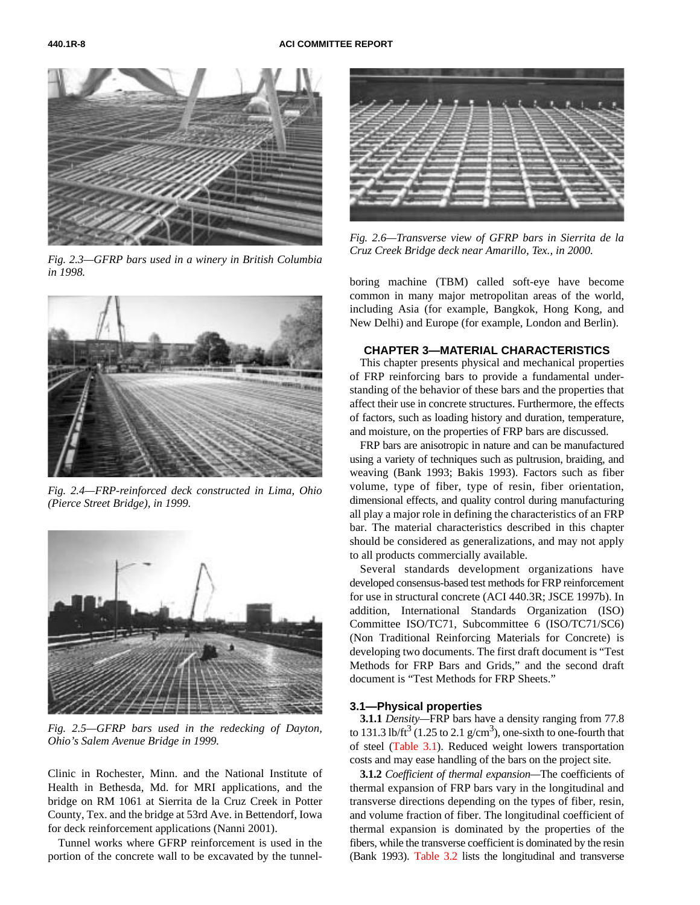Fig. 2.3—GFRP bars used in a winery in British Columbia in 1998.

Fig. 2.4—FRP-reinforced deck constructed in Lima, Ohio (Pierce Street Bridge), in 1999.

Fig. 2.5—GFRP bars used in the redecking of Dayton, Ohio's Salem Avenue Bridge in 1999.

Clinic in Rochester, Minn. and the National Institute of Health in Bethesda, Md. for MRI applications, and the bridge on RM 1061 at Sierrita de la Cruz Creek in Potter County, Tex. and the bridge at 53rd Ave. in Bettendorf, Iowa for deck reinforcement applications (Nanni 2001).

Tunnel works where GFRP reinforcement is used in the portion of the concrete wall to be excavated by the tunnel-boring machine (TBM) called soft-eye have become common in many major metropolitan areas of the world, including Asia (for example, Bangkok, Hong Kong, and New Delhi) and Europe (for example, London and Berlin).

Fig. 2.6—Transverse view of GFRP bars in Sierrita de la Cruz Creek Bridge deck near Amarillo, Tex., in 2000.

# CHAPTER 3—MATERIAL CHARACTERISTICS

This chapter presents physical and mechanical properties of FRP reinforcing bars to provide a fundamental understanding of the behavior of these bars and the properties that affect their use in concrete structures. Furthermore, the effects of factors, such as loading history and duration, temperature, and moisture, on the properties of FRP bars are discussed.

FRP bars are anisotropic in nature and can be manufactured using a variety of techniques such as pultrusion, braiding, and weaving (Bank 1993; Bakis 1993). Factors such as fiber volume, type of fiber, type of resin, fiber orientation, dimensional effects, and quality control during manufacturing all play a major role in defining the characteristics of an FRP bar. The material characteristics described in this chapter should be considered as generalizations, and may not apply to all products commercially available.

Several standards development organizations have developed consensus-based test methods for FRP reinforcement for use in structural concrete (ACI 440.3R; JSCE 1997b). In addition, International Standards Organization (ISO) Committee ISO/TC71, Subcommittee 6 (ISO/TC71/SC6) (Non Traditional Reinforcing Materials for Concrete) is developing two documents. The first draft document is "Test Methods for FRP Bars and Grids," and the second draft document is "Test Methods for FRP Sheets."

## 3.1—Physical properties

**3.1.1** *Density*—FRP bars have a density ranging from 77.8 to 131.3 lb/ft$^3$ (1.25 to 2.1 g/cm$^3$), one-sixth to one-fourth that of steel (Table 3.1). Reduced weight lowers transportation costs and may ease handling of the bars on the project site.

**3.1.2** *Coefficient of thermal expansion*—The coefficients of thermal expansion of FRP bars vary in the longitudinal and transverse directions depending on the types of fiber, resin, and volume fraction of fiber. The longitudinal coefficient of thermal expansion is dominated by the properties of the fibers, while the transverse coefficient is dominated by the resin (Bank 1993). Table 3.2 lists the longitudinal and transverse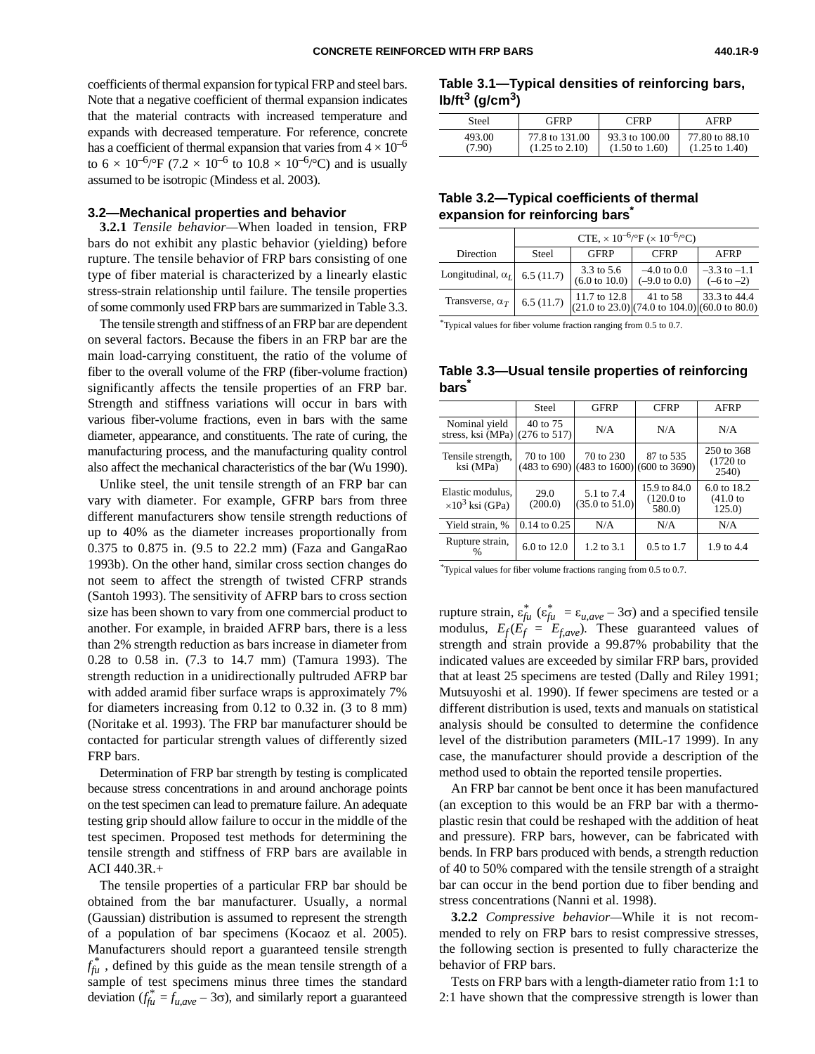coefficients of thermal expansion for typical FRP and steel bars. Note that a negative coefficient of thermal expansion indicates that the material contracts with increased temperature and expands with decreased temperature. For reference, concrete has a coefficient of thermal expansion that varies from $4 \times 10^{-6}$ to $6 \times 10^{-6}$/°F ($7.2 \times 10^{-6}$ to $10.8 \times 10^{-6}$/°C) and is usually assumed to be isotropic (Mindess et al. 2003).

## 3.2—Mechanical properties and behavior

**3.2.1** *Tensile behavior*—When loaded in tension, FRP bars do not exhibit any plastic behavior (yielding) before rupture. The tensile behavior of FRP bars consisting of one type of fiber material is characterized by a linearly elastic stress-strain relationship until failure. The tensile properties of some commonly used FRP bars are summarized in Table 3.3.

The tensile strength and stiffness of an FRP bar are dependent on several factors. Because the fibers in an FRP bar are the main load-carrying constituent, the ratio of the volume of fiber to the overall volume of the FRP (fiber-volume fraction) significantly affects the tensile properties of an FRP bar. Strength and stiffness variations will occur in bars with various fiber-volume fractions, even in bars with the same diameter, appearance, and constituents. The rate of curing, the manufacturing process, and the manufacturing quality control also affect the mechanical characteristics of the bar (Wu 1990).

Unlike steel, the unit tensile strength of an FRP bar can vary with diameter. For example, GFRP bars from three different manufacturers show tensile strength reductions of up to 40% as the diameter increases proportionally from 0.375 to 0.875 in. (9.5 to 22.2 mm) (Faza and GangaRao 1993b). On the other hand, similar cross section changes do not seem to affect the strength of twisted CFRP strands (Santoh 1993). The sensitivity of AFRP bars to cross section size has been shown to vary from one commercial product to another. For example, in braided AFRP bars, there is a less than 2% strength reduction as bars increase in diameter from 0.28 to 0.58 in. (7.3 to 14.7 mm) (Tamura 1993). The strength reduction in a unidirectionally pultruded AFRP bar with added aramid fiber surface wraps is approximately 7% for diameters increasing from 0.12 to 0.32 in. (3 to 8 mm) (Noritake et al. 1993). The FRP bar manufacturer should be contacted for particular strength values of differently sized FRP bars.

Determination of FRP bar strength by testing is complicated because stress concentrations in and around anchorage points on the test specimen can lead to premature failure. An adequate testing grip should allow failure to occur in the middle of the test specimen. Proposed test methods for determining the tensile strength and stiffness of FRP bars are available in ACI 440.3R.+

The tensile properties of a particular FRP bar should be obtained from the bar manufacturer. Usually, a normal (Gaussian) distribution is assumed to represent the strength of a population of bar specimens (Kocaoz et al. 2005). Manufacturers should report a guaranteed tensile strength $f^*_{fu}$, defined by this guide as the mean tensile strength of a sample of test specimens minus three times the standard deviation ($f^*_{fu} = f_{u,ave} - 3\sigma$), and similarly report a guaranteed rupture strain, $\varepsilon^*_{fu}$ ($\varepsilon^*_{fu} = \varepsilon_{u,ave} - 3\sigma$) and a specified tensile modulus, $E_f$($E_f = E_{f,ave}$). These guaranteed values of strength and strain provide a 99.87% probability that the indicated values are exceeded by similar FRP bars, provided that at least 25 specimens are tested (Dally and Riley 1991; Mutsuyoshi et al. 1990). If fewer specimens are tested or a different distribution is used, texts and manuals on statistical analysis should be consulted to determine the confidence level of the distribution parameters (MIL-17 1999). In any case, the manufacturer should provide a description of the method used to obtain the reported tensile properties.

An FRP bar cannot be bent once it has been manufactured (an exception to this would be an FRP bar with a thermoplastic resin that could be reshaped with the addition of heat and pressure). FRP bars, however, can be fabricated with bends. In FRP bars produced with bends, a strength reduction of 40 to 50% compared with the tensile strength of a straight bar can occur in the bend portion due to fiber bending and stress concentrations (Nanni et al. 1998).

**3.2.2** *Compressive behavior*—While it is not recommended to rely on FRP bars to resist compressive stresses, the following section is presented to fully characterize the behavior of FRP bars.

Tests on FRP bars with a length-diameter ratio from 1:1 to 2:1 have shown that the compressive strength is lower than

**Table 3.1—Typical densities of reinforcing bars, lb/ft³ (g/cm³)**

| Steel | GFRP | CFRP | AFRP |
|---|---|---|---|
| 493.00 (7.90) | 77.8 to 131.00 (1.25 to 2.10) | 93.3 to 100.00 (1.50 to 1.60) | 77.80 to 88.10 (1.25 to 1.40) |

**Table 3.2—Typical coefficients of thermal expansion for reinforcing bars***

| | CTE, $\times 10^{-6}$/°F ($\times 10^{-6}$/°C) | | | |
|---|---|---|---|---|
| Direction | Steel | GFRP | CFRP | AFRP |
| Longitudinal, $\alpha_L$ | 6.5 (11.7) | 3.3 to 5.6 (6.0 to 10.0) | –4.0 to 0.0 (–9.0 to 0.0) | –3.3 to –1.1 (–6 to –2) |
| Transverse, $\alpha_T$ | 6.5 (11.7) | 11.7 to 12.8 (21.0 to 23.0) | 41 to 58 (74.0 to 104.0) | 33.3 to 44.4 (60.0 to 80.0) |

*Typical values for fiber volume fraction ranging from 0.5 to 0.7.

**Table 3.3—Usual tensile properties of reinforcing bars***

| | Steel | GFRP | CFRP | AFRP |
|---|---|---|---|---|
| Nominal yield stress, ksi (MPa) | 40 to 75 (276 to 517) | N/A | N/A | N/A |
| Tensile strength, ksi (MPa) | 70 to 100 (483 to 690) | 70 to 230 (483 to 1600) | 87 to 535 (600 to 3690) | 250 to 368 (1720 to 2540) |
| Elastic modulus, $\times 10^3$ ksi (GPa) | 29.0 (200.0) | 5.1 to 7.4 (35.0 to 51.0) | 15.9 to 84.0 (120.0 to 580.0) | 6.0 to 18.2 (41.0 to 125.0) |
| Yield strain, % | 0.14 to 0.25 | N/A | N/A | N/A |
| Rupture strain, % | 6.0 to 12.0 | 1.2 to 3.1 | 0.5 to 1.7 | 1.9 to 4.4 |

*Typical values for fiber volume fractions ranging from 0.5 to 0.7.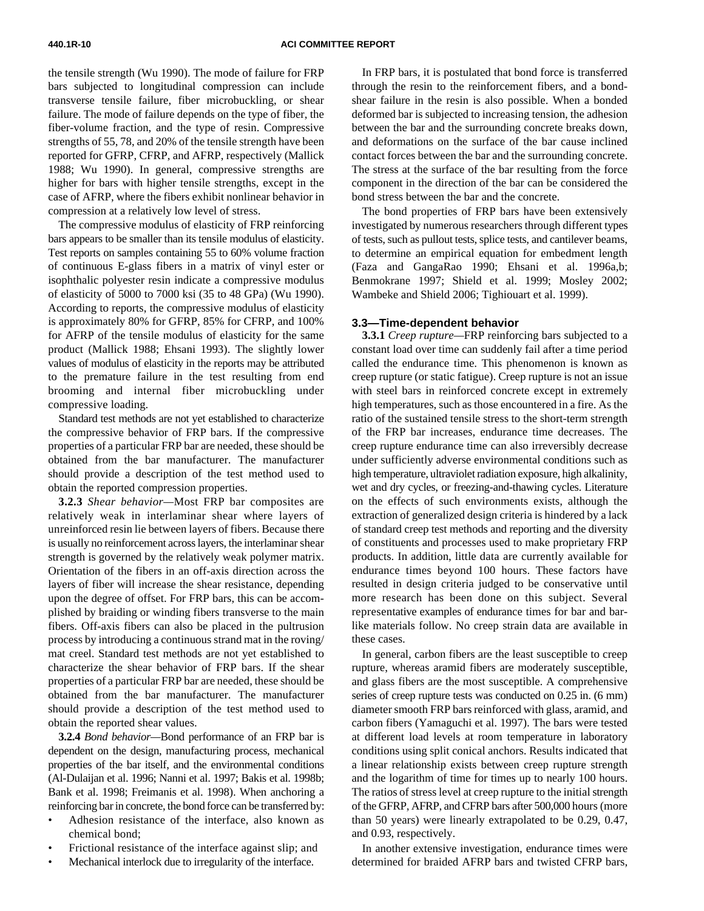the tensile strength (Wu 1990). The mode of failure for FRP bars subjected to longitudinal compression can include transverse tensile failure, fiber microbuckling, or shear failure. The mode of failure depends on the type of fiber, the fiber-volume fraction, and the type of resin. Compressive strengths of 55, 78, and 20% of the tensile strength have been reported for GFRP, CFRP, and AFRP, respectively (Mallick 1988; Wu 1990). In general, compressive strengths are higher for bars with higher tensile strengths, except in the case of AFRP, where the fibers exhibit nonlinear behavior in compression at a relatively low level of stress.

The compressive modulus of elasticity of FRP reinforcing bars appears to be smaller than its tensile modulus of elasticity. Test reports on samples containing 55 to 60% volume fraction of continuous E-glass fibers in a matrix of vinyl ester or isophthalic polyester resin indicate a compressive modulus of elasticity of 5000 to 7000 ksi (35 to 48 GPa) (Wu 1990). According to reports, the compressive modulus of elasticity is approximately 80% for GFRP, 85% for CFRP, and 100% for AFRP of the tensile modulus of elasticity for the same product (Mallick 1988; Ehsani 1993). The slightly lower values of modulus of elasticity in the reports may be attributed to the premature failure in the test resulting from end brooming and internal fiber microbuckling under compressive loading.

Standard test methods are not yet established to characterize the compressive behavior of FRP bars. If the compressive properties of a particular FRP bar are needed, these should be obtained from the bar manufacturer. The manufacturer should provide a description of the test method used to obtain the reported compression properties.

**3.2.3** *Shear behavior*—Most FRP bar composites are relatively weak in interlaminar shear where layers of unreinforced resin lie between layers of fibers. Because there is usually no reinforcement across layers, the interlaminar shear strength is governed by the relatively weak polymer matrix. Orientation of the fibers in an off-axis direction across the layers of fiber will increase the shear resistance, depending upon the degree of offset. For FRP bars, this can be accomplished by braiding or winding fibers transverse to the main fibers. Off-axis fibers can also be placed in the pultrusion process by introducing a continuous strand mat in the roving/mat creel. Standard test methods are not yet established to characterize the shear behavior of FRP bars. If the shear properties of a particular FRP bar are needed, these should be obtained from the bar manufacturer. The manufacturer should provide a description of the test method used to obtain the reported shear values.

**3.2.4** *Bond behavior*—Bond performance of an FRP bar is dependent on the design, manufacturing process, mechanical properties of the bar itself, and the environmental conditions (Al-Dulaijan et al. 1996; Nanni et al. 1997; Bakis et al. 1998b; Bank et al. 1998; Freimanis et al. 1998). When anchoring a reinforcing bar in concrete, the bond force can be transferred by:

- Adhesion resistance of the interface, also known as chemical bond;
- Frictional resistance of the interface against slip; and
- Mechanical interlock due to irregularity of the interface.

In FRP bars, it is postulated that bond force is transferred through the resin to the reinforcement fibers, and a bond-shear failure in the resin is also possible. When a bonded deformed bar is subjected to increasing tension, the adhesion between the bar and the surrounding concrete breaks down, and deformations on the surface of the bar cause inclined contact forces between the bar and the surrounding concrete. The stress at the surface of the bar resulting from the force component in the direction of the bar can be considered the bond stress between the bar and the concrete.

The bond properties of FRP bars have been extensively investigated by numerous researchers through different types of tests, such as pullout tests, splice tests, and cantilever beams, to determine an empirical equation for embedment length (Faza and GangaRao 1990; Ehsani et al. 1996a,b; Benmokrane 1997; Shield et al. 1999; Mosley 2002; Wambeke and Shield 2006; Tighiouart et al. 1999).

## 3.3—Time-dependent behavior

**3.3.1** *Creep rupture*—FRP reinforcing bars subjected to a constant load over time can suddenly fail after a time period called the endurance time. This phenomenon is known as creep rupture (or static fatigue). Creep rupture is not an issue with steel bars in reinforced concrete except in extremely high temperatures, such as those encountered in a fire. As the ratio of the sustained tensile stress to the short-term strength of the FRP bar increases, endurance time decreases. The creep rupture endurance time can also irreversibly decrease under sufficiently adverse environmental conditions such as high temperature, ultraviolet radiation exposure, high alkalinity, wet and dry cycles, or freezing-and-thawing cycles. Literature on the effects of such environments exists, although the extraction of generalized design criteria is hindered by a lack of standard creep test methods and reporting and the diversity of constituents and processes used to make proprietary FRP products. In addition, little data are currently available for endurance times beyond 100 hours. These factors have resulted in design criteria judged to be conservative until more research has been done on this subject. Several representative examples of endurance times for bar and bar-like materials follow. No creep strain data are available in these cases.

In general, carbon fibers are the least susceptible to creep rupture, whereas aramid fibers are moderately susceptible, and glass fibers are the most susceptible. A comprehensive series of creep rupture tests was conducted on 0.25 in. (6 mm) diameter smooth FRP bars reinforced with glass, aramid, and carbon fibers (Yamaguchi et al. 1997). The bars were tested at different load levels at room temperature in laboratory conditions using split conical anchors. Results indicated that a linear relationship exists between creep rupture strength and the logarithm of time for times up to nearly 100 hours. The ratios of stress level at creep rupture to the initial strength of the GFRP, AFRP, and CFRP bars after 500,000 hours (more than 50 years) were linearly extrapolated to be 0.29, 0.47, and 0.93, respectively.

In another extensive investigation, endurance times were determined for braided AFRP bars and twisted CFRP bars,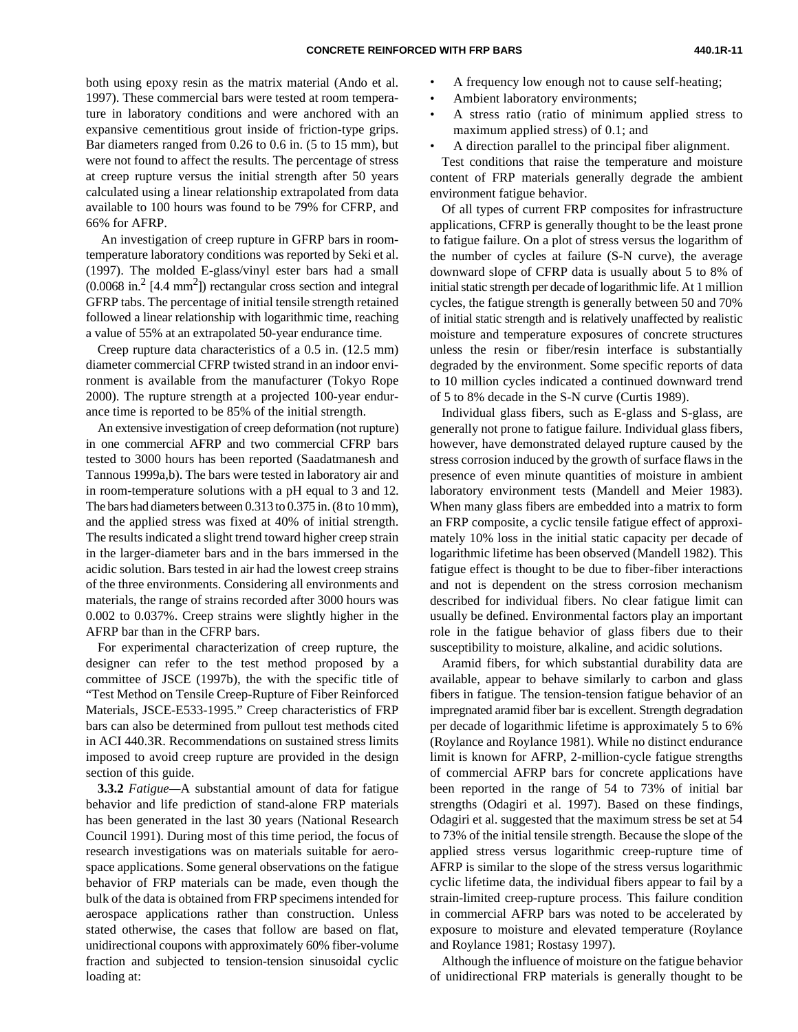both using epoxy resin as the matrix material (Ando et al. 1997). These commercial bars were tested at room temperature in laboratory conditions and were anchored with an expansive cementitious grout inside of friction-type grips. Bar diameters ranged from 0.26 to 0.6 in. (5 to 15 mm), but were not found to affect the results. The percentage of stress at creep rupture versus the initial strength after 50 years calculated using a linear relationship extrapolated from data available to 100 hours was found to be 79% for CFRP, and 66% for AFRP.

An investigation of creep rupture in GFRP bars in room-temperature laboratory conditions was reported by Seki et al. (1997). The molded E-glass/vinyl ester bars had a small (0.0068 in.$^2$ [4.4 mm$^2$]) rectangular cross section and integral GFRP tabs. The percentage of initial tensile strength retained followed a linear relationship with logarithmic time, reaching a value of 55% at an extrapolated 50-year endurance time.

Creep rupture data characteristics of a 0.5 in. (12.5 mm) diameter commercial CFRP twisted strand in an indoor environment is available from the manufacturer (Tokyo Rope 2000). The rupture strength at a projected 100-year endurance time is reported to be 85% of the initial strength.

An extensive investigation of creep deformation (not rupture) in one commercial AFRP and two commercial CFRP bars tested to 3000 hours has been reported (Saadatmanesh and Tannous 1999a,b). The bars were tested in laboratory air and in room-temperature solutions with a pH equal to 3 and 12. The bars had diameters between 0.313 to 0.375 in. (8 to 10 mm), and the applied stress was fixed at 40% of initial strength. The results indicated a slight trend toward higher creep strain in the larger-diameter bars and in the bars immersed in the acidic solution. Bars tested in air had the lowest creep strains of the three environments. Considering all environments and materials, the range of strains recorded after 3000 hours was 0.002 to 0.037%. Creep strains were slightly higher in the AFRP bar than in the CFRP bars.

For experimental characterization of creep rupture, the designer can refer to the test method proposed by a committee of JSCE (1997b), the with the specific title of "Test Method on Tensile Creep-Rupture of Fiber Reinforced Materials, JSCE-E533-1995." Creep characteristics of FRP bars can also be determined from pullout test methods cited in ACI 440.3R. Recommendations on sustained stress limits imposed to avoid creep rupture are provided in the design section of this guide.

**3.3.2** *Fatigue*—A substantial amount of data for fatigue behavior and life prediction of stand-alone FRP materials has been generated in the last 30 years (National Research Council 1991). During most of this time period, the focus of research investigations was on materials suitable for aerospace applications. Some general observations on the fatigue behavior of FRP materials can be made, even though the bulk of the data is obtained from FRP specimens intended for aerospace applications rather than construction. Unless stated otherwise, the cases that follow are based on flat, unidirectional coupons with approximately 60% fiber-volume fraction and subjected to tension-tension sinusoidal cyclic loading at:

- A frequency low enough not to cause self-heating;
- Ambient laboratory environments;
- A stress ratio (ratio of minimum applied stress to maximum applied stress) of 0.1; and
- A direction parallel to the principal fiber alignment.

Test conditions that raise the temperature and moisture content of FRP materials generally degrade the ambient environment fatigue behavior.

Of all types of current FRP composites for infrastructure applications, CFRP is generally thought to be the least prone to fatigue failure. On a plot of stress versus the logarithm of the number of cycles at failure (S-N curve), the average downward slope of CFRP data is usually about 5 to 8% of initial static strength per decade of logarithmic life. At 1 million cycles, the fatigue strength is generally between 50 and 70% of initial static strength and is relatively unaffected by realistic moisture and temperature exposures of concrete structures unless the resin or fiber/resin interface is substantially degraded by the environment. Some specific reports of data to 10 million cycles indicated a continued downward trend of 5 to 8% decade in the S-N curve (Curtis 1989).

Individual glass fibers, such as E-glass and S-glass, are generally not prone to fatigue failure. Individual glass fibers, however, have demonstrated delayed rupture caused by the stress corrosion induced by the growth of surface flaws in the presence of even minute quantities of moisture in ambient laboratory environment tests (Mandell and Meier 1983). When many glass fibers are embedded into a matrix to form an FRP composite, a cyclic tensile fatigue effect of approximately 10% loss in the initial static capacity per decade of logarithmic lifetime has been observed (Mandell 1982). This fatigue effect is thought to be due to fiber-fiber interactions and not is dependent on the stress corrosion mechanism described for individual fibers. No clear fatigue limit can usually be defined. Environmental factors play an important role in the fatigue behavior of glass fibers due to their susceptibility to moisture, alkaline, and acidic solutions.

Aramid fibers, for which substantial durability data are available, appear to behave similarly to carbon and glass fibers in fatigue. The tension-tension fatigue behavior of an impregnated aramid fiber bar is excellent. Strength degradation per decade of logarithmic lifetime is approximately 5 to 6% (Roylance and Roylance 1981). While no distinct endurance limit is known for AFRP, 2-million-cycle fatigue strengths of commercial AFRP bars for concrete applications have been reported in the range of 54 to 73% of initial bar strengths (Odagiri et al. 1997). Based on these findings, Odagiri et al. suggested that the maximum stress be set at 54 to 73% of the initial tensile strength. Because the slope of the applied stress versus logarithmic creep-rupture time of AFRP is similar to the slope of the stress versus logarithmic cyclic lifetime data, the individual fibers appear to fail by a strain-limited creep-rupture process. This failure condition in commercial AFRP bars was noted to be accelerated by exposure to moisture and elevated temperature (Roylance and Roylance 1981; Rostasy 1997).

Although the influence of moisture on the fatigue behavior of unidirectional FRP materials is generally thought to be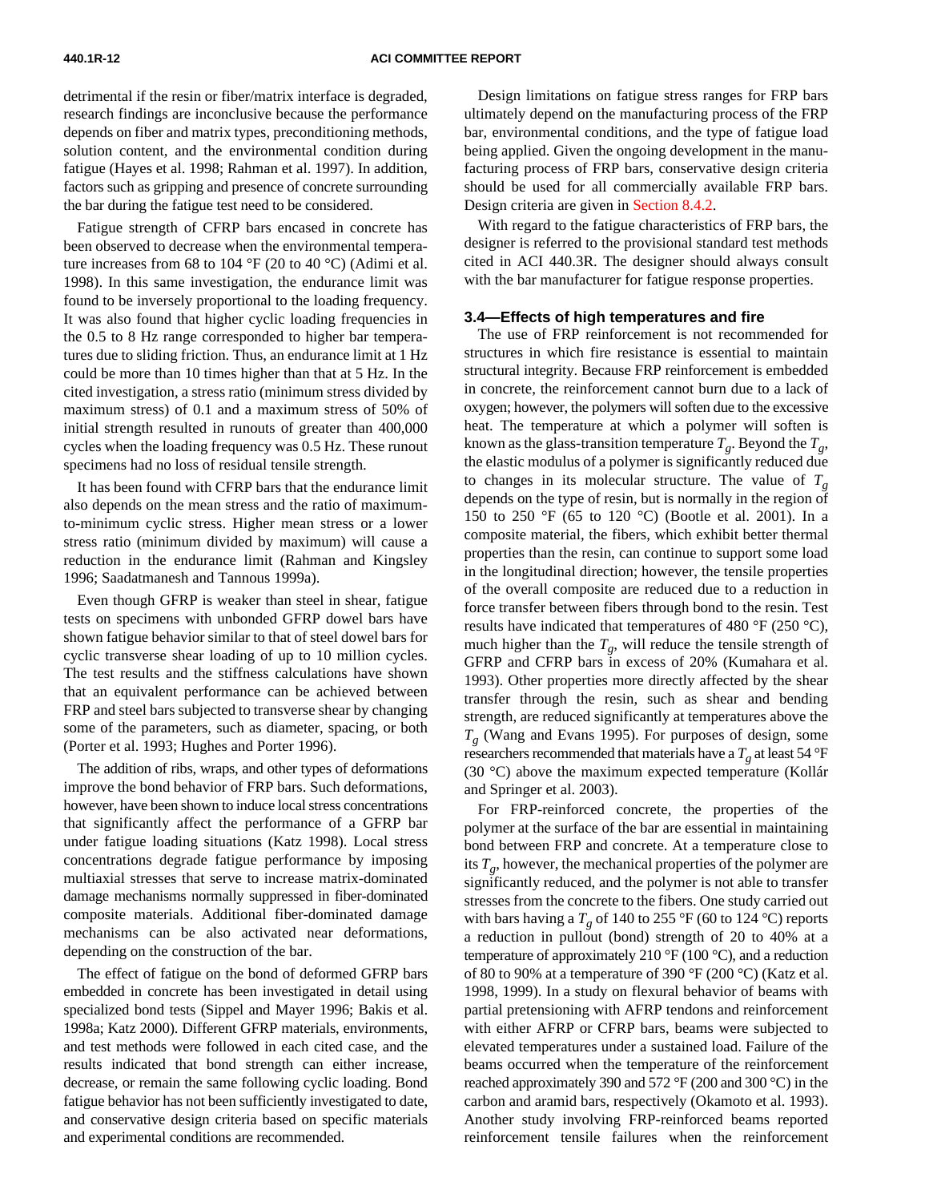detrimental if the resin or fiber/matrix interface is degraded, research findings are inconclusive because the performance depends on fiber and matrix types, preconditioning methods, solution content, and the environmental condition during fatigue (Hayes et al. 1998; Rahman et al. 1997). In addition, factors such as gripping and presence of concrete surrounding the bar during the fatigue test need to be considered.

Fatigue strength of CFRP bars encased in concrete has been observed to decrease when the environmental temperature increases from 68 to 104 °F (20 to 40 °C) (Adimi et al. 1998). In this same investigation, the endurance limit was found to be inversely proportional to the loading frequency. It was also found that higher cyclic loading frequencies in the 0.5 to 8 Hz range corresponded to higher bar temperatures due to sliding friction. Thus, an endurance limit at 1 Hz could be more than 10 times higher than that at 5 Hz. In the cited investigation, a stress ratio (minimum stress divided by maximum stress) of 0.1 and a maximum stress of 50% of initial strength resulted in runouts of greater than 400,000 cycles when the loading frequency was 0.5 Hz. These runout specimens had no loss of residual tensile strength.

It has been found with CFRP bars that the endurance limit also depends on the mean stress and the ratio of maximum-to-minimum cyclic stress. Higher mean stress or a lower stress ratio (minimum divided by maximum) will cause a reduction in the endurance limit (Rahman and Kingsley 1996; Saadatmanesh and Tannous 1999a).

Even though GFRP is weaker than steel in shear, fatigue tests on specimens with unbonded GFRP dowel bars have shown fatigue behavior similar to that of steel dowel bars for cyclic transverse shear loading of up to 10 million cycles. The test results and the stiffness calculations have shown that an equivalent performance can be achieved between FRP and steel bars subjected to transverse shear by changing some of the parameters, such as diameter, spacing, or both (Porter et al. 1993; Hughes and Porter 1996).

The addition of ribs, wraps, and other types of deformations improve the bond behavior of FRP bars. Such deformations, however, have been shown to induce local stress concentrations that significantly affect the performance of a GFRP bar under fatigue loading situations (Katz 1998). Local stress concentrations degrade fatigue performance by imposing multiaxial stresses that serve to increase matrix-dominated damage mechanisms normally suppressed in fiber-dominated composite materials. Additional fiber-dominated damage mechanisms can be also activated near deformations, depending on the construction of the bar.

The effect of fatigue on the bond of deformed GFRP bars embedded in concrete has been investigated in detail using specialized bond tests (Sippel and Mayer 1996; Bakis et al. 1998a; Katz 2000). Different GFRP materials, environments, and test methods were followed in each cited case, and the results indicated that bond strength can either increase, decrease, or remain the same following cyclic loading. Bond fatigue behavior has not been sufficiently investigated to date, and conservative design criteria based on specific materials and experimental conditions are recommended.

Design limitations on fatigue stress ranges for FRP bars ultimately depend on the manufacturing process of the FRP bar, environmental conditions, and the type of fatigue load being applied. Given the ongoing development in the manufacturing process of FRP bars, conservative design criteria should be used for all commercially available FRP bars. Design criteria are given in Section 8.4.2.

With regard to the fatigue characteristics of FRP bars, the designer is referred to the provisional standard test methods cited in ACI 440.3R. The designer should always consult with the bar manufacturer for fatigue response properties.

## 3.4—Effects of high temperatures and fire

The use of FRP reinforcement is not recommended for structures in which fire resistance is essential to maintain structural integrity. Because FRP reinforcement is embedded in concrete, the reinforcement cannot burn due to a lack of oxygen; however, the polymers will soften due to the excessive heat. The temperature at which a polymer will soften is known as the glass-transition temperature $T_g$. Beyond the $T_g$, the elastic modulus of a polymer is significantly reduced due to changes in its molecular structure. The value of $T_g$ depends on the type of resin, but is normally in the region of 150 to 250 °F (65 to 120 °C) (Bootle et al. 2001). In a composite material, the fibers, which exhibit better thermal properties than the resin, can continue to support some load in the longitudinal direction; however, the tensile properties of the overall composite are reduced due to a reduction in force transfer between fibers through bond to the resin. Test results have indicated that temperatures of 480 °F (250 °C), much higher than the $T_g$, will reduce the tensile strength of GFRP and CFRP bars in excess of 20% (Kumahara et al. 1993). Other properties more directly affected by the shear transfer through the resin, such as shear and bending strength, are reduced significantly at temperatures above the $T_g$ (Wang and Evans 1995). For purposes of design, some researchers recommended that materials have a $T_g$ at least 54 °F (30 °C) above the maximum expected temperature (Kollár and Springer et al. 2003).

For FRP-reinforced concrete, the properties of the polymer at the surface of the bar are essential in maintaining bond between FRP and concrete. At a temperature close to its $T_g$, however, the mechanical properties of the polymer are significantly reduced, and the polymer is not able to transfer stresses from the concrete to the fibers. One study carried out with bars having a $T_g$ of 140 to 255 °F (60 to 124 °C) reports a reduction in pullout (bond) strength of 20 to 40% at a temperature of approximately 210 °F (100 °C), and a reduction of 80 to 90% at a temperature of 390 °F (200 °C) (Katz et al. 1998, 1999). In a study on flexural behavior of beams with partial pretensioning with AFRP tendons and reinforcement with either AFRP or CFRP bars, beams were subjected to elevated temperatures under a sustained load. Failure of the beams occurred when the temperature of the reinforcement reached approximately 390 and 572 °F (200 and 300 °C) in the carbon and aramid bars, respectively (Okamoto et al. 1993). Another study involving FRP-reinforced beams reported reinforcement tensile failures when the reinforcement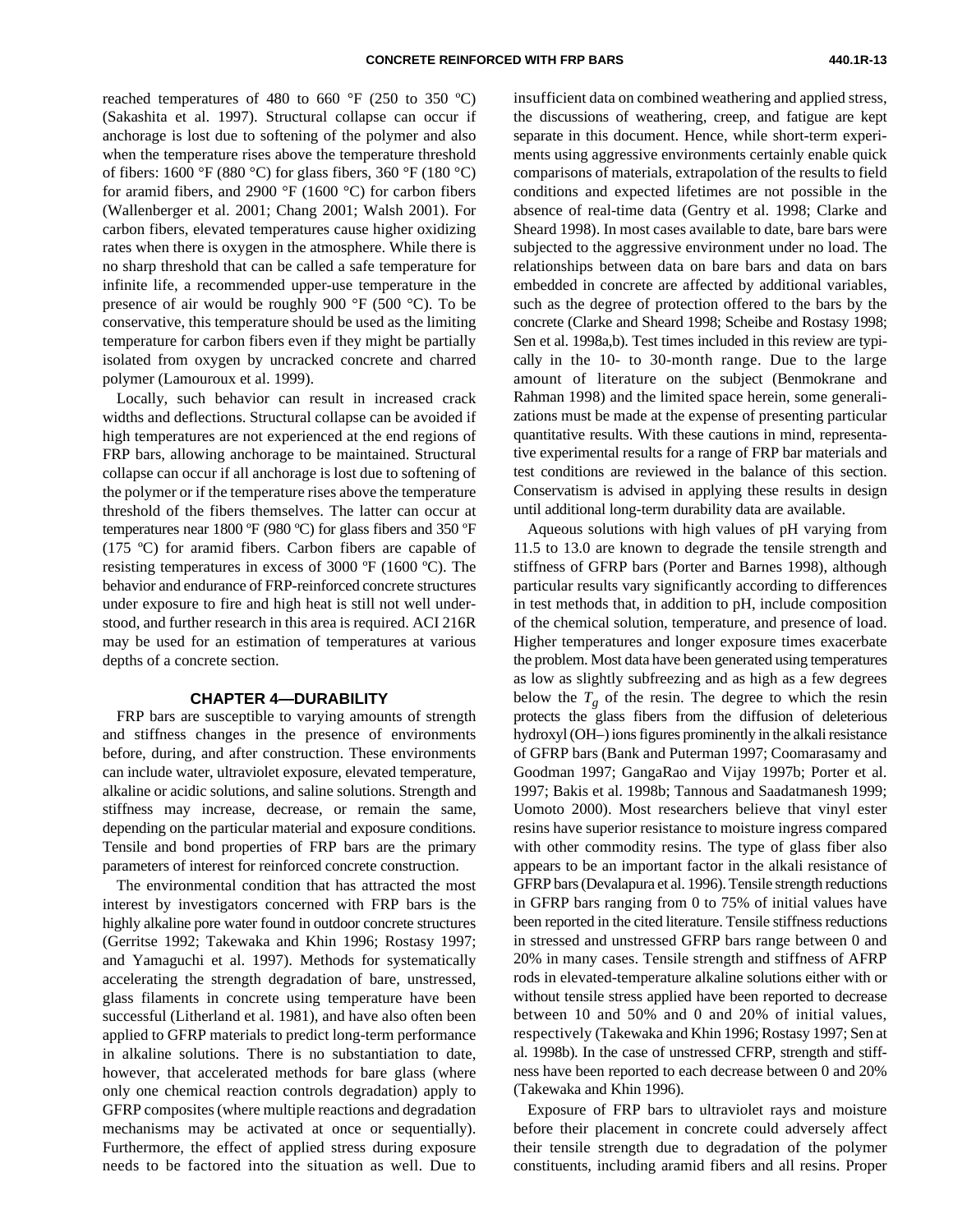reached temperatures of 480 to 660 °F (250 to 350 ºC) (Sakashita et al. 1997). Structural collapse can occur if anchorage is lost due to softening of the polymer and also when the temperature rises above the temperature threshold of fibers: 1600 °F (880 °C) for glass fibers, 360 °F (180 °C) for aramid fibers, and 2900 °F (1600 °C) for carbon fibers (Wallenberger et al. 2001; Chang 2001; Walsh 2001). For carbon fibers, elevated temperatures cause higher oxidizing rates when there is oxygen in the atmosphere. While there is no sharp threshold that can be called a safe temperature for infinite life, a recommended upper-use temperature in the presence of air would be roughly 900 °F (500 °C). To be conservative, this temperature should be used as the limiting temperature for carbon fibers even if they might be partially isolated from oxygen by uncracked concrete and charred polymer (Lamouroux et al. 1999).

Locally, such behavior can result in increased crack widths and deflections. Structural collapse can be avoided if high temperatures are not experienced at the end regions of FRP bars, allowing anchorage to be maintained. Structural collapse can occur if all anchorage is lost due to softening of the polymer or if the temperature rises above the temperature threshold of the fibers themselves. The latter can occur at temperatures near 1800 ºF (980 ºC) for glass fibers and 350 ºF (175 ºC) for aramid fibers. Carbon fibers are capable of resisting temperatures in excess of 3000 ºF (1600 ºC). The behavior and endurance of FRP-reinforced concrete structures under exposure to fire and high heat is still not well understood, and further research in this area is required. ACI 216R may be used for an estimation of temperatures at various depths of a concrete section.

## CHAPTER 4—DURABILITY

FRP bars are susceptible to varying amounts of strength and stiffness changes in the presence of environments before, during, and after construction. These environments can include water, ultraviolet exposure, elevated temperature, alkaline or acidic solutions, and saline solutions. Strength and stiffness may increase, decrease, or remain the same, depending on the particular material and exposure conditions. Tensile and bond properties of FRP bars are the primary parameters of interest for reinforced concrete construction.

The environmental condition that has attracted the most interest by investigators concerned with FRP bars is the highly alkaline pore water found in outdoor concrete structures (Gerritse 1992; Takewaka and Khin 1996; Rostasy 1997; and Yamaguchi et al. 1997). Methods for systematically accelerating the strength degradation of bare, unstressed, glass filaments in concrete using temperature have been successful (Litherland et al. 1981), and have also often been applied to GFRP materials to predict long-term performance in alkaline solutions. There is no substantiation to date, however, that accelerated methods for bare glass (where only one chemical reaction controls degradation) apply to GFRP composites (where multiple reactions and degradation mechanisms may be activated at once or sequentially). Furthermore, the effect of applied stress during exposure needs to be factored into the situation as well. Due to insufficient data on combined weathering and applied stress, the discussions of weathering, creep, and fatigue are kept separate in this document. Hence, while short-term experiments using aggressive environments certainly enable quick comparisons of materials, extrapolation of the results to field conditions and expected lifetimes are not possible in the absence of real-time data (Gentry et al. 1998; Clarke and Sheard 1998). In most cases available to date, bare bars were subjected to the aggressive environment under no load. The relationships between data on bare bars and data on bars embedded in concrete are affected by additional variables, such as the degree of protection offered to the bars by the concrete (Clarke and Sheard 1998; Scheibe and Rostasy 1998; Sen et al. 1998a,b). Test times included in this review are typically in the 10- to 30-month range. Due to the large amount of literature on the subject (Benmokrane and Rahman 1998) and the limited space herein, some generalizations must be made at the expense of presenting particular quantitative results. With these cautions in mind, representative experimental results for a range of FRP bar materials and test conditions are reviewed in the balance of this section. Conservatism is advised in applying these results in design until additional long-term durability data are available.

Aqueous solutions with high values of pH varying from 11.5 to 13.0 are known to degrade the tensile strength and stiffness of GFRP bars (Porter and Barnes 1998), although particular results vary significantly according to differences in test methods that, in addition to pH, include composition of the chemical solution, temperature, and presence of load. Higher temperatures and longer exposure times exacerbate the problem. Most data have been generated using temperatures as low as slightly subfreezing and as high as a few degrees below the $T_g$ of the resin. The degree to which the resin protects the glass fibers from the diffusion of deleterious hydroxyl (OH–) ions figures prominently in the alkali resistance of GFRP bars (Bank and Puterman 1997; Coomarasamy and Goodman 1997; GangaRao and Vijay 1997b; Porter et al. 1997; Bakis et al. 1998b; Tannous and Saadatmanesh 1999; Uomoto 2000). Most researchers believe that vinyl ester resins have superior resistance to moisture ingress compared with other commodity resins. The type of glass fiber also appears to be an important factor in the alkali resistance of GFRP bars (Devalapura et al. 1996). Tensile strength reductions in GFRP bars ranging from 0 to 75% of initial values have been reported in the cited literature. Tensile stiffness reductions in stressed and unstressed GFRP bars range between 0 and 20% in many cases. Tensile strength and stiffness of AFRP rods in elevated-temperature alkaline solutions either with or without tensile stress applied have been reported to decrease between 10 and 50% and 0 and 20% of initial values, respectively (Takewaka and Khin 1996; Rostasy 1997; Sen at al. 1998b). In the case of unstressed CFRP, strength and stiffness have been reported to each decrease between 0 and 20% (Takewaka and Khin 1996).

Exposure of FRP bars to ultraviolet rays and moisture before their placement in concrete could adversely affect their tensile strength due to degradation of the polymer constituents, including aramid fibers and all resins. Proper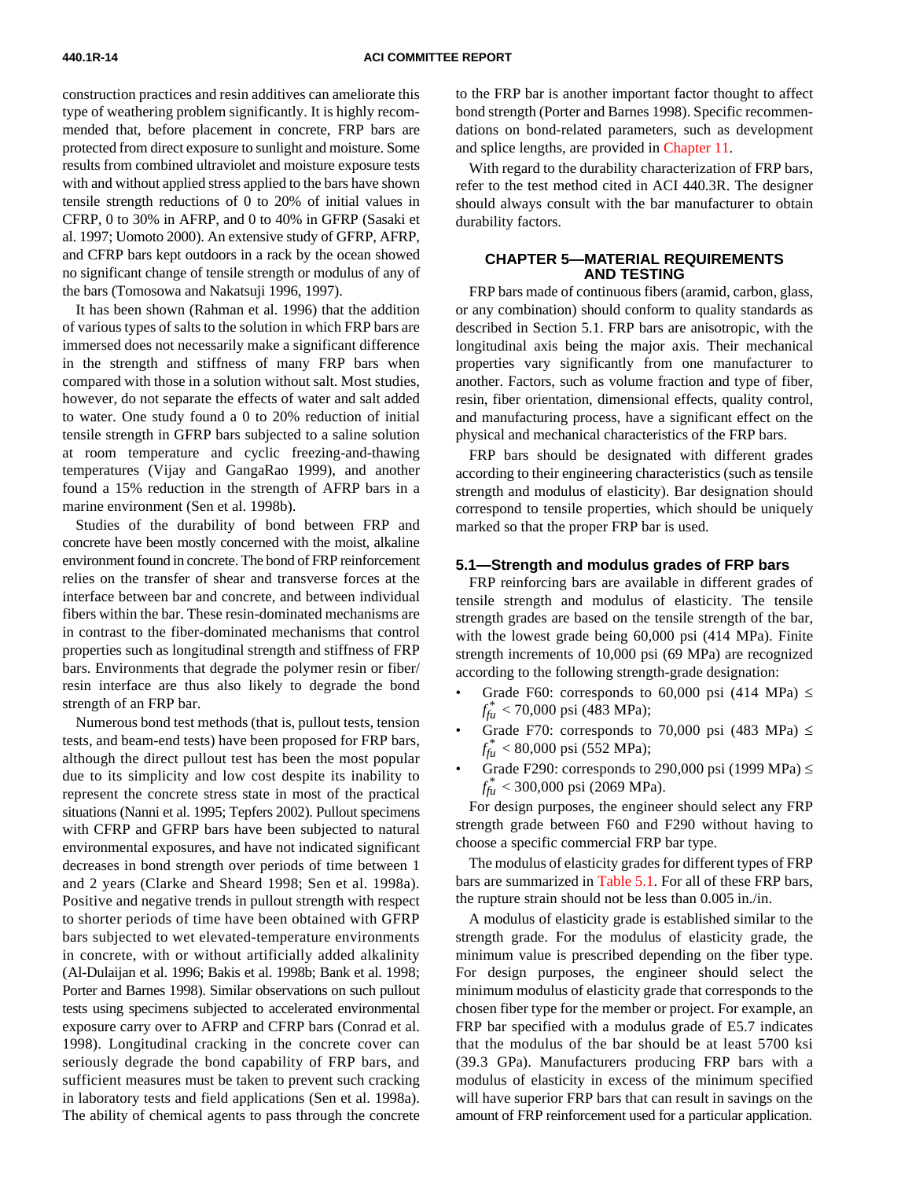construction practices and resin additives can ameliorate this type of weathering problem significantly. It is highly recommended that, before placement in concrete, FRP bars are protected from direct exposure to sunlight and moisture. Some results from combined ultraviolet and moisture exposure tests with and without applied stress applied to the bars have shown tensile strength reductions of 0 to 20% of initial values in CFRP, 0 to 30% in AFRP, and 0 to 40% in GFRP (Sasaki et al. 1997; Uomoto 2000). An extensive study of GFRP, AFRP, and CFRP bars kept outdoors in a rack by the ocean showed no significant change of tensile strength or modulus of any of the bars (Tomosowa and Nakatsuji 1996, 1997).

It has been shown (Rahman et al. 1996) that the addition of various types of salts to the solution in which FRP bars are immersed does not necessarily make a significant difference in the strength and stiffness of many FRP bars when compared with those in a solution without salt. Most studies, however, do not separate the effects of water and salt added to water. One study found a 0 to 20% reduction of initial tensile strength in GFRP bars subjected to a saline solution at room temperature and cyclic freezing-and-thawing temperatures (Vijay and GangaRao 1999), and another found a 15% reduction in the strength of AFRP bars in a marine environment (Sen et al. 1998b).

Studies of the durability of bond between FRP and concrete have been mostly concerned with the moist, alkaline environment found in concrete. The bond of FRP reinforcement relies on the transfer of shear and transverse forces at the interface between bar and concrete, and between individual fibers within the bar. These resin-dominated mechanisms are in contrast to the fiber-dominated mechanisms that control properties such as longitudinal strength and stiffness of FRP bars. Environments that degrade the polymer resin or fiber/resin interface are thus also likely to degrade the bond strength of an FRP bar.

Numerous bond test methods (that is, pullout tests, tension tests, and beam-end tests) have been proposed for FRP bars, although the direct pullout test has been the most popular due to its simplicity and low cost despite its inability to represent the concrete stress state in most of the practical situations (Nanni et al. 1995; Tepfers 2002). Pullout specimens with CFRP and GFRP bars have been subjected to natural environmental exposures, and have not indicated significant decreases in bond strength over periods of time between 1 and 2 years (Clarke and Sheard 1998; Sen et al. 1998a). Positive and negative trends in pullout strength with respect to shorter periods of time have been obtained with GFRP bars subjected to wet elevated-temperature environments in concrete, with or without artificially added alkalinity (Al-Dulaijan et al. 1996; Bakis et al. 1998b; Bank et al. 1998; Porter and Barnes 1998). Similar observations on such pullout tests using specimens subjected to accelerated environmental exposure carry over to AFRP and CFRP bars (Conrad et al. 1998). Longitudinal cracking in the concrete cover can seriously degrade the bond capability of FRP bars, and sufficient measures must be taken to prevent such cracking in laboratory tests and field applications (Sen et al. 1998a). The ability of chemical agents to pass through the concrete to the FRP bar is another important factor thought to affect bond strength (Porter and Barnes 1998). Specific recommendations on bond-related parameters, such as development and splice lengths, are provided in Chapter 11.

With regard to the durability characterization of FRP bars, refer to the test method cited in ACI 440.3R. The designer should always consult with the bar manufacturer to obtain durability factors.

# CHAPTER 5—MATERIAL REQUIREMENTS AND TESTING

FRP bars made of continuous fibers (aramid, carbon, glass, or any combination) should conform to quality standards as described in Section 5.1. FRP bars are anisotropic, with the longitudinal axis being the major axis. Their mechanical properties vary significantly from one manufacturer to another. Factors, such as volume fraction and type of fiber, resin, fiber orientation, dimensional effects, quality control, and manufacturing process, have a significant effect on the physical and mechanical characteristics of the FRP bars.

FRP bars should be designated with different grades according to their engineering characteristics (such as tensile strength and modulus of elasticity). Bar designation should correspond to tensile properties, which should be uniquely marked so that the proper FRP bar is used.

## 5.1—Strength and modulus grades of FRP bars

FRP reinforcing bars are available in different grades of tensile strength and modulus of elasticity. The tensile strength grades are based on the tensile strength of the bar, with the lowest grade being 60,000 psi (414 MPa). Finite strength increments of 10,000 psi (69 MPa) are recognized according to the following strength-grade designation:

- Grade F60: corresponds to 60,000 psi (414 MPa) $\leq f_{fu}^* <$ 70,000 psi (483 MPa);
- Grade F70: corresponds to 70,000 psi (483 MPa) $\leq f_{fu}^* <$ 80,000 psi (552 MPa);
- Grade F290: corresponds to 290,000 psi (1999 MPa) $\leq f_{fu}^* <$ 300,000 psi (2069 MPa).

For design purposes, the engineer should select any FRP strength grade between F60 and F290 without having to choose a specific commercial FRP bar type.

The modulus of elasticity grades for different types of FRP bars are summarized in Table 5.1. For all of these FRP bars, the rupture strain should not be less than 0.005 in./in.

A modulus of elasticity grade is established similar to the strength grade. For the modulus of elasticity grade, the minimum value is prescribed depending on the fiber type. For design purposes, the engineer should select the minimum modulus of elasticity grade that corresponds to the chosen fiber type for the member or project. For example, an FRP bar specified with a modulus grade of E5.7 indicates that the modulus of the bar should be at least 5700 ksi (39.3 GPa). Manufacturers producing FRP bars with a modulus of elasticity in excess of the minimum specified will have superior FRP bars that can result in savings on the amount of FRP reinforcement used for a particular application.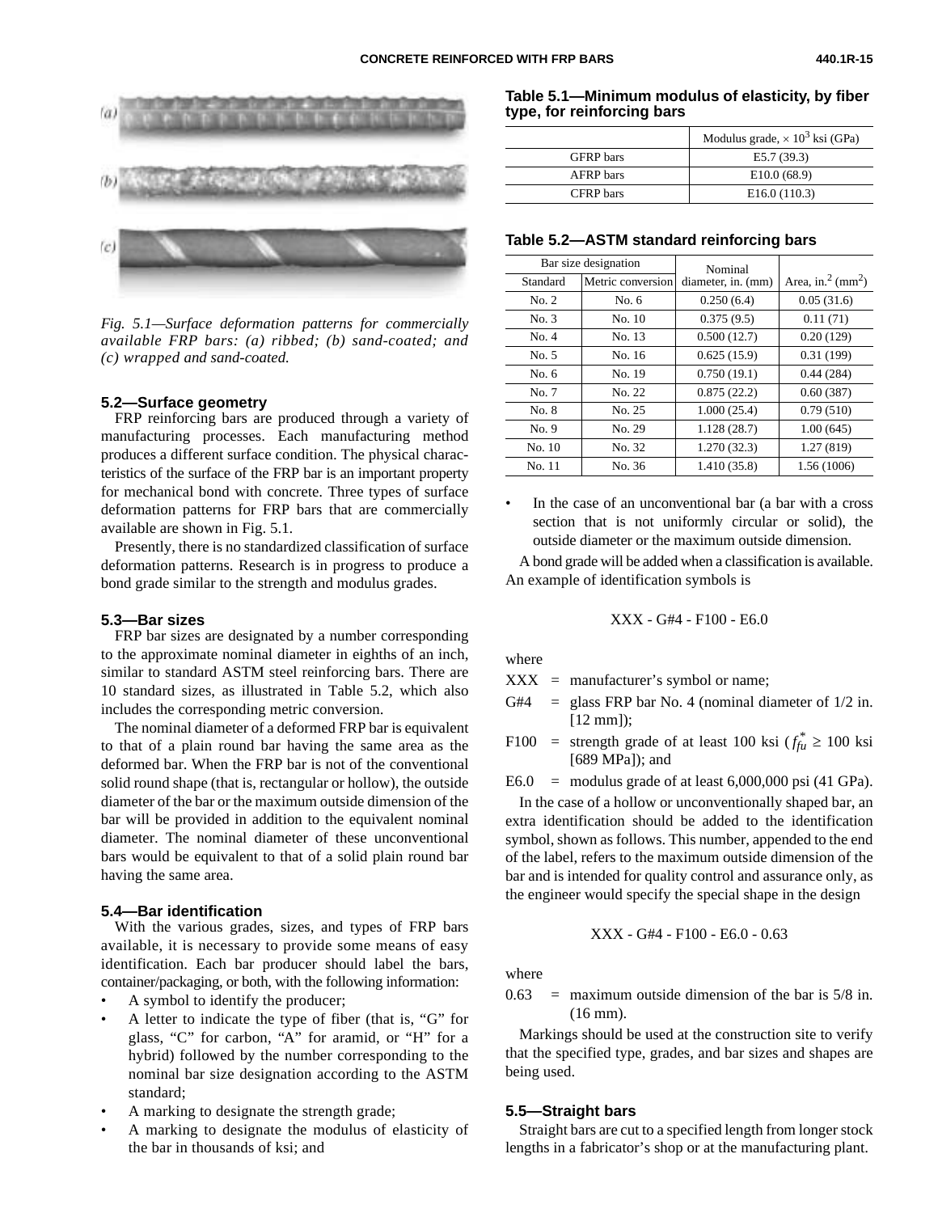Fig. 5.1—Surface deformation patterns for commercially available FRP bars: (a) ribbed; (b) sand-coated; and (c) wrapped and sand-coated.

### 5.2—Surface geometry

FRP reinforcing bars are produced through a variety of manufacturing processes. Each manufacturing method produces a different surface condition. The physical characteristics of the surface of the FRP bar is an important property for mechanical bond with concrete. Three types of surface deformation patterns for FRP bars that are commercially available are shown in Fig. 5.1.

Presently, there is no standardized classification of surface deformation patterns. Research is in progress to produce a bond grade similar to the strength and modulus grades.

### 5.3—Bar sizes

FRP bar sizes are designated by a number corresponding to the approximate nominal diameter in eighths of an inch, similar to standard ASTM steel reinforcing bars. There are 10 standard sizes, as illustrated in Table 5.2, which also includes the corresponding metric conversion.

The nominal diameter of a deformed FRP bar is equivalent to that of a plain round bar having the same area as the deformed bar. When the FRP bar is not of the conventional solid round shape (that is, rectangular or hollow), the outside diameter of the bar or the maximum outside dimension of the bar will be provided in addition to the equivalent nominal diameter. The nominal diameter of these unconventional bars would be equivalent to that of a solid plain round bar having the same area.

### 5.4—Bar identification

With the various grades, sizes, and types of FRP bars available, it is necessary to provide some means of easy identification. Each bar producer should label the bars, container/packaging, or both, with the following information:

- A symbol to identify the producer;
- A letter to indicate the type of fiber (that is, "G" for glass, "C" for carbon, "A" for aramid, or "H" for a hybrid) followed by the number corresponding to the nominal bar size designation according to the ASTM standard;
- A marking to designate the strength grade;
- A marking to designate the modulus of elasticity of the bar in thousands of ksi; and

**Table 5.1—Minimum modulus of elasticity, by fiber type, for reinforcing bars**

| | Modulus grade, $\times 10^3$ ksi (GPa) |
|---|---|
| GFRP bars | E5.7 (39.3) |
| AFRP bars | E10.0 (68.9) |
| CFRP bars | E16.0 (110.3) |

**Table 5.2—ASTM standard reinforcing bars**

| Bar size designation | | Nominal diameter, in. (mm) | Area, in.$^2$ (mm$^2$) |
|---|---|---|---|
| Standard | Metric conversion | | |
| No. 2 | No. 6 | 0.250 (6.4) | 0.05 (31.6) |
| No. 3 | No. 10 | 0.375 (9.5) | 0.11 (71) |
| No. 4 | No. 13 | 0.500 (12.7) | 0.20 (129) |
| No. 5 | No. 16 | 0.625 (15.9) | 0.31 (199) |
| No. 6 | No. 19 | 0.750 (19.1) | 0.44 (284) |
| No. 7 | No. 22 | 0.875 (22.2) | 0.60 (387) |
| No. 8 | No. 25 | 1.000 (25.4) | 0.79 (510) |
| No. 9 | No. 29 | 1.128 (28.7) | 1.00 (645) |
| No. 10 | No. 32 | 1.270 (32.3) | 1.27 (819) |
| No. 11 | No. 36 | 1.410 (35.8) | 1.56 (1006) |

- In the case of an unconventional bar (a bar with a cross section that is not uniformly circular or solid), the outside diameter or the maximum outside dimension.

A bond grade will be added when a classification is available. An example of identification symbols is

XXX - G#4 - F100 - E6.0

where

XXX = manufacturer's symbol or name;

G#4 = glass FRP bar No. 4 (nominal diameter of 1/2 in. [12 mm]);

F100 = strength grade of at least 100 ksi ($f_{fu}^* \geq 100$ ksi [689 MPa]); and

E6.0 = modulus grade of at least 6,000,000 psi (41 GPa).

In the case of a hollow or unconventionally shaped bar, an extra identification should be added to the identification symbol, shown as follows. This number, appended to the end of the label, refers to the maximum outside dimension of the bar and is intended for quality control and assurance only, as the engineer would specify the special shape in the design

XXX - G#4 - F100 - E6.0 - 0.63

where

0.63 = maximum outside dimension of the bar is 5/8 in. (16 mm).

Markings should be used at the construction site to verify that the specified type, grades, and bar sizes and shapes are being used.

### 5.5—Straight bars

Straight bars are cut to a specified length from longer stock lengths in a fabricator's shop or at the manufacturing plant.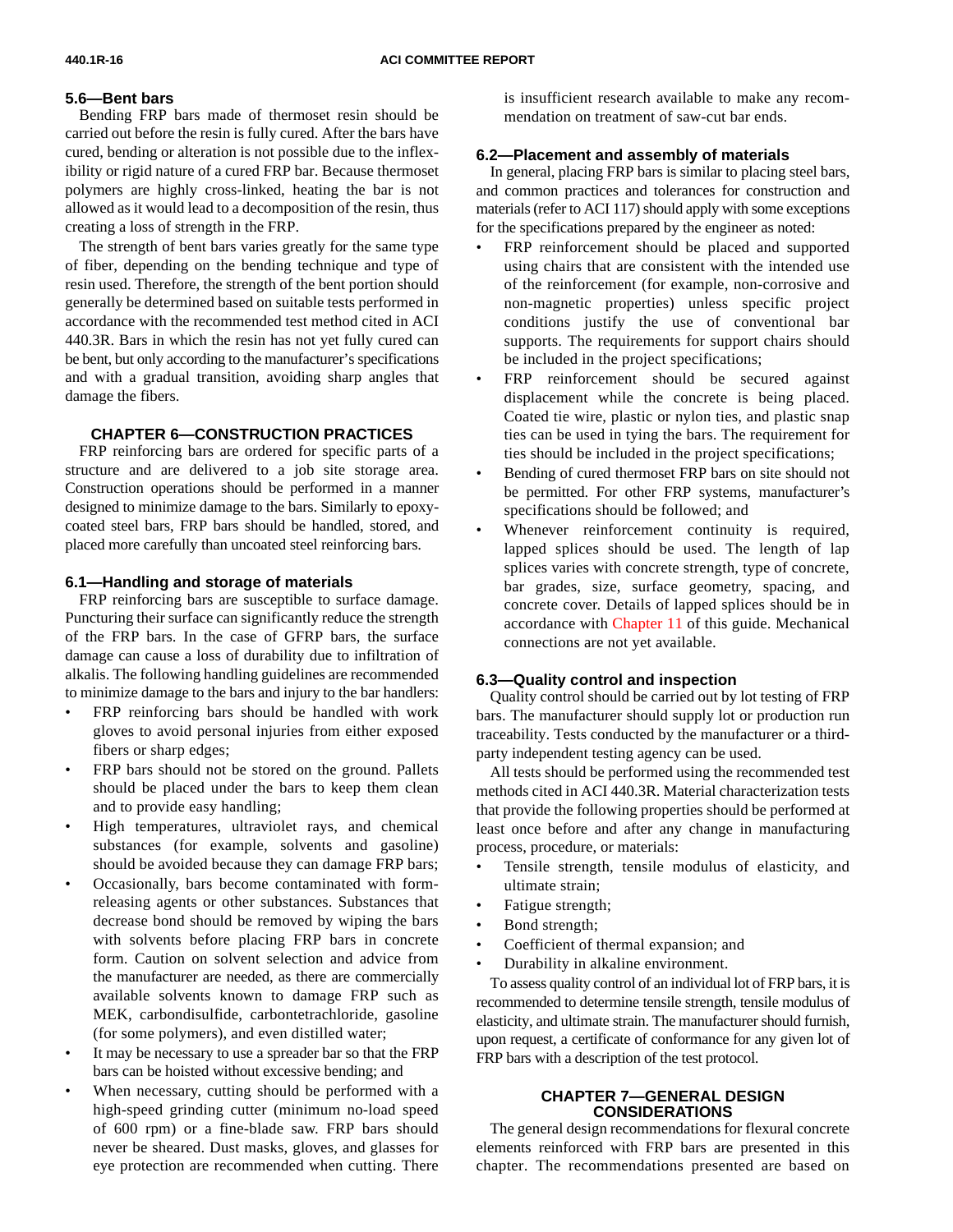## 5.6—Bent bars

Bending FRP bars made of thermoset resin should be carried out before the resin is fully cured. After the bars have cured, bending or alteration is not possible due to the inflexibility or rigid nature of a cured FRP bar. Because thermoset polymers are highly cross-linked, heating the bar is not allowed as it would lead to a decomposition of the resin, thus creating a loss of strength in the FRP.

The strength of bent bars varies greatly for the same type of fiber, depending on the bending technique and type of resin used. Therefore, the strength of the bent portion should generally be determined based on suitable tests performed in accordance with the recommended test method cited in ACI 440.3R. Bars in which the resin has not yet fully cured can be bent, but only according to the manufacturer's specifications and with a gradual transition, avoiding sharp angles that damage the fibers.

# CHAPTER 6—CONSTRUCTION PRACTICES

FRP reinforcing bars are ordered for specific parts of a structure and are delivered to a job site storage area. Construction operations should be performed in a manner designed to minimize damage to the bars. Similarly to epoxy-coated steel bars, FRP bars should be handled, stored, and placed more carefully than uncoated steel reinforcing bars.

## 6.1—Handling and storage of materials

FRP reinforcing bars are susceptible to surface damage. Puncturing their surface can significantly reduce the strength of the FRP bars. In the case of GFRP bars, the surface damage can cause a loss of durability due to infiltration of alkalis. The following handling guidelines are recommended to minimize damage to the bars and injury to the bar handlers:

- FRP reinforcing bars should be handled with work gloves to avoid personal injuries from either exposed fibers or sharp edges;
- FRP bars should not be stored on the ground. Pallets should be placed under the bars to keep them clean and to provide easy handling;
- High temperatures, ultraviolet rays, and chemical substances (for example, solvents and gasoline) should be avoided because they can damage FRP bars;
- Occasionally, bars become contaminated with form-releasing agents or other substances. Substances that decrease bond should be removed by wiping the bars with solvents before placing FRP bars in concrete form. Caution on solvent selection and advice from the manufacturer are needed, as there are commercially available solvents known to damage FRP such as MEK, carbondisulfide, carbontetrachloride, gasoline (for some polymers), and even distilled water;
- It may be necessary to use a spreader bar so that the FRP bars can be hoisted without excessive bending; and
- When necessary, cutting should be performed with a high-speed grinding cutter (minimum no-load speed of 600 rpm) or a fine-blade saw. FRP bars should never be sheared. Dust masks, gloves, and glasses for eye protection are recommended when cutting. There is insufficient research available to make any recommendation on treatment of saw-cut bar ends.

## 6.2—Placement and assembly of materials

In general, placing FRP bars is similar to placing steel bars, and common practices and tolerances for construction and materials (refer to ACI 117) should apply with some exceptions for the specifications prepared by the engineer as noted:

- FRP reinforcement should be placed and supported using chairs that are consistent with the intended use of the reinforcement (for example, non-corrosive and non-magnetic properties) unless specific project conditions justify the use of conventional bar supports. The requirements for support chairs should be included in the project specifications;
- FRP reinforcement should be secured against displacement while the concrete is being placed. Coated tie wire, plastic or nylon ties, and plastic snap ties can be used in tying the bars. The requirement for ties should be included in the project specifications;
- Bending of cured thermoset FRP bars on site should not be permitted. For other FRP systems, manufacturer's specifications should be followed; and
- Whenever reinforcement continuity is required, lapped splices should be used. The length of lap splices varies with concrete strength, type of concrete, bar grades, size, surface geometry, spacing, and concrete cover. Details of lapped splices should be in accordance with Chapter 11 of this guide. Mechanical connections are not yet available.

## 6.3—Quality control and inspection

Quality control should be carried out by lot testing of FRP bars. The manufacturer should supply lot or production run traceability. Tests conducted by the manufacturer or a third-party independent testing agency can be used.

All tests should be performed using the recommended test methods cited in ACI 440.3R. Material characterization tests that provide the following properties should be performed at least once before and after any change in manufacturing process, procedure, or materials:

- Tensile strength, tensile modulus of elasticity, and ultimate strain;
- Fatigue strength;
- Bond strength;
- Coefficient of thermal expansion; and
- Durability in alkaline environment.

To assess quality control of an individual lot of FRP bars, it is recommended to determine tensile strength, tensile modulus of elasticity, and ultimate strain. The manufacturer should furnish, upon request, a certificate of conformance for any given lot of FRP bars with a description of the test protocol.

# CHAPTER 7—GENERAL DESIGN CONSIDERATIONS

The general design recommendations for flexural concrete elements reinforced with FRP bars are presented in this chapter. The recommendations presented are based on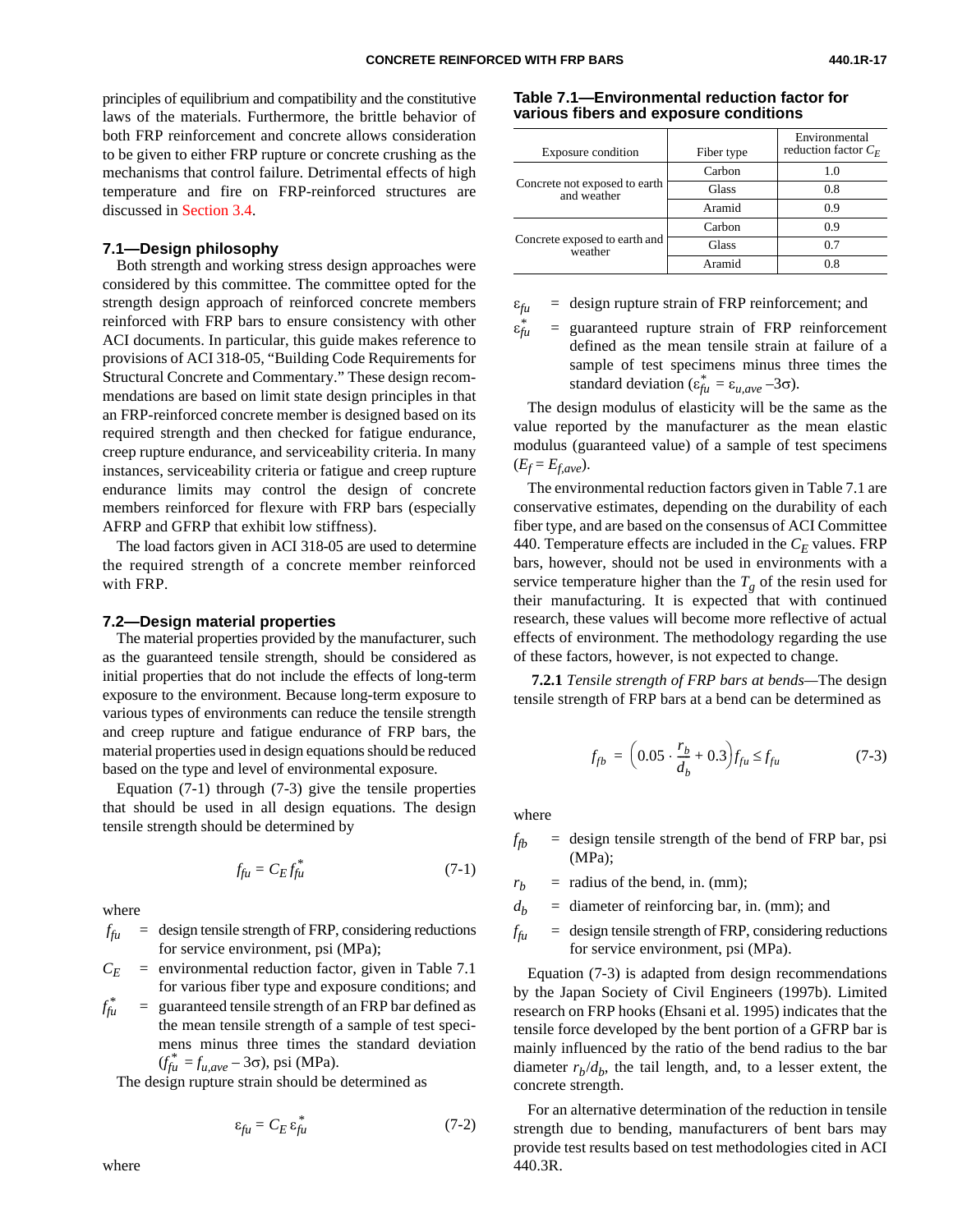principles of equilibrium and compatibility and the constitutive laws of the materials. Furthermore, the brittle behavior of both FRP reinforcement and concrete allows consideration to be given to either FRP rupture or concrete crushing as the mechanisms that control failure. Detrimental effects of high temperature and fire on FRP-reinforced structures are discussed in Section 3.4.

## 7.1—Design philosophy

Both strength and working stress design approaches were considered by this committee. The committee opted for the strength design approach of reinforced concrete members reinforced with FRP bars to ensure consistency with other ACI documents. In particular, this guide makes reference to provisions of ACI 318-05, "Building Code Requirements for Structural Concrete and Commentary." These design recommendations are based on limit state design principles in that an FRP-reinforced concrete member is designed based on its required strength and then checked for fatigue endurance, creep rupture endurance, and serviceability criteria. In many instances, serviceability criteria or fatigue and creep rupture endurance limits may control the design of concrete members reinforced for flexure with FRP bars (especially AFRP and GFRP that exhibit low stiffness).

The load factors given in ACI 318-05 are used to determine the required strength of a concrete member reinforced with FRP.

## 7.2—Design material properties

The material properties provided by the manufacturer, such as the guaranteed tensile strength, should be considered as initial properties that do not include the effects of long-term exposure to the environment. Because long-term exposure to various types of environments can reduce the tensile strength and creep rupture and fatigue endurance of FRP bars, the material properties used in design equations should be reduced based on the type and level of environmental exposure.

Equation (7-1) through (7-3) give the tensile properties that should be used in all design equations. The design tensile strength should be determined by

$$f_{fu} = C_E f_{fu}^* \tag{7-1}$$

where

- $f_{fu}$ = design tensile strength of FRP, considering reductions for service environment, psi (MPa);
- $C_E$ = environmental reduction factor, given in Table 7.1 for various fiber type and exposure conditions; and
- $f_{fu}^*$ = guaranteed tensile strength of an FRP bar defined as the mean tensile strength of a sample of test specimens minus three times the standard deviation ($f_{fu}^* = f_{u,ave} - 3\sigma$), psi (MPa).

The design rupture strain should be determined as

$$\varepsilon_{fu} = C_E \varepsilon_{fu}^* \tag{7-2}$$

where

**Table 7.1—Environmental reduction factor for various fibers and exposure conditions**

| Exposure condition | Fiber type | Environmental reduction factor $C_E$ |
|---|---|---|
| Concrete not exposed to earth and weather | Carbon | 1.0 |
| | Glass | 0.8 |
| | Aramid | 0.9 |
| Concrete exposed to earth and weather | Carbon | 0.9 |
| | Glass | 0.7 |
| | Aramid | 0.8 |

- $\varepsilon_{fu}$ = design rupture strain of FRP reinforcement; and
- $\varepsilon_{fu}^*$ = guaranteed rupture strain of FRP reinforcement defined as the mean tensile strain at failure of a sample of test specimens minus three times the standard deviation ($\varepsilon_{fu}^* = \varepsilon_{u,ave} - 3\sigma$).

The design modulus of elasticity will be the same as the value reported by the manufacturer as the mean elastic modulus (guaranteed value) of a sample of test specimens ($E_f = E_{f,ave}$).

The environmental reduction factors given in Table 7.1 are conservative estimates, depending on the durability of each fiber type, and are based on the consensus of ACI Committee 440. Temperature effects are included in the $C_E$ values. FRP bars, however, should not be used in environments with a service temperature higher than the $T_g$ of the resin used for their manufacturing. It is expected that with continued research, these values will become more reflective of actual effects of environment. The methodology regarding the use of these factors, however, is not expected to change.

**7.2.1** *Tensile strength of FRP bars at bends*—The design tensile strength of FRP bars at a bend can be determined as

$$f_{fb} = \left(0.05 \cdot \frac{r_b}{d_b} + 0.3\right) f_{fu} \le f_{fu} \tag{7-3}$$

where

- $f_{fb}$ = design tensile strength of the bend of FRP bar, psi (MPa);
- $r_b$ = radius of the bend, in. (mm);
- $d_b$ = diameter of reinforcing bar, in. (mm); and
- $f_{fu}$ = design tensile strength of FRP, considering reductions for service environment, psi (MPa).

Equation (7-3) is adapted from design recommendations by the Japan Society of Civil Engineers (1997b). Limited research on FRP hooks (Ehsani et al. 1995) indicates that the tensile force developed by the bent portion of a GFRP bar is mainly influenced by the ratio of the bend radius to the bar diameter $r_b/d_b$, the tail length, and, to a lesser extent, the concrete strength.

For an alternative determination of the reduction in tensile strength due to bending, manufacturers of bent bars may provide test results based on test methodologies cited in ACI 440.3R.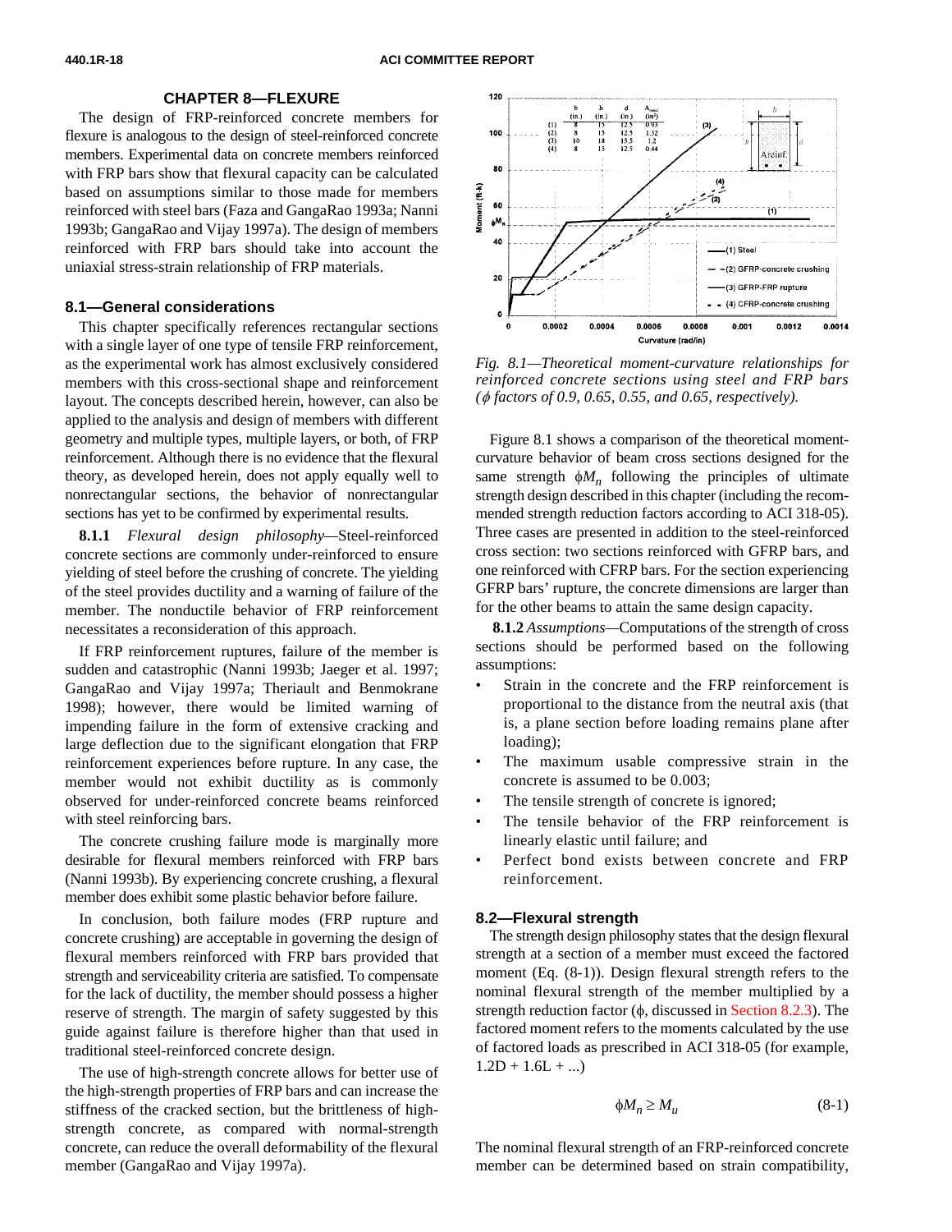## CHAPTER 8—FLEXURE

The design of FRP-reinforced concrete members for flexure is analogous to the design of steel-reinforced concrete members. Experimental data on concrete members reinforced with FRP bars show that flexural capacity can be calculated based on assumptions similar to those made for members reinforced with steel bars (Faza and GangaRao 1993a; Nanni 1993b; GangaRao and Vijay 1997a). The design of members reinforced with FRP bars should take into account the uniaxial stress-strain relationship of FRP materials.

### 8.1—General considerations

This chapter specifically references rectangular sections with a single layer of one type of tensile FRP reinforcement, as the experimental work has almost exclusively considered members with this cross-sectional shape and reinforcement layout. The concepts described herein, however, can also be applied to the analysis and design of members with different geometry and multiple types, multiple layers, or both, of FRP reinforcement. Although there is no evidence that the flexural theory, as developed herein, does not apply equally well to nonrectangular sections, the behavior of nonrectangular sections has yet to be confirmed by experimental results.

**8.1.1** *Flexural design philosophy*—Steel-reinforced concrete sections are commonly under-reinforced to ensure yielding of steel before the crushing of concrete. The yielding of the steel provides ductility and a warning of failure of the member. The nonductile behavior of FRP reinforcement necessitates a reconsideration of this approach.

If FRP reinforcement ruptures, failure of the member is sudden and catastrophic (Nanni 1993b; Jaeger et al. 1997; GangaRao and Vijay 1997a; Theriault and Benmokrane 1998); however, there would be limited warning of impending failure in the form of extensive cracking and large deflection due to the significant elongation that FRP reinforcement experiences before rupture. In any case, the member would not exhibit ductility as is commonly observed for under-reinforced concrete beams reinforced with steel reinforcing bars.

The concrete crushing failure mode is marginally more desirable for flexural members reinforced with FRP bars (Nanni 1993b). By experiencing concrete crushing, a flexural member does exhibit some plastic behavior before failure.

In conclusion, both failure modes (FRP rupture and concrete crushing) are acceptable in governing the design of flexural members reinforced with FRP bars provided that strength and serviceability criteria are satisfied. To compensate for the lack of ductility, the member should possess a higher reserve of strength. The margin of safety suggested by this guide against failure is therefore higher than that used in traditional steel-reinforced concrete design.

The use of high-strength concrete allows for better use of the high-strength properties of FRP bars and can increase the stiffness of the cracked section, but the brittleness of high-strength concrete, as compared with normal-strength concrete, can reduce the overall deformability of the flexural member (GangaRao and Vijay 1997a).

*Fig. 8.1—Theoretical moment-curvature relationships for reinforced concrete sections using steel and FRP bars ($\phi$ factors of 0.9, 0.65, 0.55, and 0.65, respectively).*

Figure 8.1 shows a comparison of the theoretical moment-curvature behavior of beam cross sections designed for the same strength $\phi M_n$ following the principles of ultimate strength design described in this chapter (including the recommended strength reduction factors according to ACI 318-05). Three cases are presented in addition to the steel-reinforced cross section: two sections reinforced with GFRP bars, and one reinforced with CFRP bars. For the section experiencing GFRP bars' rupture, the concrete dimensions are larger than for the other beams to attain the same design capacity.

**8.1.2** *Assumptions*—Computations of the strength of cross sections should be performed based on the following assumptions:

- Strain in the concrete and the FRP reinforcement is proportional to the distance from the neutral axis (that is, a plane section before loading remains plane after loading);
- The maximum usable compressive strain in the concrete is assumed to be 0.003;
- The tensile strength of concrete is ignored;
- The tensile behavior of the FRP reinforcement is linearly elastic until failure; and
- Perfect bond exists between concrete and FRP reinforcement.

### 8.2—Flexural strength

The strength design philosophy states that the design flexural strength at a section of a member must exceed the factored moment (Eq. (8-1)). Design flexural strength refers to the nominal flexural strength of the member multiplied by a strength reduction factor ($\phi$, discussed in Section 8.2.3). The factored moment refers to the moments calculated by the use of factored loads as prescribed in ACI 318-05 (for example, 1.2D + 1.6L + ...)

$$\phi M_n \geq M_u \tag{8-1}$$

The nominal flexural strength of an FRP-reinforced concrete member can be determined based on strain compatibility,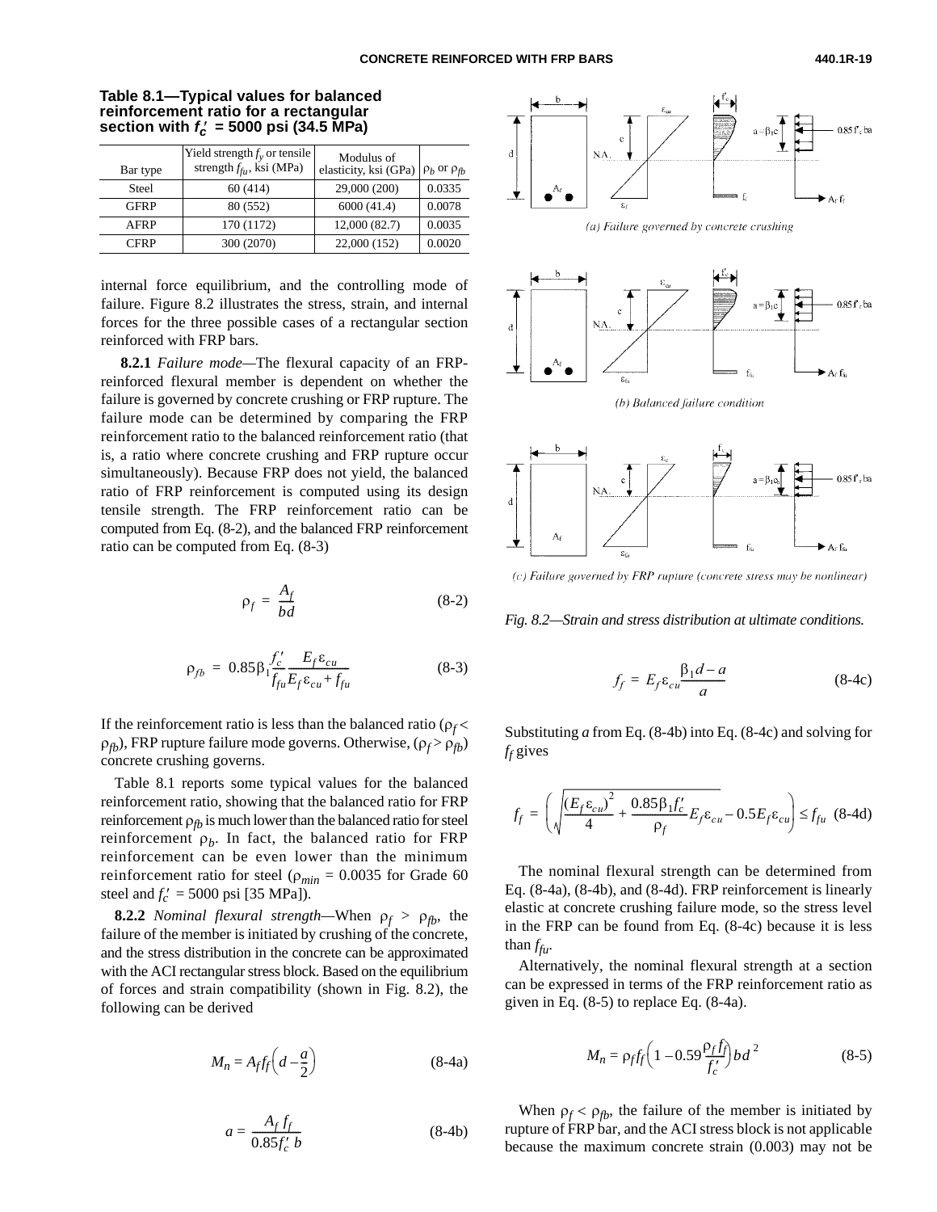**Table 8.1—Typical values for balanced reinforcement ratio for a rectangular section with $f_c'$ = 5000 psi (34.5 MPa)**

| Bar type | Yield strength $f_y$ or tensile strength $f_{fu}$, ksi (MPa) | Modulus of elasticity, ksi (GPa) | $\rho_b$ or $\rho_{fb}$ |
|---|---|---|---|
| Steel | 60 (414) | 29,000 (200) | 0.0335 |
| GFRP | 80 (552) | 6000 (41.4) | 0.0078 |
| AFRP | 170 (1172) | 12,000 (82.7) | 0.0035 |
| CFRP | 300 (2070) | 22,000 (152) | 0.0020 |

internal force equilibrium, and the controlling mode of failure. Figure 8.2 illustrates the stress, strain, and internal forces for the three possible cases of a rectangular section reinforced with FRP bars.

**8.2.1** *Failure mode*—The flexural capacity of an FRP-reinforced flexural member is dependent on whether the failure is governed by concrete crushing or FRP rupture. The failure mode can be determined by comparing the FRP reinforcement ratio to the balanced reinforcement ratio (that is, a ratio where concrete crushing and FRP rupture occur simultaneously). Because FRP does not yield, the balanced ratio of FRP reinforcement is computed using its design tensile strength. The FRP reinforcement ratio can be computed from Eq. (8-2), and the balanced FRP reinforcement ratio can be computed from Eq. (8-3)

$$\rho_f = \frac{A_f}{bd} \tag{8-2}$$

$$\rho_{fb} = 0.85\beta_1 \frac{f_c'}{f_{fu}} \frac{E_f \varepsilon_{cu}}{E_f \varepsilon_{cu} + f_{fu}} \tag{8-3}$$

If the reinforcement ratio is less than the balanced ratio ($\rho_f < \rho_{fb}$), FRP rupture failure mode governs. Otherwise, ($\rho_f > \rho_{fb}$) concrete crushing governs.

Table 8.1 reports some typical values for the balanced reinforcement ratio, showing that the balanced ratio for FRP reinforcement $\rho_{fb}$ is much lower than the balanced ratio for steel reinforcement $\rho_b$. In fact, the balanced ratio for FRP reinforcement can be even lower than the minimum reinforcement ratio for steel ($\rho_{min}$ = 0.0035 for Grade 60 steel and $f_c'$ = 5000 psi [35 MPa]).

**8.2.2** *Nominal flexural strength*—When $\rho_f > \rho_{fb}$, the failure of the member is initiated by crushing of the concrete, and the stress distribution in the concrete can be approximated with the ACI rectangular stress block. Based on the equilibrium of forces and strain compatibility (shown in Fig. 8.2), the following can be derived

$$M_n = A_f f_f \left(d - \frac{a}{2}\right) \tag{8-4a}$$

$$a = \frac{A_f f_f}{0.85 f_c' b} \tag{8-4b}$$

*Fig. 8.2—Strain and stress distribution at ultimate conditions.*

(a) Failure governed by concrete crushing

(b) Balanced failure condition

(c) Failure governed by FRP rupture (concrete stress may be nonlinear)

$$f_f = E_f \varepsilon_{cu} \frac{\beta_1 d - a}{a} \tag{8-4c}$$

Substituting *a* from Eq. (8-4b) into Eq. (8-4c) and solving for $f_f$ gives

$$f_f = \left( \sqrt{\frac{(E_f \varepsilon_{cu})^2}{4} + \frac{0.85\beta_1 f_c'}{\rho_f} E_f \varepsilon_{cu}} - 0.5 E_f \varepsilon_{cu} \right) \le f_{fu} \tag{8-4d}$$

The nominal flexural strength can be determined from Eq. (8-4a), (8-4b), and (8-4d). FRP reinforcement is linearly elastic at concrete crushing failure mode, so the stress level in the FRP can be found from Eq. (8-4c) because it is less than $f_{fu}$.

Alternatively, the nominal flexural strength at a section can be expressed in terms of the FRP reinforcement ratio as given in Eq. (8-5) to replace Eq. (8-4a).

$$M_n = \rho_f f_f \left(1 - 0.59 \frac{\rho_f f_f}{f_c'}\right) b d^2 \tag{8-5}$$

When $\rho_f < \rho_{fb}$, the failure of the member is initiated by rupture of FRP bar, and the ACI stress block is not applicable because the maximum concrete strain (0.003) may not be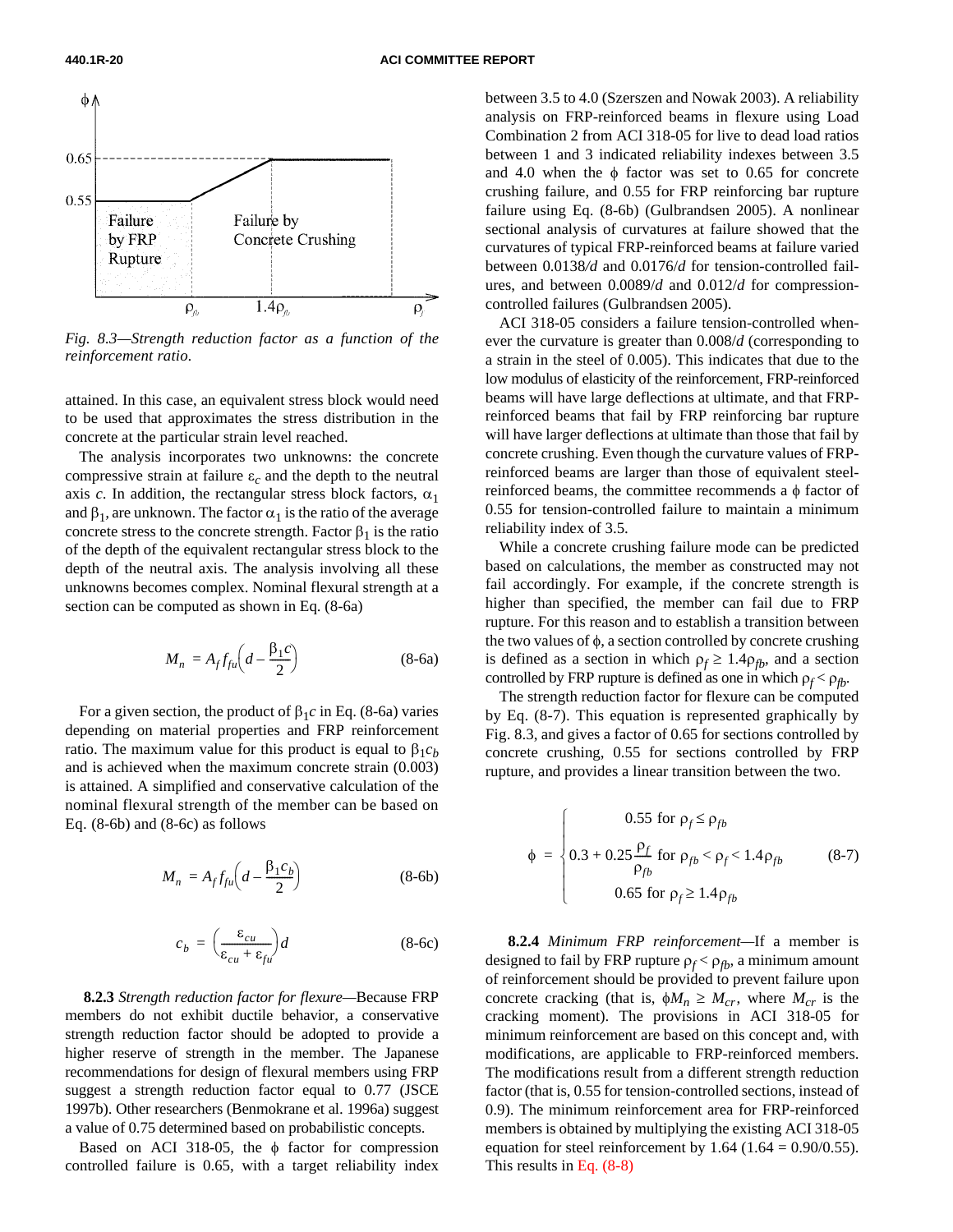Fig. 8.3—*Strength reduction factor as a function of the reinforcement ratio.*

attained. In this case, an equivalent stress block would need to be used that approximates the stress distribution in the concrete at the particular strain level reached.

The analysis incorporates two unknowns: the concrete compressive strain at failure $\varepsilon_c$ and the depth to the neutral axis $c$. In addition, the rectangular stress block factors, $\alpha_1$ and $\beta_1$, are unknown. The factor $\alpha_1$ is the ratio of the average concrete stress to the concrete strength. Factor $\beta_1$ is the ratio of the depth of the equivalent rectangular stress block to the depth of the neutral axis. The analysis involving all these unknowns becomes complex. Nominal flexural strength at a section can be computed as shown in Eq. (8-6a)

$$M_n = A_f f_{fu}\left(d - \frac{\beta_1 c}{2}\right) \qquad \text{(8-6a)}$$

For a given section, the product of $\beta_1 c$ in Eq. (8-6a) varies depending on material properties and FRP reinforcement ratio. The maximum value for this product is equal to $\beta_1 c_b$ and is achieved when the maximum concrete strain (0.003) is attained. A simplified and conservative calculation of the nominal flexural strength of the member can be based on Eq. (8-6b) and (8-6c) as follows

$$M_n = A_f f_{fu}\left(d - \frac{\beta_1 c_b}{2}\right) \qquad \text{(8-6b)}$$

$$c_b = \left(\frac{\varepsilon_{cu}}{\varepsilon_{cu} + \varepsilon_{fu}}\right)d \qquad \text{(8-6c)}$$

**8.2.3** *Strength reduction factor for flexure*—Because FRP members do not exhibit ductile behavior, a conservative strength reduction factor should be adopted to provide a higher reserve of strength in the member. The Japanese recommendations for design of flexural members using FRP suggest a strength reduction factor equal to 0.77 (JSCE 1997b). Other researchers (Benmokrane et al. 1996a) suggest a value of 0.75 determined based on probabilistic concepts.

Based on ACI 318-05, the $\phi$ factor for compression controlled failure is 0.65, with a target reliability index between 3.5 to 4.0 (Szerszen and Nowak 2003). A reliability analysis on FRP-reinforced beams in flexure using Load Combination 2 from ACI 318-05 for live to dead load ratios between 1 and 3 indicated reliability indexes between 3.5 and 4.0 when the $\phi$ factor was set to 0.65 for concrete crushing failure, and 0.55 for FRP reinforcing bar rupture failure using Eq. (8-6b) (Gulbrandsen 2005). A nonlinear sectional analysis of curvatures at failure showed that the curvatures of typical FRP-reinforced beams at failure varied between $0.0138/d$ and $0.0176/d$ for tension-controlled failures, and between $0.0089/d$ and $0.012/d$ for compression-controlled failures (Gulbrandsen 2005).

ACI 318-05 considers a failure tension-controlled whenever the curvature is greater than $0.008/d$ (corresponding to a strain in the steel of 0.005). This indicates that due to the low modulus of elasticity of the reinforcement, FRP-reinforced beams will have large deflections at ultimate, and that FRP-reinforced beams that fail by FRP reinforcing bar rupture will have larger deflections at ultimate than those that fail by concrete crushing. Even though the curvature values of FRP-reinforced beams are larger than those of equivalent steel-reinforced beams, the committee recommends a $\phi$ factor of 0.55 for tension-controlled failure to maintain a minimum reliability index of 3.5.

While a concrete crushing failure mode can be predicted based on calculations, the member as constructed may not fail accordingly. For example, if the concrete strength is higher than specified, the member can fail due to FRP rupture. For this reason and to establish a transition between the two values of $\phi$, a section controlled by concrete crushing is defined as a section in which $\rho_f \geq 1.4\rho_{fb}$, and a section controlled by FRP rupture is defined as one in which $\rho_f < \rho_{fb}$.

The strength reduction factor for flexure can be computed by Eq. (8-7). This equation is represented graphically by Fig. 8.3, and gives a factor of 0.65 for sections controlled by concrete crushing, 0.55 for sections controlled by FRP rupture, and provides a linear transition between the two.

$$\phi = \begin{cases} 0.55 \text{ for } \rho_f \leq \rho_{fb} \\ 0.3 + 0.25\dfrac{\rho_f}{\rho_{fb}} \text{ for } \rho_{fb} < \rho_f < 1.4\rho_{fb} \\ 0.65 \text{ for } \rho_f \geq 1.4\rho_{fb} \end{cases} \qquad \text{(8-7)}$$

**8.2.4** *Minimum FRP reinforcement*—If a member is designed to fail by FRP rupture $\rho_f < \rho_{fb}$, a minimum amount of reinforcement should be provided to prevent failure upon concrete cracking (that is, $\phi M_n \geq M_{cr}$, where $M_{cr}$ is the cracking moment). The provisions in ACI 318-05 for minimum reinforcement are based on this concept and, with modifications, are applicable to FRP-reinforced members. The modifications result from a different strength reduction factor (that is, 0.55 for tension-controlled sections, instead of 0.9). The minimum reinforcement area for FRP-reinforced members is obtained by multiplying the existing ACI 318-05 equation for steel reinforcement by 1.64 (1.64 = 0.90/0.55). This results in Eq. (8-8)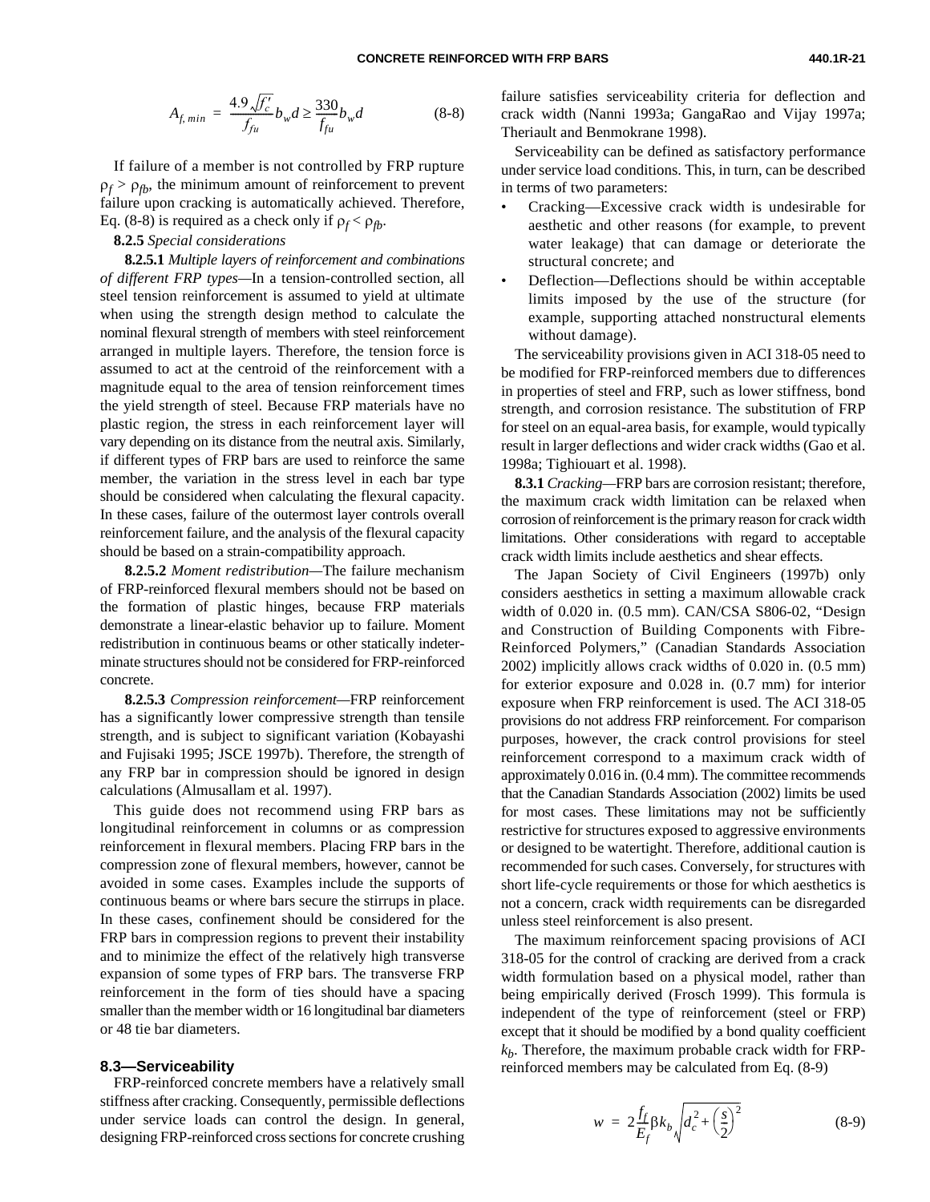$$A_{f,\,min} = \frac{4.9\sqrt{f_c'}}{f_{fu}} b_w d \geq \frac{330}{f_{fu}} b_w d \qquad \text{(8-8)}$$

If failure of a member is not controlled by FRP rupture $\rho_f > \rho_{fb}$, the minimum amount of reinforcement to prevent failure upon cracking is automatically achieved. Therefore, Eq. (8-8) is required as a check only if $\rho_f < \rho_{fb}$.

**8.2.5** *Special considerations*

**8.2.5.1** *Multiple layers of reinforcement and combinations of different FRP types*—In a tension-controlled section, all steel tension reinforcement is assumed to yield at ultimate when using the strength design method to calculate the nominal flexural strength of members with steel reinforcement arranged in multiple layers. Therefore, the tension force is assumed to act at the centroid of the reinforcement with a magnitude equal to the area of tension reinforcement times the yield strength of steel. Because FRP materials have no plastic region, the stress in each reinforcement layer will vary depending on its distance from the neutral axis. Similarly, if different types of FRP bars are used to reinforce the same member, the variation in the stress level in each bar type should be considered when calculating the flexural capacity. In these cases, failure of the outermost layer controls overall reinforcement failure, and the analysis of the flexural capacity should be based on a strain-compatibility approach.

**8.2.5.2** *Moment redistribution*—The failure mechanism of FRP-reinforced flexural members should not be based on the formation of plastic hinges, because FRP materials demonstrate a linear-elastic behavior up to failure. Moment redistribution in continuous beams or other statically indeterminate structures should not be considered for FRP-reinforced concrete.

**8.2.5.3** *Compression reinforcement*—FRP reinforcement has a significantly lower compressive strength than tensile strength, and is subject to significant variation (Kobayashi and Fujisaki 1995; JSCE 1997b). Therefore, the strength of any FRP bar in compression should be ignored in design calculations (Almusallam et al. 1997).

This guide does not recommend using FRP bars as longitudinal reinforcement in columns or as compression reinforcement in flexural members. Placing FRP bars in the compression zone of flexural members, however, cannot be avoided in some cases. Examples include the supports of continuous beams or where bars secure the stirrups in place. In these cases, confinement should be considered for the FRP bars in compression regions to prevent their instability and to minimize the effect of the relatively high transverse expansion of some types of FRP bars. The transverse FRP reinforcement in the form of ties should have a spacing smaller than the member width or 16 longitudinal bar diameters or 48 tie bar diameters.

## 8.3—Serviceability

FRP-reinforced concrete members have a relatively small stiffness after cracking. Consequently, permissible deflections under service loads can control the design. In general, designing FRP-reinforced cross sections for concrete crushing failure satisfies serviceability criteria for deflection and crack width (Nanni 1993a; GangaRao and Vijay 1997a; Theriault and Benmokrane 1998).

Serviceability can be defined as satisfactory performance under service load conditions. This, in turn, can be described in terms of two parameters:

- Cracking—Excessive crack width is undesirable for aesthetic and other reasons (for example, to prevent water leakage) that can damage or deteriorate the structural concrete; and
- Deflection—Deflections should be within acceptable limits imposed by the use of the structure (for example, supporting attached nonstructural elements without damage).

The serviceability provisions given in ACI 318-05 need to be modified for FRP-reinforced members due to differences in properties of steel and FRP, such as lower stiffness, bond strength, and corrosion resistance. The substitution of FRP for steel on an equal-area basis, for example, would typically result in larger deflections and wider crack widths (Gao et al. 1998a; Tighiouart et al. 1998).

**8.3.1** *Cracking*—FRP bars are corrosion resistant; therefore, the maximum crack width limitation can be relaxed when corrosion of reinforcement is the primary reason for crack width limitations. Other considerations with regard to acceptable crack width limits include aesthetics and shear effects.

The Japan Society of Civil Engineers (1997b) only considers aesthetics in setting a maximum allowable crack width of 0.020 in. (0.5 mm). CAN/CSA S806-02, "Design and Construction of Building Components with Fibre-Reinforced Polymers," (Canadian Standards Association 2002) implicitly allows crack widths of 0.020 in. (0.5 mm) for exterior exposure and 0.028 in. (0.7 mm) for interior exposure when FRP reinforcement is used. The ACI 318-05 provisions do not address FRP reinforcement. For comparison purposes, however, the crack control provisions for steel reinforcement correspond to a maximum crack width of approximately 0.016 in. (0.4 mm). The committee recommends that the Canadian Standards Association (2002) limits be used for most cases. These limitations may not be sufficiently restrictive for structures exposed to aggressive environments or designed to be watertight. Therefore, additional caution is recommended for such cases. Conversely, for structures with short life-cycle requirements or those for which aesthetics is not a concern, crack width requirements can be disregarded unless steel reinforcement is also present.

The maximum reinforcement spacing provisions of ACI 318-05 for the control of cracking are derived from a crack width formulation based on a physical model, rather than being empirically derived (Frosch 1999). This formula is independent of the type of reinforcement (steel or FRP) except that it should be modified by a bond quality coefficient $k_b$. Therefore, the maximum probable crack width for FRP-reinforced members may be calculated from Eq. (8-9)

$$w = 2\frac{f_f}{E_f}\beta k_b \sqrt{d_c^2 + \left(\frac{s}{2}\right)^2} \qquad \text{(8-9)}$$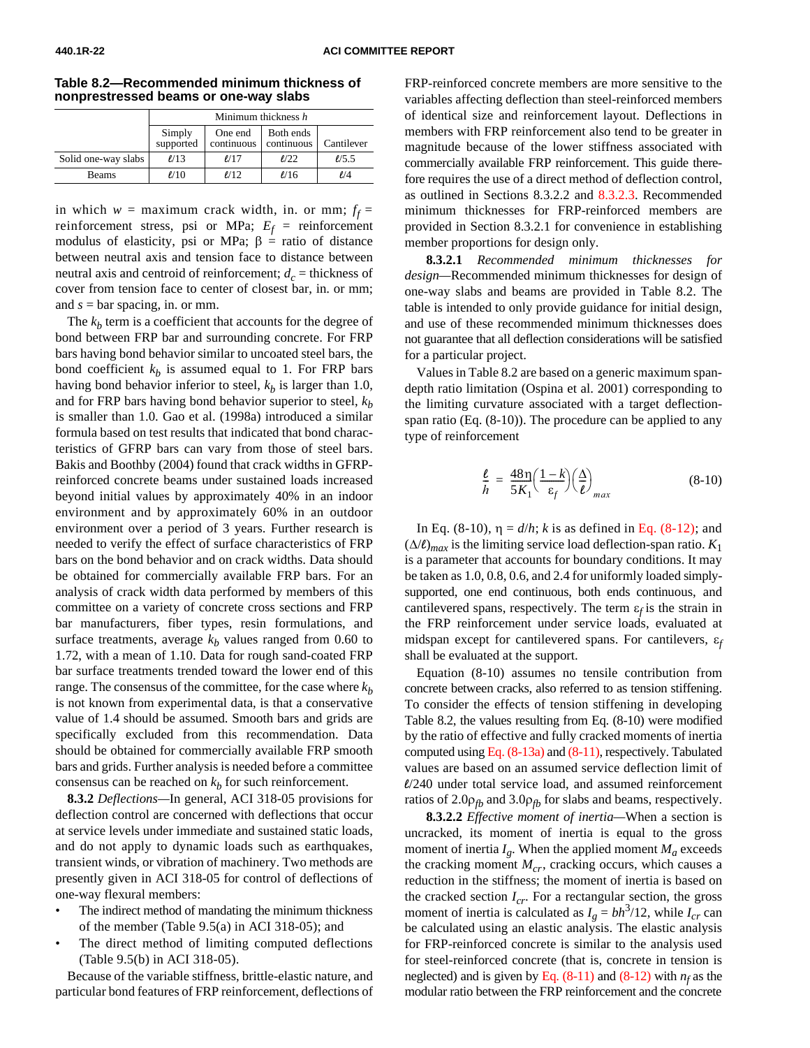**Table 8.2—Recommended minimum thickness of nonprestressed beams or one-way slabs**

| | Minimum thickness $h$ | | | |
|---|---|---|---|---|
| | Simply supported | One end continuous | Both ends continuous | Cantilever |
| Solid one-way slabs | $\ell/13$ | $\ell/17$ | $\ell/22$ | $\ell/5.5$ |
| Beams | $\ell/10$ | $\ell/12$ | $\ell/16$ | $\ell/4$ |

in which $w$ = maximum crack width, in. or mm; $f_f$ = reinforcement stress, psi or MPa; $E_f$ = reinforcement modulus of elasticity, psi or MPa; $\beta$ = ratio of distance between neutral axis and tension face to distance between neutral axis and centroid of reinforcement; $d_c$ = thickness of cover from tension face to center of closest bar, in. or mm; and $s$ = bar spacing, in. or mm.

The $k_b$ term is a coefficient that accounts for the degree of bond between FRP bar and surrounding concrete. For FRP bars having bond behavior similar to uncoated steel bars, the bond coefficient $k_b$ is assumed equal to 1. For FRP bars having bond behavior inferior to steel, $k_b$ is larger than 1.0, and for FRP bars having bond behavior superior to steel, $k_b$ is smaller than 1.0. Gao et al. (1998a) introduced a similar formula based on test results that indicated that bond characteristics of GFRP bars can vary from those of steel bars. Bakis and Boothby (2004) found that crack widths in GFRP-reinforced concrete beams under sustained loads increased beyond initial values by approximately 40% in an indoor environment and by approximately 60% in an outdoor environment over a period of 3 years. Further research is needed to verify the effect of surface characteristics of FRP bars on the bond behavior and on crack widths. Data should be obtained for commercially available FRP bars. For an analysis of crack width data performed by members of this committee on a variety of concrete cross sections and FRP bar manufacturers, fiber types, resin formulations, and surface treatments, average $k_b$ values ranged from 0.60 to 1.72, with a mean of 1.10. Data for rough sand-coated FRP bar surface treatments trended toward the lower end of this range. The consensus of the committee, for the case where $k_b$ is not known from experimental data, is that a conservative value of 1.4 should be assumed. Smooth bars and grids are specifically excluded from this recommendation. Data should be obtained for commercially available FRP smooth bars and grids. Further analysis is needed before a committee consensus can be reached on $k_b$ for such reinforcement.

**8.3.2** *Deflections*—In general, ACI 318-05 provisions for deflection control are concerned with deflections that occur at service levels under immediate and sustained static loads, and do not apply to dynamic loads such as earthquakes, transient winds, or vibration of machinery. Two methods are presently given in ACI 318-05 for control of deflections of one-way flexural members:

- The indirect method of mandating the minimum thickness of the member (Table 9.5(a) in ACI 318-05); and
- The direct method of limiting computed deflections (Table 9.5(b) in ACI 318-05).

Because of the variable stiffness, brittle-elastic nature, and particular bond features of FRP reinforcement, deflections of FRP-reinforced concrete members are more sensitive to the variables affecting deflection than steel-reinforced members of identical size and reinforcement layout. Deflections in members with FRP reinforcement also tend to be greater in magnitude because of the lower stiffness associated with commercially available FRP reinforcement. This guide therefore requires the use of a direct method of deflection control, as outlined in Sections 8.3.2.2 and 8.3.2.3. Recommended minimum thicknesses for FRP-reinforced members are provided in Section 8.3.2.1 for convenience in establishing member proportions for design only.

**8.3.2.1** *Recommended minimum thicknesses for design*—Recommended minimum thicknesses for design of one-way slabs and beams are provided in Table 8.2. The table is intended to only provide guidance for initial design, and use of these recommended minimum thicknesses does not guarantee that all deflection considerations will be satisfied for a particular project.

Values in Table 8.2 are based on a generic maximum span-depth ratio limitation (Ospina et al. 2001) corresponding to the limiting curvature associated with a target deflection-span ratio (Eq. (8-10)). The procedure can be applied to any type of reinforcement

$$\frac{\ell}{h} = \frac{48\eta}{5K_1}\left(\frac{1-k}{\varepsilon_f}\right)\left(\frac{\Delta}{\ell}\right)_{max} \tag{8-10}$$

In Eq. (8-10), $\eta = d/h$; $k$ is as defined in Eq. (8-12); and $(\Delta/\ell)_{max}$ is the limiting service load deflection-span ratio. $K_1$ is a parameter that accounts for boundary conditions. It may be taken as 1.0, 0.8, 0.6, and 2.4 for uniformly loaded simply-supported, one end continuous, both ends continuous, and cantilevered spans, respectively. The term $\varepsilon_f$ is the strain in the FRP reinforcement under service loads, evaluated at midspan except for cantilevered spans. For cantilevers, $\varepsilon_f$ shall be evaluated at the support.

Equation (8-10) assumes no tensile contribution from concrete between cracks, also referred to as tension stiffening. To consider the effects of tension stiffening in developing Table 8.2, the values resulting from Eq. (8-10) were modified by the ratio of effective and fully cracked moments of inertia computed using Eq. (8-13a) and (8-11), respectively. Tabulated values are based on an assumed service deflection limit of $\ell/240$ under total service load, and assumed reinforcement ratios of $2.0\rho_{fb}$ and $3.0\rho_{fb}$ for slabs and beams, respectively.

**8.3.2.2** *Effective moment of inertia*—When a section is uncracked, its moment of inertia is equal to the gross moment of inertia $I_g$. When the applied moment $M_a$ exceeds the cracking moment $M_{cr}$, cracking occurs, which causes a reduction in the stiffness; the moment of inertia is based on the cracked section $I_{cr}$. For a rectangular section, the gross moment of inertia is calculated as $I_g = bh^3/12$, while $I_{cr}$ can be calculated using an elastic analysis. The elastic analysis for FRP-reinforced concrete is similar to the analysis used for steel-reinforced concrete (that is, concrete in tension is neglected) and is given by Eq. (8-11) and (8-12) with $n_f$ as the modular ratio between the FRP reinforcement and the concrete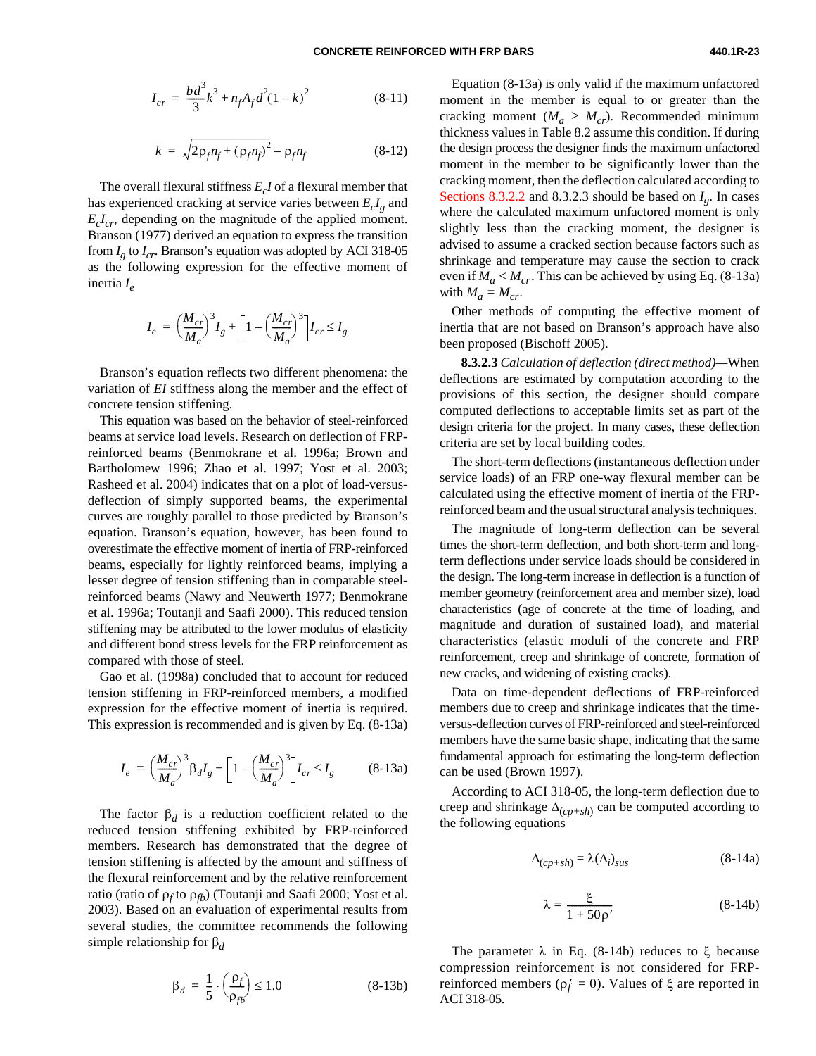$$I_{cr} = \frac{bd^3}{3}k^3 + n_f A_f d^2 (1-k)^2 \tag{8-11}$$

$$k = \sqrt{2\rho_f n_f + (\rho_f n_f)^2} - \rho_f n_f \tag{8-12}$$

The overall flexural stiffness $E_c I$ of a flexural member that has experienced cracking at service varies between $E_c I_g$ and $E_c I_{cr}$, depending on the magnitude of the applied moment. Branson (1977) derived an equation to express the transition from $I_g$ to $I_{cr}$. Branson's equation was adopted by ACI 318-05 as the following expression for the effective moment of inertia $I_e$

$$I_e = \left(\frac{M_{cr}}{M_a}\right)^3 I_g + \left[1 - \left(\frac{M_{cr}}{M_a}\right)^3\right] I_{cr} \le I_g$$

Branson's equation reflects two different phenomena: the variation of $EI$ stiffness along the member and the effect of concrete tension stiffening.

This equation was based on the behavior of steel-reinforced beams at service load levels. Research on deflection of FRP-reinforced beams (Benmokrane et al. 1996a; Brown and Bartholomew 1996; Zhao et al. 1997; Yost et al. 2003; Rasheed et al. 2004) indicates that on a plot of load-versus-deflection of simply supported beams, the experimental curves are roughly parallel to those predicted by Branson's equation. Branson's equation, however, has been found to overestimate the effective moment of inertia of FRP-reinforced beams, especially for lightly reinforced beams, implying a lesser degree of tension stiffening than in comparable steel-reinforced beams (Nawy and Neuwerth 1977; Benmokrane et al. 1996a; Toutanji and Saafi 2000). This reduced tension stiffening may be attributed to the lower modulus of elasticity and different bond stress levels for the FRP reinforcement as compared with those of steel.

Gao et al. (1998a) concluded that to account for reduced tension stiffening in FRP-reinforced members, a modified expression for the effective moment of inertia is required. This expression is recommended and is given by Eq. (8-13a)

$$I_e = \left(\frac{M_{cr}}{M_a}\right)^3 \beta_d I_g + \left[1 - \left(\frac{M_{cr}}{M_a}\right)^3\right] I_{cr} \le I_g \tag{8-13a}$$

The factor $\beta_d$ is a reduction coefficient related to the reduced tension stiffening exhibited by FRP-reinforced members. Research has demonstrated that the degree of tension stiffening is affected by the amount and stiffness of the flexural reinforcement and by the relative reinforcement ratio (ratio of $\rho_f$ to $\rho_{fb}$) (Toutanji and Saafi 2000; Yost et al. 2003). Based on an evaluation of experimental results from several studies, the committee recommends the following simple relationship for $\beta_d$

$$\beta_d = \frac{1}{5} \cdot \left(\frac{\rho_f}{\rho_{fb}}\right) \le 1.0 \tag{8-13b}$$

Equation (8-13a) is only valid if the maximum unfactored moment in the member is equal to or greater than the cracking moment ($M_a \ge M_{cr}$). Recommended minimum thickness values in Table 8.2 assume this condition. If during the design process the designer finds the maximum unfactored moment in the member to be significantly lower than the cracking moment, then the deflection calculated according to Sections 8.3.2.2 and 8.3.2.3 should be based on $I_g$. In cases where the calculated maximum unfactored moment is only slightly less than the cracking moment, the designer is advised to assume a cracked section because factors such as shrinkage and temperature may cause the section to crack even if $M_a < M_{cr}$. This can be achieved by using Eq. (8-13a) with $M_a = M_{cr}$.

Other methods of computing the effective moment of inertia that are not based on Branson's approach have also been proposed (Bischoff 2005).

**8.3.2.3** *Calculation of deflection (direct method)*—When deflections are estimated by computation according to the provisions of this section, the designer should compare computed deflections to acceptable limits set as part of the design criteria for the project. In many cases, these deflection criteria are set by local building codes.

The short-term deflections (instantaneous deflection under service loads) of an FRP one-way flexural member can be calculated using the effective moment of inertia of the FRP-reinforced beam and the usual structural analysis techniques.

The magnitude of long-term deflection can be several times the short-term deflection, and both short-term and long-term deflections under service loads should be considered in the design. The long-term increase in deflection is a function of member geometry (reinforcement area and member size), load characteristics (age of concrete at the time of loading, and magnitude and duration of sustained load), and material characteristics (elastic moduli of the concrete and FRP reinforcement, creep and shrinkage of concrete, formation of new cracks, and widening of existing cracks).

Data on time-dependent deflections of FRP-reinforced members due to creep and shrinkage indicates that the time-versus-deflection curves of FRP-reinforced and steel-reinforced members have the same basic shape, indicating that the same fundamental approach for estimating the long-term deflection can be used (Brown 1997).

According to ACI 318-05, the long-term deflection due to creep and shrinkage $\Delta_{(cp+sh)}$ can be computed according to the following equations

$$\Delta_{(cp+sh)} = \lambda(\Delta_i)_{sus} \tag{8-14a}$$

$$\lambda = \frac{\xi}{1 + 50\rho'} \tag{8-14b}$$

The parameter $\lambda$ in Eq. (8-14b) reduces to $\xi$ because compression reinforcement is not considered for FRP-reinforced members ($\rho_f' = 0$). Values of $\xi$ are reported in ACI 318-05.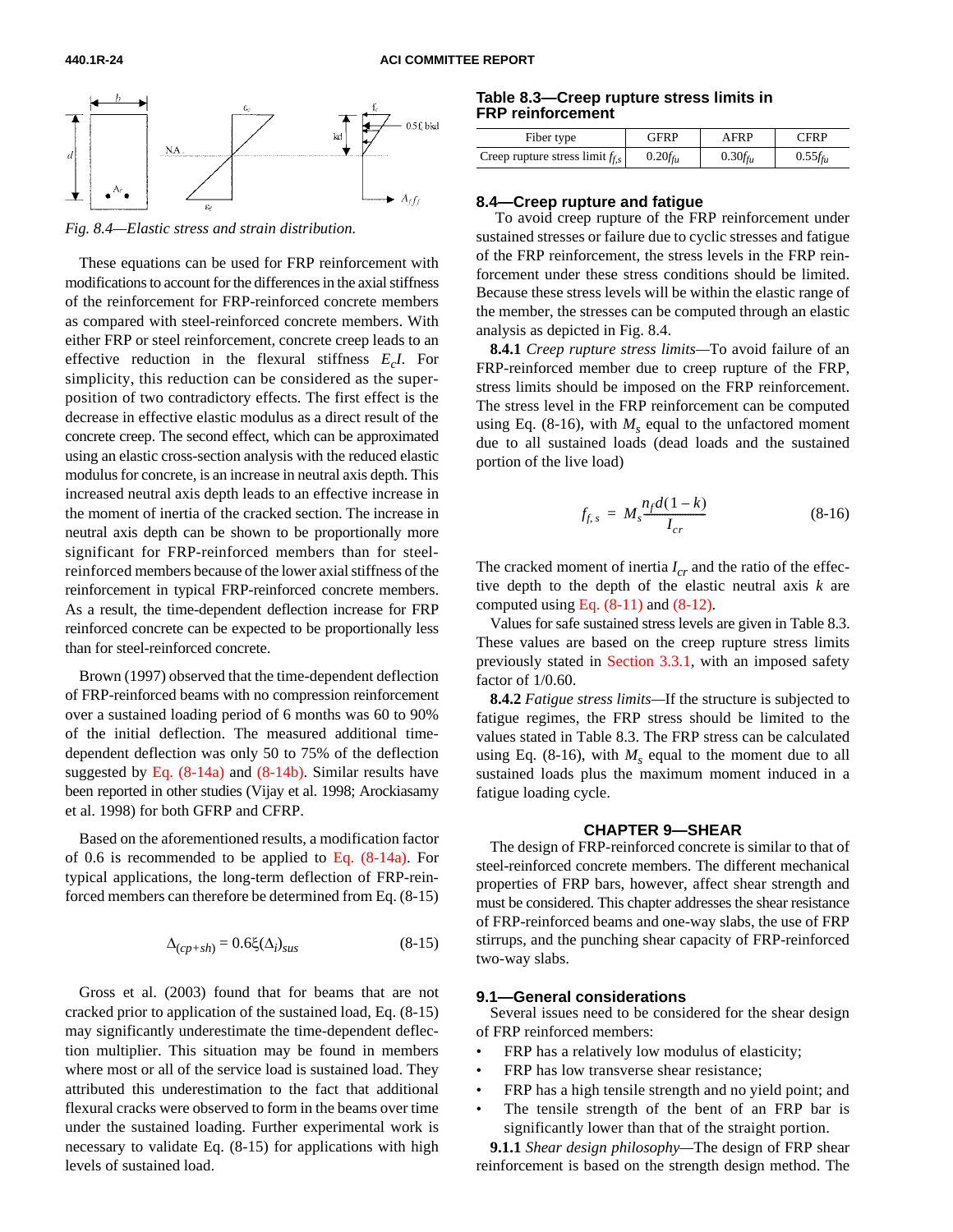Fig. 8.4—Elastic stress and strain distribution.

These equations can be used for FRP reinforcement with modifications to account for the differences in the axial stiffness of the reinforcement for FRP-reinforced concrete members as compared with steel-reinforced concrete members. With either FRP or steel reinforcement, concrete creep leads to an effective reduction in the flexural stiffness $E_cI$. For simplicity, this reduction can be considered as the superposition of two contradictory effects. The first effect is the decrease in effective elastic modulus as a direct result of the concrete creep. The second effect, which can be approximated using an elastic cross-section analysis with the reduced elastic modulus for concrete, is an increase in neutral axis depth. This increased neutral axis depth leads to an effective increase in the moment of inertia of the cracked section. The increase in neutral axis depth can be shown to be proportionally more significant for FRP-reinforced members than for steel-reinforced members because of the lower axial stiffness of the reinforcement in typical FRP-reinforced concrete members. As a result, the time-dependent deflection increase for FRP reinforced concrete can be expected to be proportionally less than for steel-reinforced concrete.

Brown (1997) observed that the time-dependent deflection of FRP-reinforced beams with no compression reinforcement over a sustained loading period of 6 months was 60 to 90% of the initial deflection. The measured additional time-dependent deflection was only 50 to 75% of the deflection suggested by Eq. (8-14a) and (8-14b). Similar results have been reported in other studies (Vijay et al. 1998; Arockiasamy et al. 1998) for both GFRP and CFRP.

Based on the aforementioned results, a modification factor of 0.6 is recommended to be applied to Eq. (8-14a). For typical applications, the long-term deflection of FRP-reinforced members can therefore be determined from Eq. (8-15)

$$\Delta_{(cp+sh)} = 0.6\xi(\Delta_i)_{sus} \tag{8-15}$$

Gross et al. (2003) found that for beams that are not cracked prior to application of the sustained load, Eq. (8-15) may significantly underestimate the time-dependent deflection multiplier. This situation may be found in members where most or all of the service load is sustained load. They attributed this underestimation to the fact that additional flexural cracks were observed to form in the beams over time under the sustained loading. Further experimental work is necessary to validate Eq. (8-15) for applications with high levels of sustained load.

**Table 8.3—Creep rupture stress limits in FRP reinforcement**

| Fiber type | GFRP | AFRP | CFRP |
|---|---|---|---|
| Creep rupture stress limit $f_{f,s}$ | $0.20f_{fu}$ | $0.30f_{fu}$ | $0.55f_{fu}$ |

## 8.4—Creep rupture and fatigue

To avoid creep rupture of the FRP reinforcement under sustained stresses or failure due to cyclic stresses and fatigue of the FRP reinforcement, the stress levels in the FRP reinforcement under these stress conditions should be limited. Because these stress levels will be within the elastic range of the member, the stresses can be computed through an elastic analysis as depicted in Fig. 8.4.

**8.4.1** *Creep rupture stress limits*—To avoid failure of an FRP-reinforced member due to creep rupture of the FRP, stress limits should be imposed on the FRP reinforcement. The stress level in the FRP reinforcement can be computed using Eq. (8-16), with $M_s$ equal to the unfactored moment due to all sustained loads (dead loads and the sustained portion of the live load)

$$f_{f,s} = M_s\frac{n_f d(1-k)}{I_{cr}} \tag{8-16}$$

The cracked moment of inertia $I_{cr}$ and the ratio of the effective depth to the depth of the elastic neutral axis $k$ are computed using Eq. (8-11) and (8-12).

Values for safe sustained stress levels are given in Table 8.3. These values are based on the creep rupture stress limits previously stated in Section 3.3.1, with an imposed safety factor of 1/0.60.

**8.4.2** *Fatigue stress limits*—If the structure is subjected to fatigue regimes, the FRP stress should be limited to the values stated in Table 8.3. The FRP stress can be calculated using Eq. (8-16), with $M_s$ equal to the moment due to all sustained loads plus the maximum moment induced in a fatigue loading cycle.

# CHAPTER 9—SHEAR

The design of FRP-reinforced concrete is similar to that of steel-reinforced concrete members. The different mechanical properties of FRP bars, however, affect shear strength and must be considered. This chapter addresses the shear resistance of FRP-reinforced beams and one-way slabs, the use of FRP stirrups, and the punching shear capacity of FRP-reinforced two-way slabs.

## 9.1—General considerations

Several issues need to be considered for the shear design of FRP reinforced members:

- FRP has a relatively low modulus of elasticity;
- FRP has low transverse shear resistance;
- FRP has a high tensile strength and no yield point; and
- The tensile strength of the bent of an FRP bar is significantly lower than that of the straight portion.

**9.1.1** *Shear design philosophy*—The design of FRP shear reinforcement is based on the strength design method. The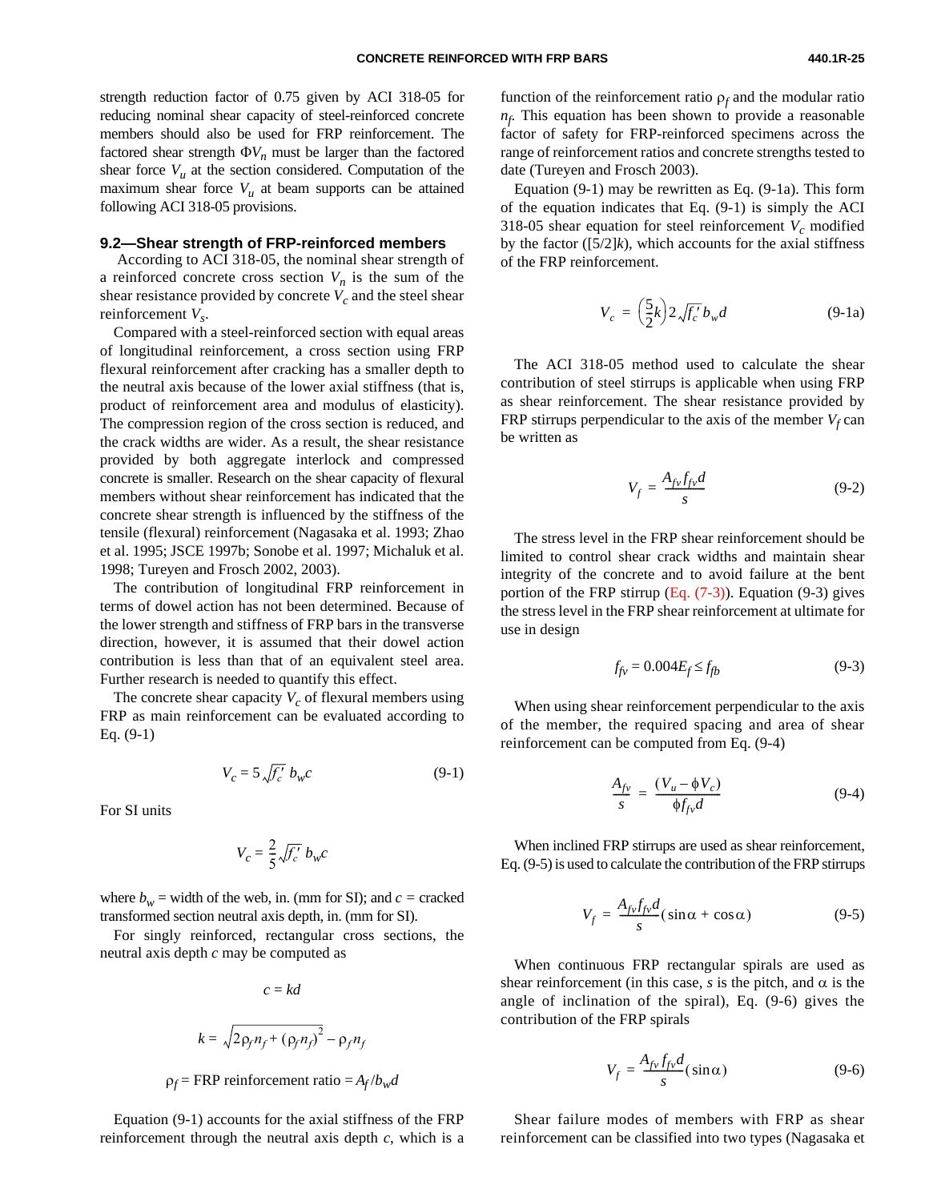strength reduction factor of 0.75 given by ACI 318-05 for reducing nominal shear capacity of steel-reinforced concrete members should also be used for FRP reinforcement. The factored shear strength $\Phi V_n$ must be larger than the factored shear force $V_u$ at the section considered. Computation of the maximum shear force $V_u$ at beam supports can be attained following ACI 318-05 provisions.

## 9.2—Shear strength of FRP-reinforced members

According to ACI 318-05, the nominal shear strength of a reinforced concrete cross section $V_n$ is the sum of the shear resistance provided by concrete $V_c$ and the steel shear reinforcement $V_s$.

Compared with a steel-reinforced section with equal areas of longitudinal reinforcement, a cross section using FRP flexural reinforcement after cracking has a smaller depth to the neutral axis because of the lower axial stiffness (that is, product of reinforcement area and modulus of elasticity). The compression region of the cross section is reduced, and the crack widths are wider. As a result, the shear resistance provided by both aggregate interlock and compressed concrete is smaller. Research on the shear capacity of flexural members without shear reinforcement has indicated that the concrete shear strength is influenced by the stiffness of the tensile (flexural) reinforcement (Nagasaka et al. 1993; Zhao et al. 1995; JSCE 1997b; Sonobe et al. 1997; Michaluk et al. 1998; Tureyen and Frosch 2002, 2003).

The contribution of longitudinal FRP reinforcement in terms of dowel action has not been determined. Because of the lower strength and stiffness of FRP bars in the transverse direction, however, it is assumed that their dowel action contribution is less than that of an equivalent steel area. Further research is needed to quantify this effect.

The concrete shear capacity $V_c$ of flexural members using FRP as main reinforcement can be evaluated according to Eq. (9-1)

$$V_c = 5\sqrt{f'_c}\, b_w c \tag{9-1}$$

For SI units

$$V_c = \frac{2}{5}\sqrt{f'_c}\, b_w c$$

where $b_w$ = width of the web, in. (mm for SI); and $c$ = cracked transformed section neutral axis depth, in. (mm for SI).

For singly reinforced, rectangular cross sections, the neutral axis depth $c$ may be computed as

$$c = kd$$

$$k = \sqrt{2\rho_f n_f + (\rho_f n_f)^2} - \rho_f n_f$$

$$\rho_f = \text{FRP reinforcement ratio} = A_f / b_w d$$

Equation (9-1) accounts for the axial stiffness of the FRP reinforcement through the neutral axis depth $c$, which is a function of the reinforcement ratio $\rho_f$ and the modular ratio $n_f$. This equation has been shown to provide a reasonable factor of safety for FRP-reinforced specimens across the range of reinforcement ratios and concrete strengths tested to date (Tureyen and Frosch 2003).

Equation (9-1) may be rewritten as Eq. (9-1a). This form of the equation indicates that Eq. (9-1) is simply the ACI 318-05 shear equation for steel reinforcement $V_c$ modified by the factor ([5/2]$k$), which accounts for the axial stiffness of the FRP reinforcement.

$$V_c = \left(\frac{5}{2}k\right) 2\sqrt{f'_c}\, b_w d \tag{9-1a}$$

The ACI 318-05 method used to calculate the shear contribution of steel stirrups is applicable when using FRP as shear reinforcement. The shear resistance provided by FRP stirrups perpendicular to the axis of the member $V_f$ can be written as

$$V_f = \frac{A_{fv} f_{fv} d}{s} \tag{9-2}$$

The stress level in the FRP shear reinforcement should be limited to control shear crack widths and maintain shear integrity of the concrete and to avoid failure at the bent portion of the FRP stirrup (Eq. (7-3)). Equation (9-3) gives the stress level in the FRP shear reinforcement at ultimate for use in design

$$f_{fv} = 0.004 E_f \le f_{fb} \tag{9-3}$$

When using shear reinforcement perpendicular to the axis of the member, the required spacing and area of shear reinforcement can be computed from Eq. (9-4)

$$\frac{A_{fv}}{s} = \frac{(V_u - \phi V_c)}{\phi f_{fv} d} \tag{9-4}$$

When inclined FRP stirrups are used as shear reinforcement, Eq. (9-5) is used to calculate the contribution of the FRP stirrups

$$V_f = \frac{A_{fv} f_{fv} d}{s}(\sin\alpha + \cos\alpha) \tag{9-5}$$

When continuous FRP rectangular spirals are used as shear reinforcement (in this case, $s$ is the pitch, and $\alpha$ is the angle of inclination of the spiral), Eq. (9-6) gives the contribution of the FRP spirals

$$V_f = \frac{A_{fv} f_{fv} d}{s}(\sin\alpha) \tag{9-6}$$

Shear failure modes of members with FRP as shear reinforcement can be classified into two types (Nagasaka et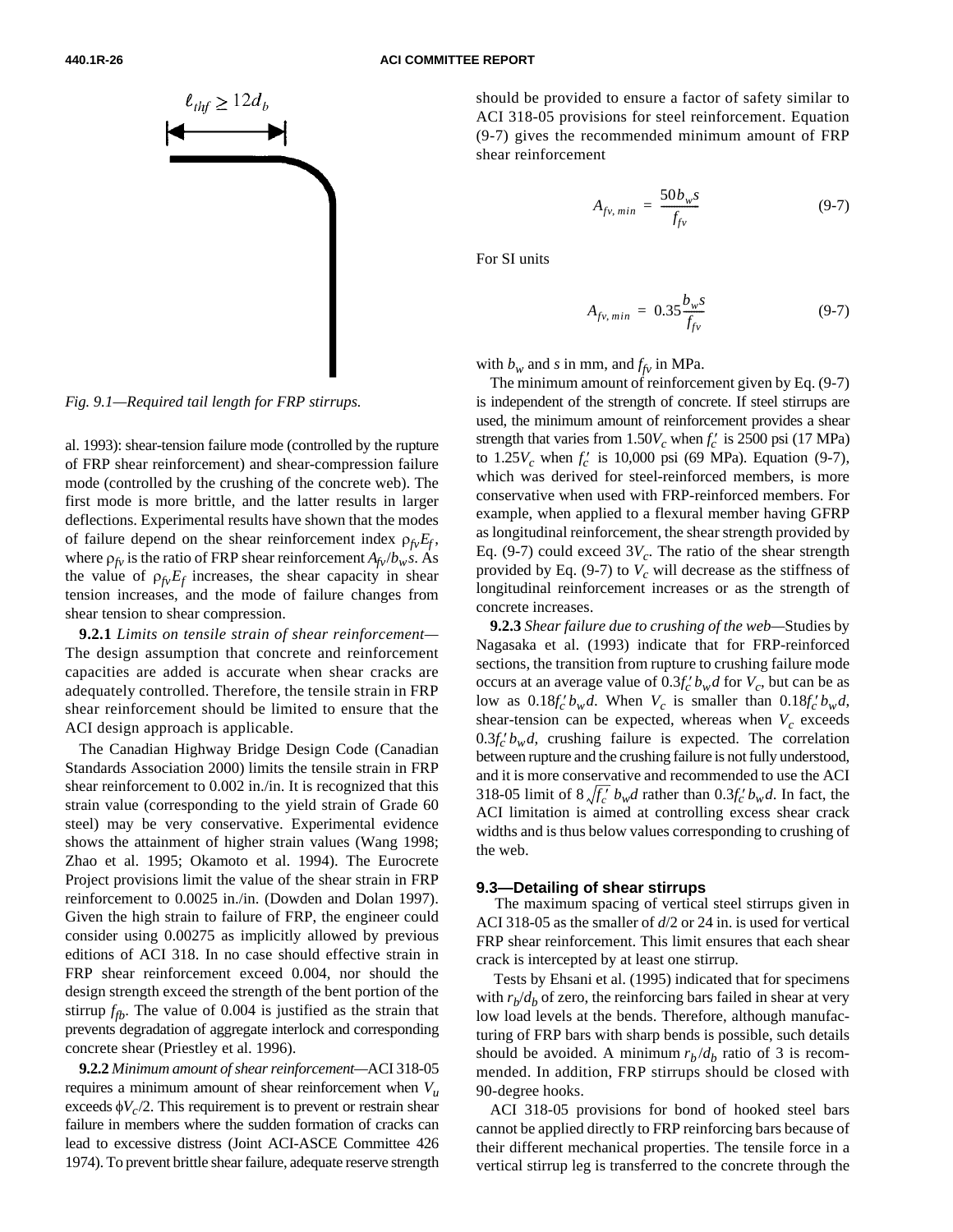Fig. 9.1—Required tail length for FRP stirrups.

al. 1993): shear-tension failure mode (controlled by the rupture of FRP shear reinforcement) and shear-compression failure mode (controlled by the crushing of the concrete web). The first mode is more brittle, and the latter results in larger deflections. Experimental results have shown that the modes of failure depend on the shear reinforcement index $\rho_{fv}E_f$, where $\rho_{fv}$ is the ratio of FRP shear reinforcement $A_{fv}/b_w s$. As the value of $\rho_{fv}E_f$ increases, the shear capacity in shear tension increases, and the mode of failure changes from shear tension to shear compression.

**9.2.1** *Limits on tensile strain of shear reinforcement*—The design assumption that concrete and reinforcement capacities are added is accurate when shear cracks are adequately controlled. Therefore, the tensile strain in FRP shear reinforcement should be limited to ensure that the ACI design approach is applicable.

The Canadian Highway Bridge Design Code (Canadian Standards Association 2000) limits the tensile strain in FRP shear reinforcement to 0.002 in./in. It is recognized that this strain value (corresponding to the yield strain of Grade 60 steel) may be very conservative. Experimental evidence shows the attainment of higher strain values (Wang 1998; Zhao et al. 1995; Okamoto et al. 1994). The Eurocrete Project provisions limit the value of the shear strain in FRP reinforcement to 0.0025 in./in. (Dowden and Dolan 1997). Given the high strain to failure of FRP, the engineer could consider using 0.00275 as implicitly allowed by previous editions of ACI 318. In no case should effective strain in FRP shear reinforcement exceed 0.004, nor should the design strength exceed the strength of the bent portion of the stirrup $f_{fb}$. The value of 0.004 is justified as the strain that prevents degradation of aggregate interlock and corresponding concrete shear (Priestley et al. 1996).

**9.2.2** *Minimum amount of shear reinforcement*—ACI 318-05 requires a minimum amount of shear reinforcement when $V_u$ exceeds $\phi V_c/2$. This requirement is to prevent or restrain shear failure in members where the sudden formation of cracks can lead to excessive distress (Joint ACI-ASCE Committee 426 1974). To prevent brittle shear failure, adequate reserve strength should be provided to ensure a factor of safety similar to ACI 318-05 provisions for steel reinforcement. Equation (9-7) gives the recommended minimum amount of FRP shear reinforcement

$$A_{fv,\,min} = \frac{50 b_w s}{f_{fv}} \qquad \text{(9-7)}$$

For SI units

$$A_{fv,\,min} = 0.35\frac{b_w s}{f_{fv}} \qquad \text{(9-7)}$$

with $b_w$ and $s$ in mm, and $f_{fv}$ in MPa.

The minimum amount of reinforcement given by Eq. (9-7) is independent of the strength of concrete. If steel stirrups are used, the minimum amount of reinforcement provides a shear strength that varies from $1.50V_c$ when $f_c'$ is 2500 psi (17 MPa) to $1.25V_c$ when $f_c'$ is 10,000 psi (69 MPa). Equation (9-7), which was derived for steel-reinforced members, is more conservative when used with FRP-reinforced members. For example, when applied to a flexural member having GFRP as longitudinal reinforcement, the shear strength provided by Eq. (9-7) could exceed $3V_c$. The ratio of the shear strength provided by Eq. (9-7) to $V_c$ will decrease as the stiffness of longitudinal reinforcement increases or as the strength of concrete increases.

**9.2.3** *Shear failure due to crushing of the web*—Studies by Nagasaka et al. (1993) indicate that for FRP-reinforced sections, the transition from rupture to crushing failure mode occurs at an average value of $0.3f_c' b_w d$ for $V_c$, but can be as low as $0.18f_c' b_w d$. When $V_c$ is smaller than $0.18f_c' b_w d$, shear-tension can be expected, whereas when $V_c$ exceeds $0.3f_c' b_w d$, crushing failure is expected. The correlation between rupture and the crushing failure is not fully understood, and it is more conservative and recommended to use the ACI 318-05 limit of $8\sqrt{f_c'}\, b_w d$ rather than $0.3f_c' b_w d$. In fact, the ACI limitation is aimed at controlling excess shear crack widths and is thus below values corresponding to crushing of the web.

## 9.3—Detailing of shear stirrups

The maximum spacing of vertical steel stirrups given in ACI 318-05 as the smaller of $d/2$ or 24 in. is used for vertical FRP shear reinforcement. This limit ensures that each shear crack is intercepted by at least one stirrup.

Tests by Ehsani et al. (1995) indicated that for specimens with $r_b/d_b$ of zero, the reinforcing bars failed in shear at very low load levels at the bends. Therefore, although manufacturing of FRP bars with sharp bends is possible, such details should be avoided. A minimum $r_b/d_b$ ratio of 3 is recommended. In addition, FRP stirrups should be closed with 90-degree hooks.

ACI 318-05 provisions for bond of hooked steel bars cannot be applied directly to FRP reinforcing bars because of their different mechanical properties. The tensile force in a vertical stirrup leg is transferred to the concrete through the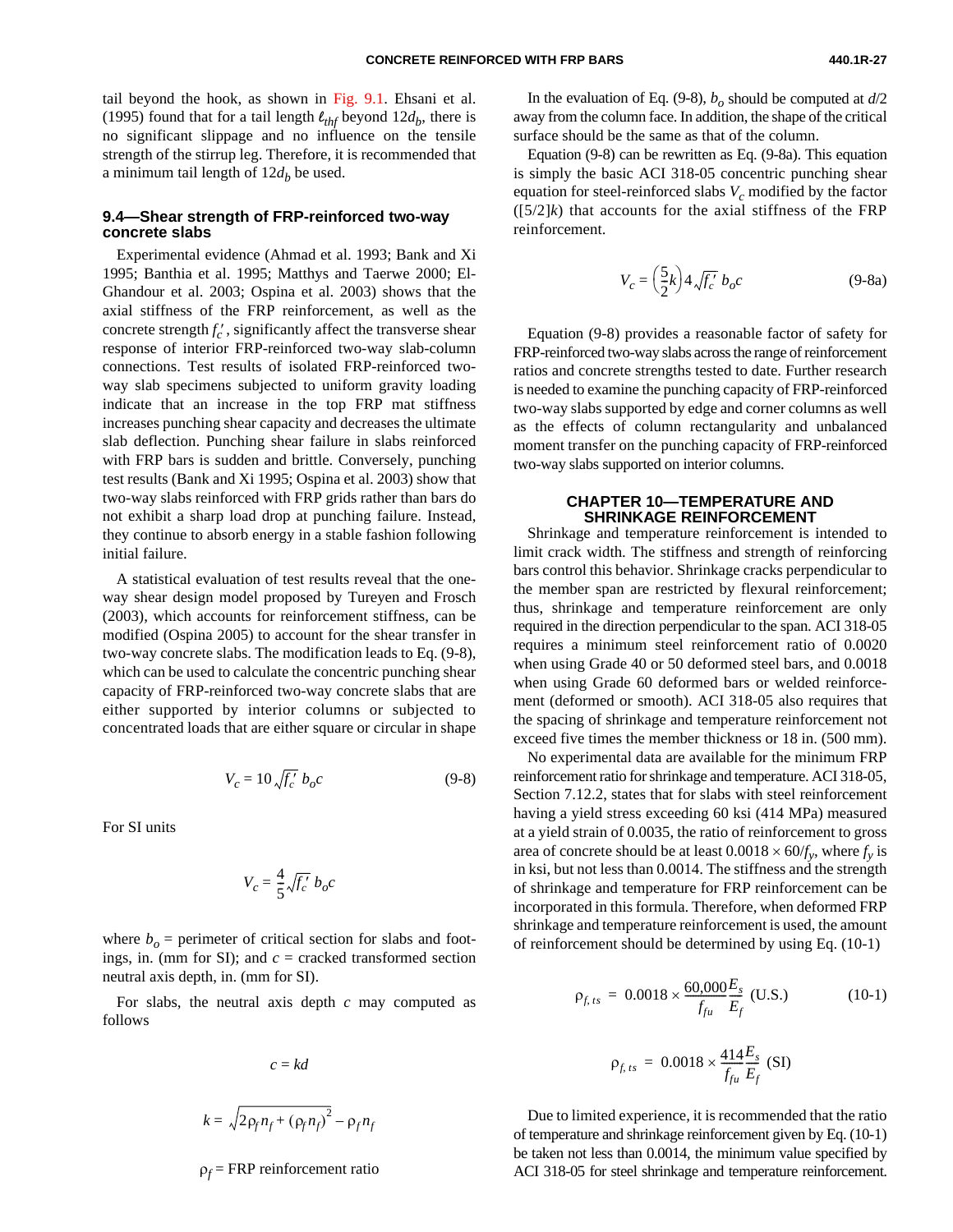tail beyond the hook, as shown in Fig. 9.1. Ehsani et al. (1995) found that for a tail length $\ell_{thf}$ beyond $12d_b$, there is no significant slippage and no influence on the tensile strength of the stirrup leg. Therefore, it is recommended that a minimum tail length of $12d_b$ be used.

### 9.4—Shear strength of FRP-reinforced two-way concrete slabs

Experimental evidence (Ahmad et al. 1993; Bank and Xi 1995; Banthia et al. 1995; Matthys and Taerwe 2000; El-Ghandour et al. 2003; Ospina et al. 2003) shows that the axial stiffness of the FRP reinforcement, as well as the concrete strength $f_c'$, significantly affect the transverse shear response of interior FRP-reinforced two-way slab-column connections. Test results of isolated FRP-reinforced two-way slab specimens subjected to uniform gravity loading indicate that an increase in the top FRP mat stiffness increases punching shear capacity and decreases the ultimate slab deflection. Punching shear failure in slabs reinforced with FRP bars is sudden and brittle. Conversely, punching test results (Bank and Xi 1995; Ospina et al. 2003) show that two-way slabs reinforced with FRP grids rather than bars do not exhibit a sharp load drop at punching failure. Instead, they continue to absorb energy in a stable fashion following initial failure.

A statistical evaluation of test results reveal that the one-way shear design model proposed by Tureyen and Frosch (2003), which accounts for reinforcement stiffness, can be modified (Ospina 2005) to account for the shear transfer in two-way concrete slabs. The modification leads to Eq. (9-8), which can be used to calculate the concentric punching shear capacity of FRP-reinforced two-way concrete slabs that are either supported by interior columns or subjected to concentrated loads that are either square or circular in shape

$$V_c = 10\sqrt{f_c'}\, b_o c \tag{9-8}$$

For SI units

$$V_c = \frac{4}{5}\sqrt{f_c'}\, b_o c$$

where $b_o$ = perimeter of critical section for slabs and footings, in. (mm for SI); and $c$ = cracked transformed section neutral axis depth, in. (mm for SI).

For slabs, the neutral axis depth $c$ may computed as follows

$$c = kd$$

$$k = \sqrt{2\rho_f n_f + (\rho_f n_f)^2} - \rho_f n_f$$

$\rho_f$ = FRP reinforcement ratio

In the evaluation of Eq. (9-8), $b_o$ should be computed at $d/2$ away from the column face. In addition, the shape of the critical surface should be the same as that of the column.

Equation (9-8) can be rewritten as Eq. (9-8a). This equation is simply the basic ACI 318-05 concentric punching shear equation for steel-reinforced slabs $V_c$ modified by the factor ($[5/2]k$) that accounts for the axial stiffness of the FRP reinforcement.

$$V_c = \left(\frac{5}{2}k\right)4\sqrt{f_c'}\, b_o c \tag{9-8a}$$

Equation (9-8) provides a reasonable factor of safety for FRP-reinforced two-way slabs across the range of reinforcement ratios and concrete strengths tested to date. Further research is needed to examine the punching capacity of FRP-reinforced two-way slabs supported by edge and corner columns as well as the effects of column rectangularity and unbalanced moment transfer on the punching capacity of FRP-reinforced two-way slabs supported on interior columns.

## CHAPTER 10—TEMPERATURE AND SHRINKAGE REINFORCEMENT

Shrinkage and temperature reinforcement is intended to limit crack width. The stiffness and strength of reinforcing bars control this behavior. Shrinkage cracks perpendicular to the member span are restricted by flexural reinforcement; thus, shrinkage and temperature reinforcement are only required in the direction perpendicular to the span. ACI 318-05 requires a minimum steel reinforcement ratio of 0.0020 when using Grade 40 or 50 deformed steel bars, and 0.0018 when using Grade 60 deformed bars or welded reinforcement (deformed or smooth). ACI 318-05 also requires that the spacing of shrinkage and temperature reinforcement not exceed five times the member thickness or 18 in. (500 mm).

No experimental data are available for the minimum FRP reinforcement ratio for shrinkage and temperature. ACI 318-05, Section 7.12.2, states that for slabs with steel reinforcement having a yield stress exceeding 60 ksi (414 MPa) measured at a yield strain of 0.0035, the ratio of reinforcement to gross area of concrete should be at least $0.0018 \times 60/f_y$, where $f_y$ is in ksi, but not less than 0.0014. The stiffness and the strength of shrinkage and temperature for FRP reinforcement can be incorporated in this formula. Therefore, when deformed FRP shrinkage and temperature reinforcement is used, the amount of reinforcement should be determined by using Eq. (10-1)

$$\rho_{f,ts} = 0.0018 \times \frac{60{,}000}{f_{fu}}\frac{E_s}{E_f} \text{ (U.S.)} \tag{10-1}$$

$$\rho_{f,ts} = 0.0018 \times \frac{414}{f_{fu}}\frac{E_s}{E_f} \text{ (SI)}$$

Due to limited experience, it is recommended that the ratio of temperature and shrinkage reinforcement given by Eq. (10-1) be taken not less than 0.0014, the minimum value specified by ACI 318-05 for steel shrinkage and temperature reinforcement.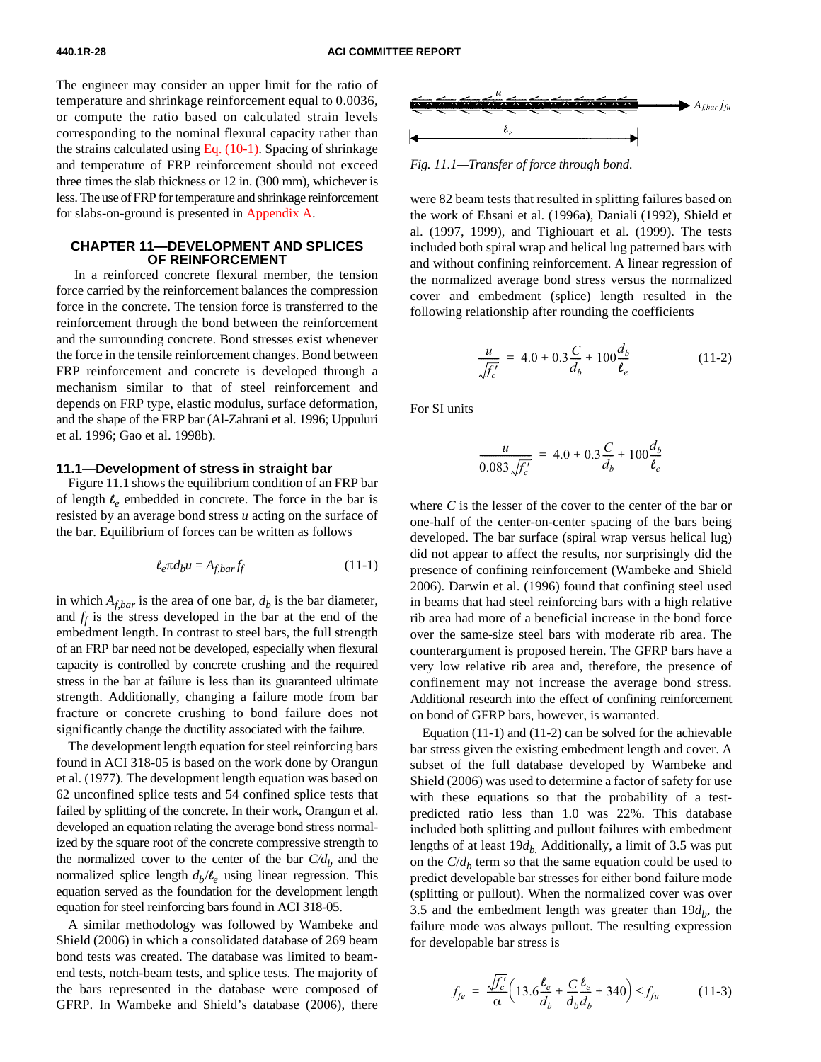The engineer may consider an upper limit for the ratio of temperature and shrinkage reinforcement equal to 0.0036, or compute the ratio based on calculated strain levels corresponding to the nominal flexural capacity rather than the strains calculated using Eq. (10-1). Spacing of shrinkage and temperature of FRP reinforcement should not exceed three times the slab thickness or 12 in. (300 mm), whichever is less. The use of FRP for temperature and shrinkage reinforcement for slabs-on-ground is presented in Appendix A.

## CHAPTER 11—DEVELOPMENT AND SPLICES OF REINFORCEMENT

In a reinforced concrete flexural member, the tension force carried by the reinforcement balances the compression force in the concrete. The tension force is transferred to the reinforcement through the bond between the reinforcement and the surrounding concrete. Bond stresses exist whenever the force in the tensile reinforcement changes. Bond between FRP reinforcement and concrete is developed through a mechanism similar to that of steel reinforcement and depends on FRP type, elastic modulus, surface deformation, and the shape of the FRP bar (Al-Zahrani et al. 1996; Uppuluri et al. 1996; Gao et al. 1998b).

### 11.1—Development of stress in straight bar

Figure 11.1 shows the equilibrium condition of an FRP bar of length $\ell_e$ embedded in concrete. The force in the bar is resisted by an average bond stress $u$ acting on the surface of the bar. Equilibrium of forces can be written as follows

$$\ell_e \pi d_b u = A_{f,bar} f_f \tag{11-1}$$

in which $A_{f,bar}$ is the area of one bar, $d_b$ is the bar diameter, and $f_f$ is the stress developed in the bar at the end of the embedment length. In contrast to steel bars, the full strength of an FRP bar need not be developed, especially when flexural capacity is controlled by concrete crushing and the required stress in the bar at failure is less than its guaranteed ultimate strength. Additionally, changing a failure mode from bar fracture or concrete crushing to bond failure does not significantly change the ductility associated with the failure.

The development length equation for steel reinforcing bars found in ACI 318-05 is based on the work done by Orangun et al. (1977). The development length equation was based on 62 unconfined splice tests and 54 confined splice tests that failed by splitting of the concrete. In their work, Orangun et al. developed an equation relating the average bond stress normalized by the square root of the concrete compressive strength to the normalized cover to the center of the bar $C/d_b$ and the normalized splice length $d_b/\ell_e$ using linear regression. This equation served as the foundation for the development length equation for steel reinforcing bars found in ACI 318-05.

A similar methodology was followed by Wambeke and Shield (2006) in which a consolidated database of 269 beam bond tests was created. The database was limited to beam-end tests, notch-beam tests, and splice tests. The majority of the bars represented in the database were composed of GFRP. In Wambeke and Shield's database (2006), there were 82 beam tests that resulted in splitting failures based on the work of Ehsani et al. (1996a), Daniali (1992), Shield et al. (1997, 1999), and Tighiouart et al. (1999). The tests included both spiral wrap and helical lug patterned bars with and without confining reinforcement. A linear regression of the normalized average bond stress versus the normalized cover and embedment (splice) length resulted in the following relationship after rounding the coefficients

Fig. 11.1—Transfer of force through bond.

$$\frac{u}{\sqrt{f_c'}} = 4.0 + 0.3\frac{C}{d_b} + 100\frac{d_b}{\ell_e} \tag{11-2}$$

For SI units

$$\frac{u}{0.083\sqrt{f_c'}} = 4.0 + 0.3\frac{C}{d_b} + 100\frac{d_b}{\ell_e}$$

where $C$ is the lesser of the cover to the center of the bar or one-half of the center-on-center spacing of the bars being developed. The bar surface (spiral wrap versus helical lug) did not appear to affect the results, nor surprisingly did the presence of confining reinforcement (Wambeke and Shield 2006). Darwin et al. (1996) found that confining steel used in beams that had steel reinforcing bars with a high relative rib area had more of a beneficial increase in the bond force over the same-size steel bars with moderate rib area. The counterargument is proposed herein. The GFRP bars have a very low relative rib area and, therefore, the presence of confinement may not increase the average bond stress. Additional research into the effect of confining reinforcement on bond of GFRP bars, however, is warranted.

Equation (11-1) and (11-2) can be solved for the achievable bar stress given the existing embedment length and cover. A subset of the full database developed by Wambeke and Shield (2006) was used to determine a factor of safety for use with these equations so that the probability of a test-predicted ratio less than 1.0 was 22%. This database included both splitting and pullout failures with embedment lengths of at least $19d_b$. Additionally, a limit of 3.5 was put on the $C/d_b$ term so that the same equation could be used to predict developable bar stresses for either bond failure mode (splitting or pullout). When the normalized cover was over 3.5 and the embedment length was greater than $19d_b$, the failure mode was always pullout. The resulting expression for developable bar stress is

$$f_{fe} = \frac{\sqrt{f_c'}}{\alpha}\left(13.6\frac{\ell_e}{d_b} + \frac{C}{d_b}\frac{\ell_e}{d_b} + 340\right) \le f_{fu} \tag{11-3}$$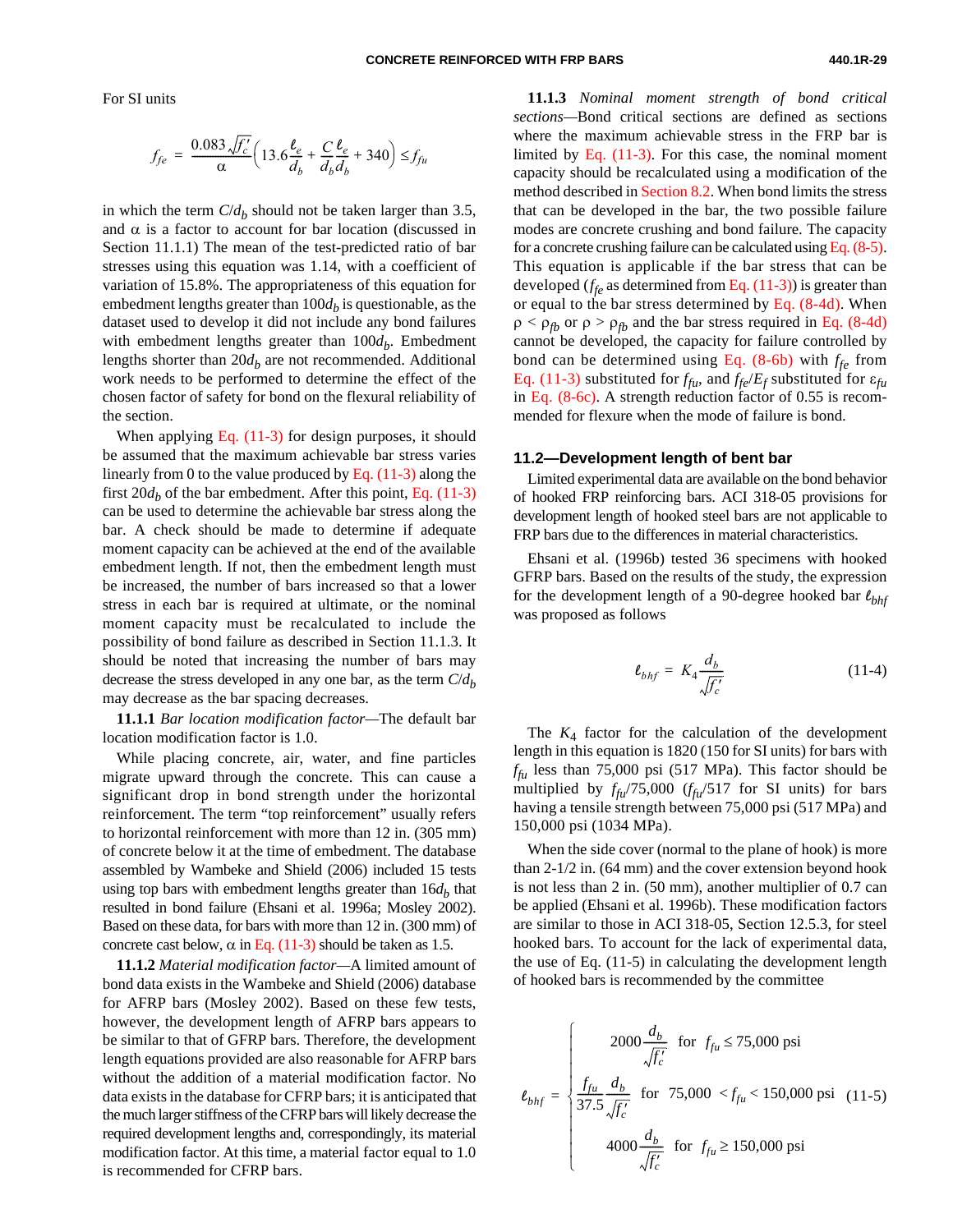For SI units

$$f_{fe} = \frac{0.083\sqrt{f_c'}}{\alpha}\left(13.6\frac{\ell_e}{d_b} + \frac{C}{d_b}\frac{\ell_e}{d_b} + 340\right) \le f_{fu}$$

in which the term $C/d_b$ should not be taken larger than 3.5, and $\alpha$ is a factor to account for bar location (discussed in Section 11.1.1) The mean of the test-predicted ratio of bar stresses using this equation was 1.14, with a coefficient of variation of 15.8%. The appropriateness of this equation for embedment lengths greater than $100d_b$ is questionable, as the dataset used to develop it did not include any bond failures with embedment lengths greater than $100d_b$. Embedment lengths shorter than $20d_b$ are not recommended. Additional work needs to be performed to determine the effect of the chosen factor of safety for bond on the flexural reliability of the section.

When applying Eq. (11-3) for design purposes, it should be assumed that the maximum achievable bar stress varies linearly from 0 to the value produced by Eq. (11-3) along the first $20d_b$ of the bar embedment. After this point, Eq. (11-3) can be used to determine the achievable bar stress along the bar. A check should be made to determine if adequate moment capacity can be achieved at the end of the available embedment length. If not, then the embedment length must be increased, the number of bars increased so that a lower stress in each bar is required at ultimate, or the nominal moment capacity must be recalculated to include the possibility of bond failure as described in Section 11.1.3. It should be noted that increasing the number of bars may decrease the stress developed in any one bar, as the term $C/d_b$ may decrease as the bar spacing decreases.

**11.1.1** *Bar location modification factor*—The default bar location modification factor is 1.0.

While placing concrete, air, water, and fine particles migrate upward through the concrete. This can cause a significant drop in bond strength under the horizontal reinforcement. The term "top reinforcement" usually refers to horizontal reinforcement with more than 12 in. (305 mm) of concrete below it at the time of embedment. The database assembled by Wambeke and Shield (2006) included 15 tests using top bars with embedment lengths greater than $16d_b$ that resulted in bond failure (Ehsani et al. 1996a; Mosley 2002). Based on these data, for bars with more than 12 in. (300 mm) of concrete cast below, $\alpha$ in Eq. (11-3) should be taken as 1.5.

**11.1.2** *Material modification factor*—A limited amount of bond data exists in the Wambeke and Shield (2006) database for AFRP bars (Mosley 2002). Based on these few tests, however, the development length of AFRP bars appears to be similar to that of GFRP bars. Therefore, the development length equations provided are also reasonable for AFRP bars without the addition of a material modification factor. No data exists in the database for CFRP bars; it is anticipated that the much larger stiffness of the CFRP bars will likely decrease the required development lengths and, correspondingly, its material modification factor. At this time, a material factor equal to 1.0 is recommended for CFRP bars.

**11.1.3** *Nominal moment strength of bond critical sections*—Bond critical sections are defined as sections where the maximum achievable stress in the FRP bar is limited by Eq. (11-3). For this case, the nominal moment capacity should be recalculated using a modification of the method described in Section 8.2. When bond limits the stress that can be developed in the bar, the two possible failure modes are concrete crushing and bond failure. The capacity for a concrete crushing failure can be calculated using Eq. (8-5). This equation is applicable if the bar stress that can be developed ($f_{fe}$ as determined from Eq. (11-3)) is greater than or equal to the bar stress determined by Eq. (8-4d). When $\rho < \rho_{fb}$ or $\rho > \rho_{fb}$ and the bar stress required in Eq. (8-4d) cannot be developed, the capacity for failure controlled by bond can be determined using Eq. (8-6b) with $f_{fe}$ from Eq. (11-3) substituted for $f_{fu}$, and $f_{fe}/E_f$ substituted for $\varepsilon_{fu}$ in Eq. (8-6c). A strength reduction factor of 0.55 is recommended for flexure when the mode of failure is bond.

## 11.2—Development length of bent bar

Limited experimental data are available on the bond behavior of hooked FRP reinforcing bars. ACI 318-05 provisions for development length of hooked steel bars are not applicable to FRP bars due to the differences in material characteristics.

Ehsani et al. (1996b) tested 36 specimens with hooked GFRP bars. Based on the results of the study, the expression for the development length of a 90-degree hooked bar $\ell_{bhf}$ was proposed as follows

$$\ell_{bhf} = K_4\frac{d_b}{\sqrt{f_c'}} \tag{11-4}$$

The $K_4$ factor for the calculation of the development length in this equation is 1820 (150 for SI units) for bars with $f_{fu}$ less than 75,000 psi (517 MPa). This factor should be multiplied by $f_{fu}/75{,}000$ ($f_{fu}/517$ for SI units) for bars having a tensile strength between 75,000 psi (517 MPa) and 150,000 psi (1034 MPa).

When the side cover (normal to the plane of hook) is more than 2-1/2 in. (64 mm) and the cover extension beyond hook is not less than 2 in. (50 mm), another multiplier of 0.7 can be applied (Ehsani et al. 1996b). These modification factors are similar to those in ACI 318-05, Section 12.5.3, for steel hooked bars. To account for the lack of experimental data, the use of Eq. (11-5) in calculating the development length of hooked bars is recommended by the committee

$$\ell_{bhf} = \begin{cases} 2000\dfrac{d_b}{\sqrt{f_c'}} & \text{for } f_{fu} \le 75{,}000 \text{ psi} \\[2ex] \dfrac{f_{fu}}{37.5}\dfrac{d_b}{\sqrt{f_c'}} & \text{for } 75{,}000 < f_{fu} < 150{,}000 \text{ psi} \\[2ex] 4000\dfrac{d_b}{\sqrt{f_c'}} & \text{for } f_{fu} \ge 150{,}000 \text{ psi} \end{cases} \tag{11-5}$$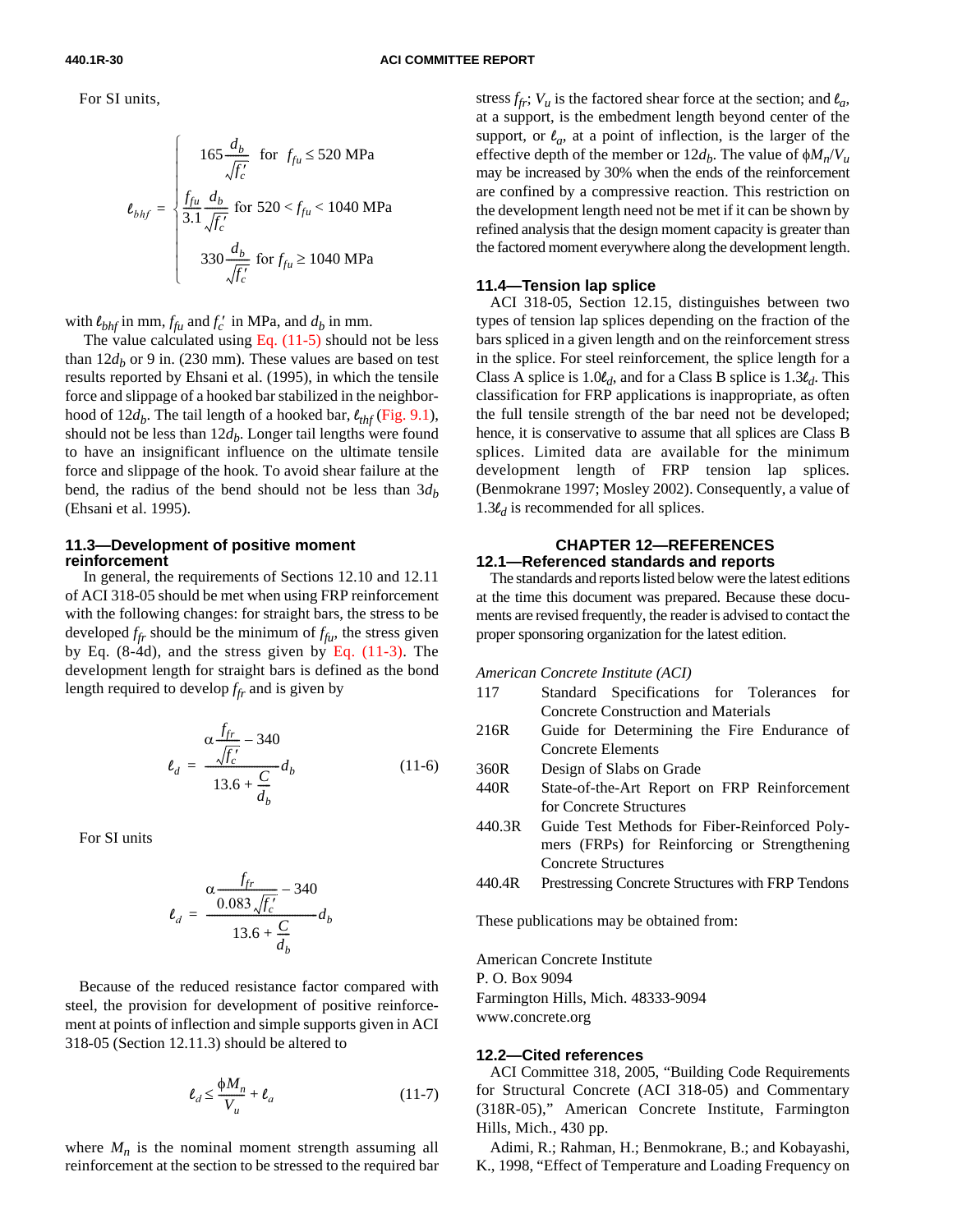For SI units,

$$\ell_{bhf} = \begin{cases} 165\dfrac{d_b}{\sqrt{f_c'}} & \text{for } f_{fu} \le 520 \text{ MPa} \\ \dfrac{f_{fu}}{3.1}\dfrac{d_b}{\sqrt{f_c'}} & \text{for } 520 < f_{fu} < 1040 \text{ MPa} \\ 330\dfrac{d_b}{\sqrt{f_c'}} & \text{for } f_{fu} \ge 1040 \text{ MPa} \end{cases}$$

with $\ell_{bhf}$ in mm, $f_{fu}$ and $f_c'$ in MPa, and $d_b$ in mm.

The value calculated using Eq. (11-5) should not be less than $12d_b$ or 9 in. (230 mm). These values are based on test results reported by Ehsani et al. (1995), in which the tensile force and slippage of a hooked bar stabilized in the neighborhood of $12d_b$. The tail length of a hooked bar, $\ell_{thf}$ (Fig. 9.1), should not be less than $12d_b$. Longer tail lengths were found to have an insignificant influence on the ultimate tensile force and slippage of the hook. To avoid shear failure at the bend, the radius of the bend should not be less than $3d_b$ (Ehsani et al. 1995).

## 11.3—Development of positive moment reinforcement

In general, the requirements of Sections 12.10 and 12.11 of ACI 318-05 should be met when using FRP reinforcement with the following changes: for straight bars, the stress to be developed $f_{fr}$ should be the minimum of $f_{fu}$, the stress given by Eq. (8-4d), and the stress given by Eq. (11-3). The development length for straight bars is defined as the bond length required to develop $f_{fr}$ and is given by

$$\ell_d = \frac{\alpha\dfrac{f_{fr}}{\sqrt{f_c'}} - 340}{13.6 + \dfrac{C}{d_b}}d_b \tag{11-6}$$

For SI units

$$\ell_d = \frac{\alpha\dfrac{f_{fr}}{0.083\sqrt{f_c'}} - 340}{13.6 + \dfrac{C}{d_b}}d_b$$

Because of the reduced resistance factor compared with steel, the provision for development of positive reinforcement at points of inflection and simple supports given in ACI 318-05 (Section 12.11.3) should be altered to

$$\ell_d \le \frac{\phi M_n}{V_u} + \ell_a \tag{11-7}$$

where $M_n$ is the nominal moment strength assuming all reinforcement at the section to be stressed to the required bar stress $f_{fr}$; $V_u$ is the factored shear force at the section; and $\ell_a$, at a support, is the embedment length beyond center of the support, or $\ell_a$, at a point of inflection, is the larger of the effective depth of the member or $12d_b$. The value of $\phi M_n/V_u$ may be increased by 30% when the ends of the reinforcement are confined by a compressive reaction. This restriction on the development length need not be met if it can be shown by refined analysis that the design moment capacity is greater than the factored moment everywhere along the development length.

## 11.4—Tension lap splice

ACI 318-05, Section 12.15, distinguishes between two types of tension lap splices depending on the fraction of the bars spliced in a given length and on the reinforcement stress in the splice. For steel reinforcement, the splice length for a Class A splice is $1.0\ell_d$, and for a Class B splice is $1.3\ell_d$. This classification for FRP applications is inappropriate, as often the full tensile strength of the bar need not be developed; hence, it is conservative to assume that all splices are Class B splices. Limited data are available for the minimum development length of FRP tension lap splices. (Benmokrane 1997; Mosley 2002). Consequently, a value of $1.3\ell_d$ is recommended for all splices.

# CHAPTER 12—REFERENCES

## 12.1—Referenced standards and reports

The standards and reports listed below were the latest editions at the time this document was prepared. Because these documents are revised frequently, the reader is advised to contact the proper sponsoring organization for the latest edition.

*American Concrete Institute (ACI)*

| | |
|---|---|
| 117 | Standard Specifications for Tolerances for Concrete Construction and Materials |
| 216R | Guide for Determining the Fire Endurance of Concrete Elements |
| 360R | Design of Slabs on Grade |
| 440R | State-of-the-Art Report on FRP Reinforcement for Concrete Structures |
| 440.3R | Guide Test Methods for Fiber-Reinforced Polymers (FRPs) for Reinforcing or Strengthening Concrete Structures |
| 440.4R | Prestressing Concrete Structures with FRP Tendons |

These publications may be obtained from:

American Concrete Institute
P. O. Box 9094
Farmington Hills, Mich. 48333-9094
www.concrete.org

## 12.2—Cited references

ACI Committee 318, 2005, "Building Code Requirements for Structural Concrete (ACI 318-05) and Commentary (318R-05)," American Concrete Institute, Farmington Hills, Mich., 430 pp.

Adimi, R.; Rahman, H.; Benmokrane, B.; and Kobayashi, K., 1998, "Effect of Temperature and Loading Frequency on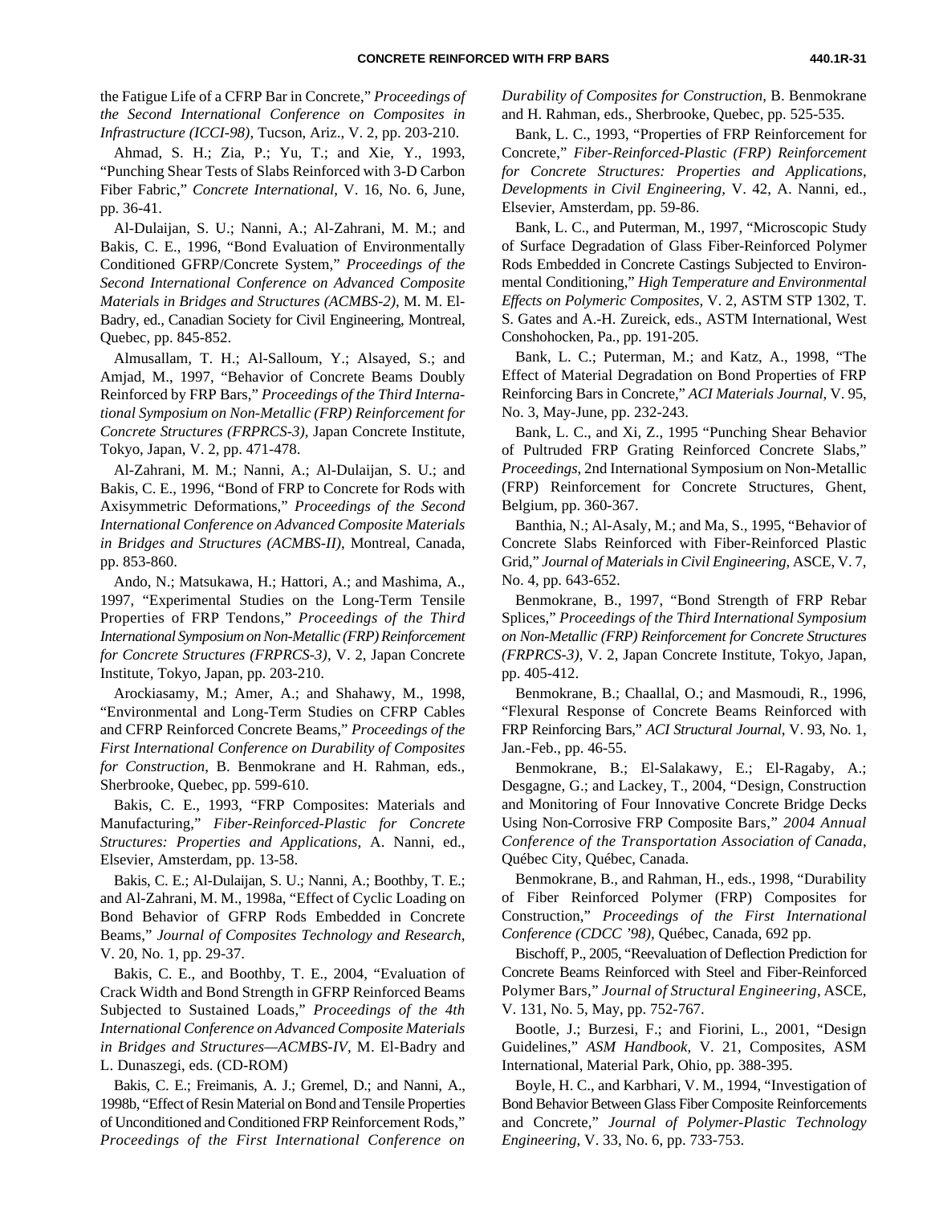the Fatigue Life of a CFRP Bar in Concrete," *Proceedings of the Second International Conference on Composites in Infrastructure (ICCI-98)*, Tucson, Ariz., V. 2, pp. 203-210.

Ahmad, S. H.; Zia, P.; Yu, T.; and Xie, Y., 1993, "Punching Shear Tests of Slabs Reinforced with 3-D Carbon Fiber Fabric," *Concrete International*, V. 16, No. 6, June, pp. 36-41.

Al-Dulaijan, S. U.; Nanni, A.; Al-Zahrani, M. M.; and Bakis, C. E., 1996, "Bond Evaluation of Environmentally Conditioned GFRP/Concrete System," *Proceedings of the Second International Conference on Advanced Composite Materials in Bridges and Structures (ACMBS-2)*, M. M. El-Badry, ed., Canadian Society for Civil Engineering, Montreal, Quebec, pp. 845-852.

Almusallam, T. H.; Al-Salloum, Y.; Alsayed, S.; and Amjad, M., 1997, "Behavior of Concrete Beams Doubly Reinforced by FRP Bars," *Proceedings of the Third International Symposium on Non-Metallic (FRP) Reinforcement for Concrete Structures (FRPRCS-3)*, Japan Concrete Institute, Tokyo, Japan, V. 2, pp. 471-478.

Al-Zahrani, M. M.; Nanni, A.; Al-Dulaijan, S. U.; and Bakis, C. E., 1996, "Bond of FRP to Concrete for Rods with Axisymmetric Deformations," *Proceedings of the Second International Conference on Advanced Composite Materials in Bridges and Structures (ACMBS-II)*, Montreal, Canada, pp. 853-860.

Ando, N.; Matsukawa, H.; Hattori, A.; and Mashima, A., 1997, "Experimental Studies on the Long-Term Tensile Properties of FRP Tendons," *Proceedings of the Third International Symposium on Non-Metallic (FRP) Reinforcement for Concrete Structures (FRPRCS-3)*, V. 2, Japan Concrete Institute, Tokyo, Japan, pp. 203-210.

Arockiasamy, M.; Amer, A.; and Shahawy, M., 1998, "Environmental and Long-Term Studies on CFRP Cables and CFRP Reinforced Concrete Beams," *Proceedings of the First International Conference on Durability of Composites for Construction*, B. Benmokrane and H. Rahman, eds., Sherbrooke, Quebec, pp. 599-610.

Bakis, C. E., 1993, "FRP Composites: Materials and Manufacturing," *Fiber-Reinforced-Plastic for Concrete Structures: Properties and Applications*, A. Nanni, ed., Elsevier, Amsterdam, pp. 13-58.

Bakis, C. E.; Al-Dulaijan, S. U.; Nanni, A.; Boothby, T. E.; and Al-Zahrani, M. M., 1998a, "Effect of Cyclic Loading on Bond Behavior of GFRP Rods Embedded in Concrete Beams," *Journal of Composites Technology and Research*, V. 20, No. 1, pp. 29-37.

Bakis, C. E., and Boothby, T. E., 2004, "Evaluation of Crack Width and Bond Strength in GFRP Reinforced Beams Subjected to Sustained Loads," *Proceedings of the 4th International Conference on Advanced Composite Materials in Bridges and Structures—ACMBS-IV*, M. El-Badry and L. Dunaszegi, eds. (CD-ROM)

Bakis, C. E.; Freimanis, A. J.; Gremel, D.; and Nanni, A., 1998b, "Effect of Resin Material on Bond and Tensile Properties of Unconditioned and Conditioned FRP Reinforcement Rods," *Proceedings of the First International Conference on Durability of Composites for Construction*, B. Benmokrane and H. Rahman, eds., Sherbrooke, Quebec, pp. 525-535.

Bank, L. C., 1993, "Properties of FRP Reinforcement for Concrete," *Fiber-Reinforced-Plastic (FRP) Reinforcement for Concrete Structures: Properties and Applications, Developments in Civil Engineering*, V. 42, A. Nanni, ed., Elsevier, Amsterdam, pp. 59-86.

Bank, L. C., and Puterman, M., 1997, "Microscopic Study of Surface Degradation of Glass Fiber-Reinforced Polymer Rods Embedded in Concrete Castings Subjected to Environmental Conditioning," *High Temperature and Environmental Effects on Polymeric Composites*, V. 2, ASTM STP 1302, T. S. Gates and A.-H. Zureick, eds., ASTM International, West Conshohocken, Pa., pp. 191-205.

Bank, L. C.; Puterman, M.; and Katz, A., 1998, "The Effect of Material Degradation on Bond Properties of FRP Reinforcing Bars in Concrete," *ACI Materials Journal*, V. 95, No. 3, May-June, pp. 232-243.

Bank, L. C., and Xi, Z., 1995 "Punching Shear Behavior of Pultruded FRP Grating Reinforced Concrete Slabs," *Proceedings*, 2nd International Symposium on Non-Metallic (FRP) Reinforcement for Concrete Structures, Ghent, Belgium, pp. 360-367.

Banthia, N.; Al-Asaly, M.; and Ma, S., 1995, "Behavior of Concrete Slabs Reinforced with Fiber-Reinforced Plastic Grid," *Journal of Materials in Civil Engineering*, ASCE, V. 7, No. 4, pp. 643-652.

Benmokrane, B., 1997, "Bond Strength of FRP Rebar Splices," *Proceedings of the Third International Symposium on Non-Metallic (FRP) Reinforcement for Concrete Structures (FRPRCS-3)*, V. 2, Japan Concrete Institute, Tokyo, Japan, pp. 405-412.

Benmokrane, B.; Chaallal, O.; and Masmoudi, R., 1996, "Flexural Response of Concrete Beams Reinforced with FRP Reinforcing Bars," *ACI Structural Journal*, V. 93, No. 1, Jan.-Feb., pp. 46-55.

Benmokrane, B.; El-Salakawy, E.; El-Ragaby, A.; Desgagne, G.; and Lackey, T., 2004, "Design, Construction and Monitoring of Four Innovative Concrete Bridge Decks Using Non-Corrosive FRP Composite Bars," *2004 Annual Conference of the Transportation Association of Canada*, Québec City, Québec, Canada.

Benmokrane, B., and Rahman, H., eds., 1998, "Durability of Fiber Reinforced Polymer (FRP) Composites for Construction," *Proceedings of the First International Conference (CDCC '98)*, Québec, Canada, 692 pp.

Bischoff, P., 2005, "Reevaluation of Deflection Prediction for Concrete Beams Reinforced with Steel and Fiber-Reinforced Polymer Bars," *Journal of Structural Engineering*, ASCE, V. 131, No. 5, May, pp. 752-767.

Bootle, J.; Burzesi, F.; and Fiorini, L., 2001, "Design Guidelines," *ASM Handbook*, V. 21, Composites, ASM International, Material Park, Ohio, pp. 388-395.

Boyle, H. C., and Karbhari, V. M., 1994, "Investigation of Bond Behavior Between Glass Fiber Composite Reinforcements and Concrete," *Journal of Polymer-Plastic Technology Engineering*, V. 33, No. 6, pp. 733-753.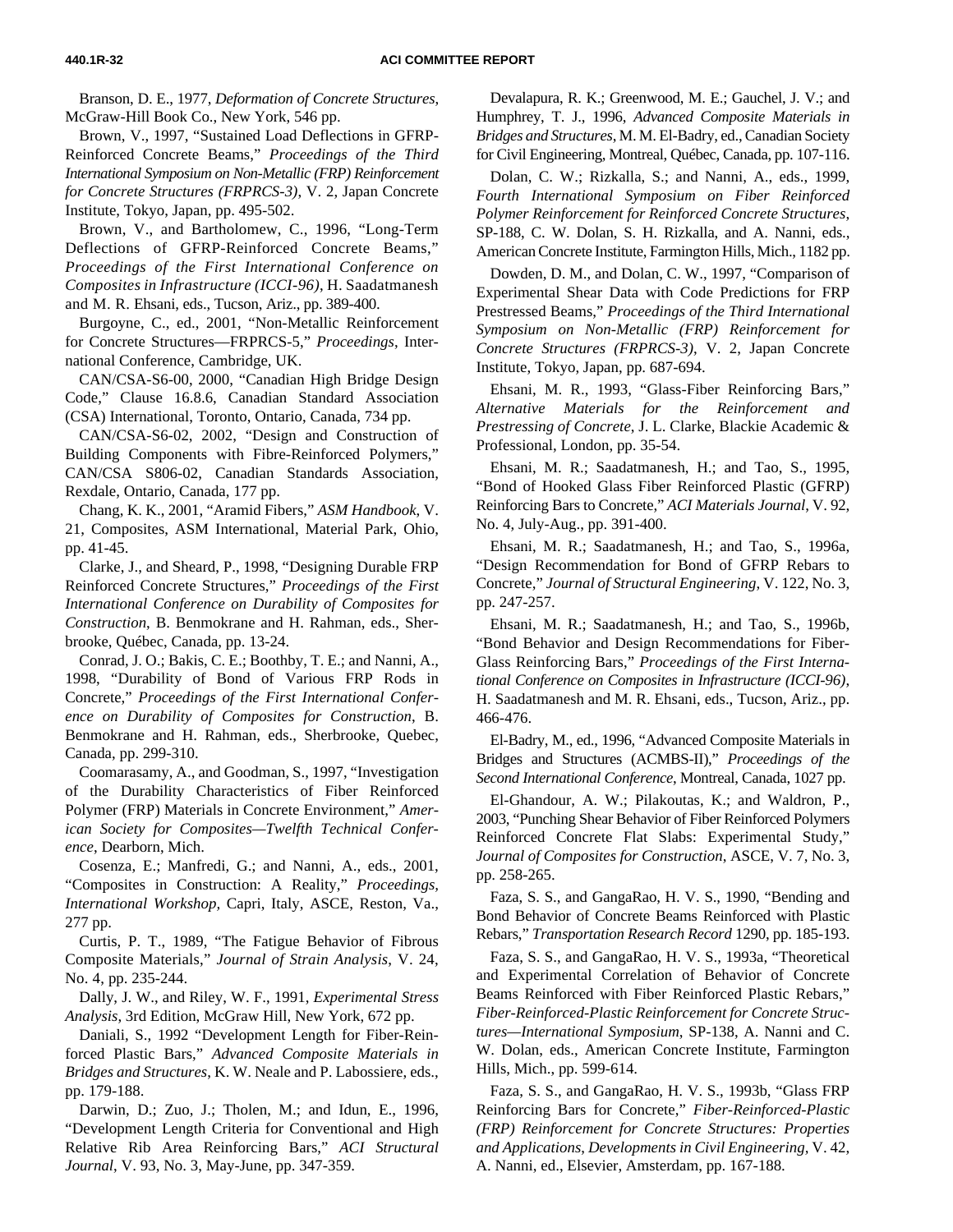Branson, D. E., 1977, *Deformation of Concrete Structures*, McGraw-Hill Book Co., New York, 546 pp.

Brown, V., 1997, "Sustained Load Deflections in GFRP-Reinforced Concrete Beams," *Proceedings of the Third International Symposium on Non-Metallic (FRP) Reinforcement for Concrete Structures (FRPRCS-3)*, V. 2, Japan Concrete Institute, Tokyo, Japan, pp. 495-502.

Brown, V., and Bartholomew, C., 1996, "Long-Term Deflections of GFRP-Reinforced Concrete Beams," *Proceedings of the First International Conference on Composites in Infrastructure (ICCI-96)*, H. Saadatmanesh and M. R. Ehsani, eds., Tucson, Ariz., pp. 389-400.

Burgoyne, C., ed., 2001, "Non-Metallic Reinforcement for Concrete Structures—FRPRCS-5," *Proceedings*, International Conference, Cambridge, UK.

CAN/CSA-S6-00, 2000, "Canadian High Bridge Design Code," Clause 16.8.6, Canadian Standard Association (CSA) International, Toronto, Ontario, Canada, 734 pp.

CAN/CSA-S6-02, 2002, "Design and Construction of Building Components with Fibre-Reinforced Polymers," CAN/CSA S806-02, Canadian Standards Association, Rexdale, Ontario, Canada, 177 pp.

Chang, K. K., 2001, "Aramid Fibers," *ASM Handbook*, V. 21, Composites, ASM International, Material Park, Ohio, pp. 41-45.

Clarke, J., and Sheard, P., 1998, "Designing Durable FRP Reinforced Concrete Structures," *Proceedings of the First International Conference on Durability of Composites for Construction*, B. Benmokrane and H. Rahman, eds., Sherbrooke, Québec, Canada, pp. 13-24.

Conrad, J. O.; Bakis, C. E.; Boothby, T. E.; and Nanni, A., 1998, "Durability of Bond of Various FRP Rods in Concrete," *Proceedings of the First International Conference on Durability of Composites for Construction*, B. Benmokrane and H. Rahman, eds., Sherbrooke, Quebec, Canada, pp. 299-310.

Coomarasamy, A., and Goodman, S., 1997, "Investigation of the Durability Characteristics of Fiber Reinforced Polymer (FRP) Materials in Concrete Environment," *American Society for Composites—Twelfth Technical Conference*, Dearborn, Mich.

Cosenza, E.; Manfredi, G.; and Nanni, A., eds., 2001, "Composites in Construction: A Reality," *Proceedings, International Workshop*, Capri, Italy, ASCE, Reston, Va., 277 pp.

Curtis, P. T., 1989, "The Fatigue Behavior of Fibrous Composite Materials," *Journal of Strain Analysis*, V. 24, No. 4, pp. 235-244.

Dally, J. W., and Riley, W. F., 1991, *Experimental Stress Analysis*, 3rd Edition, McGraw Hill, New York, 672 pp.

Daniali, S., 1992 "Development Length for Fiber-Reinforced Plastic Bars," *Advanced Composite Materials in Bridges and Structures*, K. W. Neale and P. Labossiere, eds., pp. 179-188.

Darwin, D.; Zuo, J.; Tholen, M.; and Idun, E., 1996, "Development Length Criteria for Conventional and High Relative Rib Area Reinforcing Bars," *ACI Structural Journal*, V. 93, No. 3, May-June, pp. 347-359.

Devalapura, R. K.; Greenwood, M. E.; Gauchel, J. V.; and Humphrey, T. J., 1996, *Advanced Composite Materials in Bridges and Structures*, M. M. El-Badry, ed., Canadian Society for Civil Engineering, Montreal, Québec, Canada, pp. 107-116.

Dolan, C. W.; Rizkalla, S.; and Nanni, A., eds., 1999, *Fourth International Symposium on Fiber Reinforced Polymer Reinforcement for Reinforced Concrete Structures*, SP-188, C. W. Dolan, S. H. Rizkalla, and A. Nanni, eds., American Concrete Institute, Farmington Hills, Mich., 1182 pp.

Dowden, D. M., and Dolan, C. W., 1997, "Comparison of Experimental Shear Data with Code Predictions for FRP Prestressed Beams," *Proceedings of the Third International Symposium on Non-Metallic (FRP) Reinforcement for Concrete Structures (FRPRCS-3)*, V. 2, Japan Concrete Institute, Tokyo, Japan, pp. 687-694.

Ehsani, M. R., 1993, "Glass-Fiber Reinforcing Bars," *Alternative Materials for the Reinforcement and Prestressing of Concrete*, J. L. Clarke, Blackie Academic & Professional, London, pp. 35-54.

Ehsani, M. R.; Saadatmanesh, H.; and Tao, S., 1995, "Bond of Hooked Glass Fiber Reinforced Plastic (GFRP) Reinforcing Bars to Concrete," *ACI Materials Journal*, V. 92, No. 4, July-Aug., pp. 391-400.

Ehsani, M. R.; Saadatmanesh, H.; and Tao, S., 1996a, "Design Recommendation for Bond of GFRP Rebars to Concrete," *Journal of Structural Engineering*, V. 122, No. 3, pp. 247-257.

Ehsani, M. R.; Saadatmanesh, H.; and Tao, S., 1996b, "Bond Behavior and Design Recommendations for Fiber-Glass Reinforcing Bars," *Proceedings of the First International Conference on Composites in Infrastructure (ICCI-96)*, H. Saadatmanesh and M. R. Ehsani, eds., Tucson, Ariz., pp. 466-476.

El-Badry, M., ed., 1996, "Advanced Composite Materials in Bridges and Structures (ACMBS-II)," *Proceedings of the Second International Conference*, Montreal, Canada, 1027 pp.

El-Ghandour, A. W.; Pilakoutas, K.; and Waldron, P., 2003, "Punching Shear Behavior of Fiber Reinforced Polymers Reinforced Concrete Flat Slabs: Experimental Study," *Journal of Composites for Construction*, ASCE, V. 7, No. 3, pp. 258-265.

Faza, S. S., and GangaRao, H. V. S., 1990, "Bending and Bond Behavior of Concrete Beams Reinforced with Plastic Rebars," *Transportation Research Record* 1290, pp. 185-193.

Faza, S. S., and GangaRao, H. V. S., 1993a, "Theoretical and Experimental Correlation of Behavior of Concrete Beams Reinforced with Fiber Reinforced Plastic Rebars," *Fiber-Reinforced-Plastic Reinforcement for Concrete Structures—International Symposium*, SP-138, A. Nanni and C. W. Dolan, eds., American Concrete Institute, Farmington Hills, Mich., pp. 599-614.

Faza, S. S., and GangaRao, H. V. S., 1993b, "Glass FRP Reinforcing Bars for Concrete," *Fiber-Reinforced-Plastic (FRP) Reinforcement for Concrete Structures: Properties and Applications, Developments in Civil Engineering*, V. 42, A. Nanni, ed., Elsevier, Amsterdam, pp. 167-188.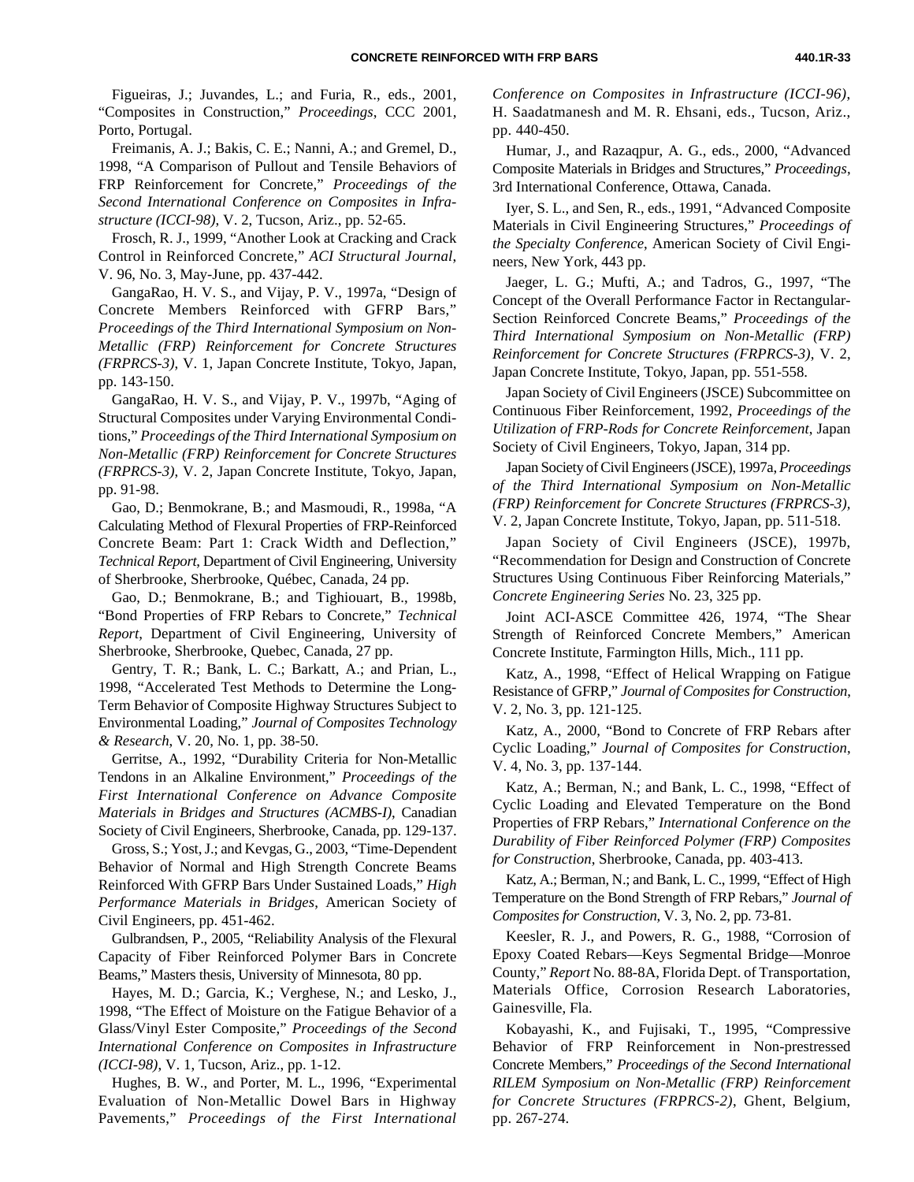Figueiras, J.; Juvandes, L.; and Furia, R., eds., 2001, “Composites in Construction,” *Proceedings*, CCC 2001, Porto, Portugal.

Freimanis, A. J.; Bakis, C. E.; Nanni, A.; and Gremel, D., 1998, “A Comparison of Pullout and Tensile Behaviors of FRP Reinforcement for Concrete,” *Proceedings of the Second International Conference on Composites in Infrastructure (ICCI-98)*, V. 2, Tucson, Ariz., pp. 52-65.

Frosch, R. J., 1999, “Another Look at Cracking and Crack Control in Reinforced Concrete,” *ACI Structural Journal*, V. 96, No. 3, May-June, pp. 437-442.

GangaRao, H. V. S., and Vijay, P. V., 1997a, “Design of Concrete Members Reinforced with GFRP Bars,” *Proceedings of the Third International Symposium on Non-Metallic (FRP) Reinforcement for Concrete Structures (FRPRCS-3)*, V. 1, Japan Concrete Institute, Tokyo, Japan, pp. 143-150.

GangaRao, H. V. S., and Vijay, P. V., 1997b, “Aging of Structural Composites under Varying Environmental Conditions,” *Proceedings of the Third International Symposium on Non-Metallic (FRP) Reinforcement for Concrete Structures (FRPRCS-3)*, V. 2, Japan Concrete Institute, Tokyo, Japan, pp. 91-98.

Gao, D.; Benmokrane, B.; and Masmoudi, R., 1998a, “A Calculating Method of Flexural Properties of FRP-Reinforced Concrete Beam: Part 1: Crack Width and Deflection,” *Technical Report*, Department of Civil Engineering, University of Sherbrooke, Sherbrooke, Québec, Canada, 24 pp.

Gao, D.; Benmokrane, B.; and Tighiouart, B., 1998b, “Bond Properties of FRP Rebars to Concrete,” *Technical Report*, Department of Civil Engineering, University of Sherbrooke, Sherbrooke, Quebec, Canada, 27 pp.

Gentry, T. R.; Bank, L. C.; Barkatt, A.; and Prian, L., 1998, “Accelerated Test Methods to Determine the Long-Term Behavior of Composite Highway Structures Subject to Environmental Loading,” *Journal of Composites Technology & Research*, V. 20, No. 1, pp. 38-50.

Gerritse, A., 1992, “Durability Criteria for Non-Metallic Tendons in an Alkaline Environment,” *Proceedings of the First International Conference on Advance Composite Materials in Bridges and Structures (ACMBS-I)*, Canadian Society of Civil Engineers, Sherbrooke, Canada, pp. 129-137.

Gross, S.; Yost, J.; and Kevgas, G., 2003, “Time-Dependent Behavior of Normal and High Strength Concrete Beams Reinforced With GFRP Bars Under Sustained Loads,” *High Performance Materials in Bridges*, American Society of Civil Engineers, pp. 451-462.

Gulbrandsen, P., 2005, “Reliability Analysis of the Flexural Capacity of Fiber Reinforced Polymer Bars in Concrete Beams,” Masters thesis, University of Minnesota, 80 pp.

Hayes, M. D.; Garcia, K.; Verghese, N.; and Lesko, J., 1998, “The Effect of Moisture on the Fatigue Behavior of a Glass/Vinyl Ester Composite,” *Proceedings of the Second International Conference on Composites in Infrastructure (ICCI-98)*, V. 1, Tucson, Ariz., pp. 1-12.

Hughes, B. W., and Porter, M. L., 1996, “Experimental Evaluation of Non-Metallic Dowel Bars in Highway Pavements,” *Proceedings of the First International Conference on Composites in Infrastructure (ICCI-96)*, H. Saadatmanesh and M. R. Ehsani, eds., Tucson, Ariz., pp. 440-450.

Humar, J., and Razaqpur, A. G., eds., 2000, “Advanced Composite Materials in Bridges and Structures,” *Proceedings*, 3rd International Conference, Ottawa, Canada.

Iyer, S. L., and Sen, R., eds., 1991, “Advanced Composite Materials in Civil Engineering Structures,” *Proceedings of the Specialty Conference*, American Society of Civil Engineers, New York, 443 pp.

Jaeger, L. G.; Mufti, A.; and Tadros, G., 1997, “The Concept of the Overall Performance Factor in Rectangular-Section Reinforced Concrete Beams,” *Proceedings of the Third International Symposium on Non-Metallic (FRP) Reinforcement for Concrete Structures (FRPRCS-3)*, V. 2, Japan Concrete Institute, Tokyo, Japan, pp. 551-558.

Japan Society of Civil Engineers (JSCE) Subcommittee on Continuous Fiber Reinforcement, 1992, *Proceedings of the Utilization of FRP-Rods for Concrete Reinforcement*, Japan Society of Civil Engineers, Tokyo, Japan, 314 pp.

Japan Society of Civil Engineers (JSCE), 1997a, *Proceedings of the Third International Symposium on Non-Metallic (FRP) Reinforcement for Concrete Structures (FRPRCS-3)*, V. 2, Japan Concrete Institute, Tokyo, Japan, pp. 511-518.

Japan Society of Civil Engineers (JSCE), 1997b, “Recommendation for Design and Construction of Concrete Structures Using Continuous Fiber Reinforcing Materials,” *Concrete Engineering Series* No. 23, 325 pp.

Joint ACI-ASCE Committee 426, 1974, “The Shear Strength of Reinforced Concrete Members,” American Concrete Institute, Farmington Hills, Mich., 111 pp.

Katz, A., 1998, “Effect of Helical Wrapping on Fatigue Resistance of GFRP,” *Journal of Composites for Construction*, V. 2, No. 3, pp. 121-125.

Katz, A., 2000, “Bond to Concrete of FRP Rebars after Cyclic Loading,” *Journal of Composites for Construction*, V. 4, No. 3, pp. 137-144.

Katz, A.; Berman, N.; and Bank, L. C., 1998, “Effect of Cyclic Loading and Elevated Temperature on the Bond Properties of FRP Rebars,” *International Conference on the Durability of Fiber Reinforced Polymer (FRP) Composites for Construction*, Sherbrooke, Canada, pp. 403-413.

Katz, A.; Berman, N.; and Bank, L. C., 1999, “Effect of High Temperature on the Bond Strength of FRP Rebars,” *Journal of Composites for Construction*, V. 3, No. 2, pp. 73-81.

Keesler, R. J., and Powers, R. G., 1988, “Corrosion of Epoxy Coated Rebars—Keys Segmental Bridge—Monroe County,” *Report* No. 88-8A, Florida Dept. of Transportation, Materials Office, Corrosion Research Laboratories, Gainesville, Fla.

Kobayashi, K., and Fujisaki, T., 1995, “Compressive Behavior of FRP Reinforcement in Non-prestressed Concrete Members,” *Proceedings of the Second International RILEM Symposium on Non-Metallic (FRP) Reinforcement for Concrete Structures (FRPRCS-2)*, Ghent, Belgium, pp. 267-274.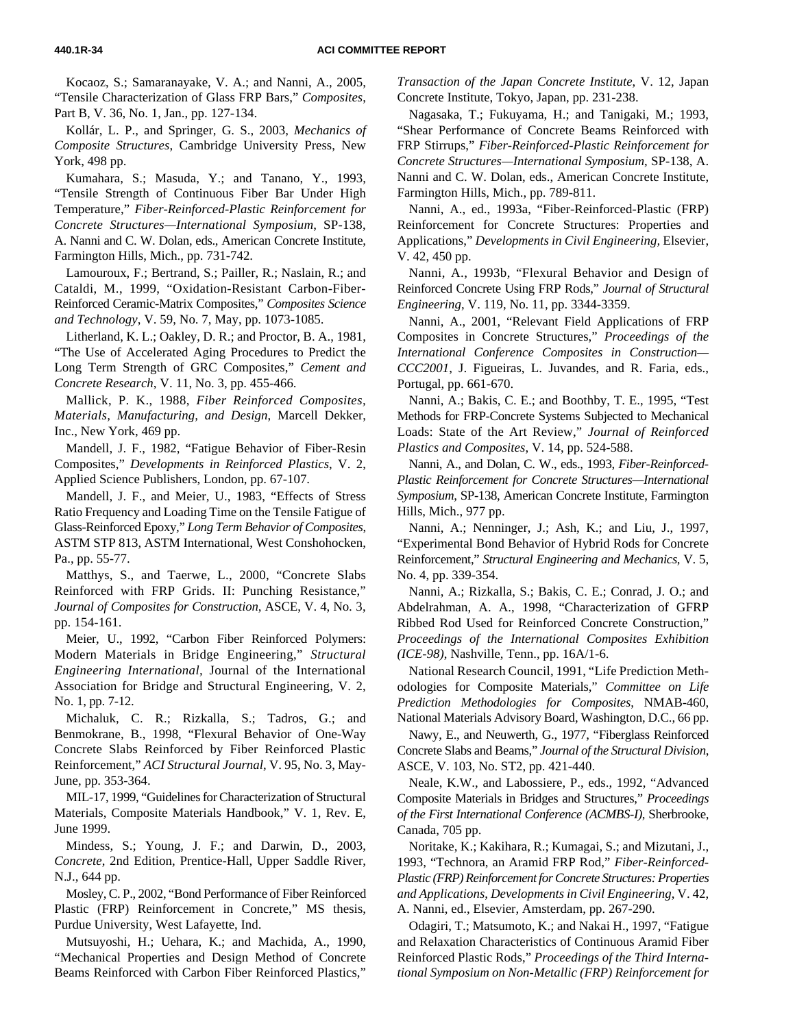Kocaoz, S.; Samaranayake, V. A.; and Nanni, A., 2005, "Tensile Characterization of Glass FRP Bars," *Composites*, Part B, V. 36, No. 1, Jan., pp. 127-134.

Kollár, L. P., and Springer, G. S., 2003, *Mechanics of Composite Structures*, Cambridge University Press, New York, 498 pp.

Kumahara, S.; Masuda, Y.; and Tanano, Y., 1993, "Tensile Strength of Continuous Fiber Bar Under High Temperature," *Fiber-Reinforced-Plastic Reinforcement for Concrete Structures—International Symposium*, SP-138, A. Nanni and C. W. Dolan, eds., American Concrete Institute, Farmington Hills, Mich., pp. 731-742.

Lamouroux, F.; Bertrand, S.; Pailler, R.; Naslain, R.; and Cataldi, M., 1999, "Oxidation-Resistant Carbon-Fiber-Reinforced Ceramic-Matrix Composites," *Composites Science and Technology*, V. 59, No. 7, May, pp. 1073-1085.

Litherland, K. L.; Oakley, D. R.; and Proctor, B. A., 1981, "The Use of Accelerated Aging Procedures to Predict the Long Term Strength of GRC Composites," *Cement and Concrete Research*, V. 11, No. 3, pp. 455-466.

Mallick, P. K., 1988, *Fiber Reinforced Composites, Materials, Manufacturing, and Design*, Marcell Dekker, Inc., New York, 469 pp.

Mandell, J. F., 1982, "Fatigue Behavior of Fiber-Resin Composites," *Developments in Reinforced Plastics*, V. 2, Applied Science Publishers, London, pp. 67-107.

Mandell, J. F., and Meier, U., 1983, "Effects of Stress Ratio Frequency and Loading Time on the Tensile Fatigue of Glass-Reinforced Epoxy," *Long Term Behavior of Composites*, ASTM STP 813, ASTM International, West Conshohocken, Pa., pp. 55-77.

Matthys, S., and Taerwe, L., 2000, "Concrete Slabs Reinforced with FRP Grids. II: Punching Resistance," *Journal of Composites for Construction*, ASCE, V. 4, No. 3, pp. 154-161.

Meier, U., 1992, "Carbon Fiber Reinforced Polymers: Modern Materials in Bridge Engineering," *Structural Engineering International*, Journal of the International Association for Bridge and Structural Engineering, V. 2, No. 1, pp. 7-12.

Michaluk, C. R.; Rizkalla, S.; Tadros, G.; and Benmokrane, B., 1998, "Flexural Behavior of One-Way Concrete Slabs Reinforced by Fiber Reinforced Plastic Reinforcement," *ACI Structural Journal*, V. 95, No. 3, May-June, pp. 353-364.

MIL-17, 1999, "Guidelines for Characterization of Structural Materials, Composite Materials Handbook," V. 1, Rev. E, June 1999.

Mindess, S.; Young, J. F.; and Darwin, D., 2003, *Concrete*, 2nd Edition, Prentice-Hall, Upper Saddle River, N.J., 644 pp.

Mosley, C. P., 2002, "Bond Performance of Fiber Reinforced Plastic (FRP) Reinforcement in Concrete," MS thesis, Purdue University, West Lafayette, Ind.

Mutsuyoshi, H.; Uehara, K.; and Machida, A., 1990, "Mechanical Properties and Design Method of Concrete Beams Reinforced with Carbon Fiber Reinforced Plastics," *Transaction of the Japan Concrete Institute*, V. 12, Japan Concrete Institute, Tokyo, Japan, pp. 231-238.

Nagasaka, T.; Fukuyama, H.; and Tanigaki, M.; 1993, "Shear Performance of Concrete Beams Reinforced with FRP Stirrups," *Fiber-Reinforced-Plastic Reinforcement for Concrete Structures—International Symposium*, SP-138, A. Nanni and C. W. Dolan, eds., American Concrete Institute, Farmington Hills, Mich., pp. 789-811.

Nanni, A., ed., 1993a, "Fiber-Reinforced-Plastic (FRP) Reinforcement for Concrete Structures: Properties and Applications," *Developments in Civil Engineering*, Elsevier, V. 42, 450 pp.

Nanni, A., 1993b, "Flexural Behavior and Design of Reinforced Concrete Using FRP Rods," *Journal of Structural Engineering*, V. 119, No. 11, pp. 3344-3359.

Nanni, A., 2001, "Relevant Field Applications of FRP Composites in Concrete Structures," *Proceedings of the International Conference Composites in Construction—CCC2001*, J. Figueiras, L. Juvandes, and R. Faria, eds., Portugal, pp. 661-670.

Nanni, A.; Bakis, C. E.; and Boothby, T. E., 1995, "Test Methods for FRP-Concrete Systems Subjected to Mechanical Loads: State of the Art Review," *Journal of Reinforced Plastics and Composites*, V. 14, pp. 524-588.

Nanni, A., and Dolan, C. W., eds., 1993, *Fiber-Reinforced-Plastic Reinforcement for Concrete Structures—International Symposium*, SP-138, American Concrete Institute, Farmington Hills, Mich., 977 pp.

Nanni, A.; Nenninger, J.; Ash, K.; and Liu, J., 1997, "Experimental Bond Behavior of Hybrid Rods for Concrete Reinforcement," *Structural Engineering and Mechanics*, V. 5, No. 4, pp. 339-354.

Nanni, A.; Rizkalla, S.; Bakis, C. E.; Conrad, J. O.; and Abdelrahman, A. A., 1998, "Characterization of GFRP Ribbed Rod Used for Reinforced Concrete Construction," *Proceedings of the International Composites Exhibition (ICE-98)*, Nashville, Tenn., pp. 16A/1-6.

National Research Council, 1991, "Life Prediction Methodologies for Composite Materials," *Committee on Life Prediction Methodologies for Composites*, NMAB-460, National Materials Advisory Board, Washington, D.C., 66 pp.

Nawy, E., and Neuwerth, G., 1977, "Fiberglass Reinforced Concrete Slabs and Beams," *Journal of the Structural Division*, ASCE, V. 103, No. ST2, pp. 421-440.

Neale, K.W., and Labossiere, P., eds., 1992, "Advanced Composite Materials in Bridges and Structures," *Proceedings of the First International Conference (ACMBS-I)*, Sherbrooke, Canada, 705 pp.

Noritake, K.; Kakihara, R.; Kumagai, S.; and Mizutani, J., 1993, "Technora, an Aramid FRP Rod," *Fiber-Reinforced-Plastic (FRP) Reinforcement for Concrete Structures: Properties and Applications*, *Developments in Civil Engineering*, V. 42, A. Nanni, ed., Elsevier, Amsterdam, pp. 267-290.

Odagiri, T.; Matsumoto, K.; and Nakai H., 1997, "Fatigue and Relaxation Characteristics of Continuous Aramid Fiber Reinforced Plastic Rods," *Proceedings of the Third International Symposium on Non-Metallic (FRP) Reinforcement for*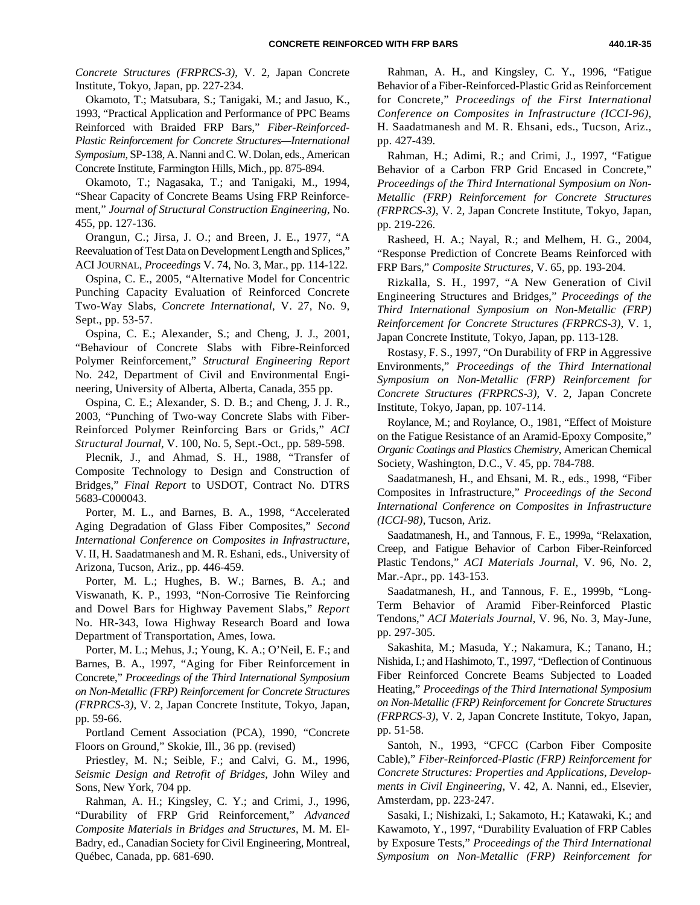*Concrete Structures (FRPRCS-3)*, V. 2, Japan Concrete Institute, Tokyo, Japan, pp. 227-234.

Okamoto, T.; Matsubara, S.; Tanigaki, M.; and Jasuo, K., 1993, "Practical Application and Performance of PPC Beams Reinforced with Braided FRP Bars," *Fiber-Reinforced-Plastic Reinforcement for Concrete Structures—International Symposium*, SP-138, A. Nanni and C. W. Dolan, eds., American Concrete Institute, Farmington Hills, Mich., pp. 875-894.

Okamoto, T.; Nagasaka, T.; and Tanigaki, M., 1994, "Shear Capacity of Concrete Beams Using FRP Reinforcement," *Journal of Structural Construction Engineering*, No. 455, pp. 127-136.

Orangun, C.; Jirsa, J. O.; and Breen, J. E., 1977, "A Reevaluation of Test Data on Development Length and Splices," ACI JOURNAL, *Proceedings* V. 74, No. 3, Mar., pp. 114-122.

Ospina, C. E., 2005, "Alternative Model for Concentric Punching Capacity Evaluation of Reinforced Concrete Two-Way Slabs, *Concrete International*, V. 27, No. 9, Sept., pp. 53-57.

Ospina, C. E.; Alexander, S.; and Cheng, J. J., 2001, "Behaviour of Concrete Slabs with Fibre-Reinforced Polymer Reinforcement," *Structural Engineering Report* No. 242, Department of Civil and Environmental Engineering, University of Alberta, Alberta, Canada, 355 pp.

Ospina, C. E.; Alexander, S. D. B.; and Cheng, J. J. R., 2003, "Punching of Two-way Concrete Slabs with Fiber-Reinforced Polymer Reinforcing Bars or Grids," *ACI Structural Journal*, V. 100, No. 5, Sept.-Oct., pp. 589-598.

Plecnik, J., and Ahmad, S. H., 1988, "Transfer of Composite Technology to Design and Construction of Bridges," *Final Report* to USDOT, Contract No. DTRS 5683-C000043.

Porter, M. L., and Barnes, B. A., 1998, "Accelerated Aging Degradation of Glass Fiber Composites," *Second International Conference on Composites in Infrastructure*, V. II, H. Saadatmanesh and M. R. Eshani, eds., University of Arizona, Tucson, Ariz., pp. 446-459.

Porter, M. L.; Hughes, B. W.; Barnes, B. A.; and Viswanath, K. P., 1993, "Non-Corrosive Tie Reinforcing and Dowel Bars for Highway Pavement Slabs," *Report* No. HR-343, Iowa Highway Research Board and Iowa Department of Transportation, Ames, Iowa.

Porter, M. L.; Mehus, J.; Young, K. A.; O'Neil, E. F.; and Barnes, B. A., 1997, "Aging for Fiber Reinforcement in Concrete," *Proceedings of the Third International Symposium on Non-Metallic (FRP) Reinforcement for Concrete Structures (FRPRCS-3)*, V. 2, Japan Concrete Institute, Tokyo, Japan, pp. 59-66.

Portland Cement Association (PCA), 1990, "Concrete Floors on Ground," Skokie, Ill., 36 pp. (revised)

Priestley, M. N.; Seible, F.; and Calvi, G. M., 1996, *Seismic Design and Retrofit of Bridges*, John Wiley and Sons, New York, 704 pp.

Rahman, A. H.; Kingsley, C. Y.; and Crimi, J., 1996, "Durability of FRP Grid Reinforcement," *Advanced Composite Materials in Bridges and Structures*, M. M. El-Badry, ed., Canadian Society for Civil Engineering, Montreal, Québec, Canada, pp. 681-690.

Rahman, A. H., and Kingsley, C. Y., 1996, "Fatigue Behavior of a Fiber-Reinforced-Plastic Grid as Reinforcement for Concrete," *Proceedings of the First International Conference on Composites in Infrastructure (ICCI-96)*, H. Saadatmanesh and M. R. Ehsani, eds., Tucson, Ariz., pp. 427-439.

Rahman, H.; Adimi, R.; and Crimi, J., 1997, "Fatigue Behavior of a Carbon FRP Grid Encased in Concrete," *Proceedings of the Third International Symposium on Non-Metallic (FRP) Reinforcement for Concrete Structures (FRPRCS-3)*, V. 2, Japan Concrete Institute, Tokyo, Japan, pp. 219-226.

Rasheed, H. A.; Nayal, R.; and Melhem, H. G., 2004, "Response Prediction of Concrete Beams Reinforced with FRP Bars," *Composite Structures*, V. 65, pp. 193-204.

Rizkalla, S. H., 1997, "A New Generation of Civil Engineering Structures and Bridges," *Proceedings of the Third International Symposium on Non-Metallic (FRP) Reinforcement for Concrete Structures (FRPRCS-3)*, V. 1, Japan Concrete Institute, Tokyo, Japan, pp. 113-128.

Rostasy, F. S., 1997, "On Durability of FRP in Aggressive Environments," *Proceedings of the Third International Symposium on Non-Metallic (FRP) Reinforcement for Concrete Structures (FRPRCS-3)*, V. 2, Japan Concrete Institute, Tokyo, Japan, pp. 107-114.

Roylance, M.; and Roylance, O., 1981, "Effect of Moisture on the Fatigue Resistance of an Aramid-Epoxy Composite," *Organic Coatings and Plastics Chemistry*, American Chemical Society, Washington, D.C., V. 45, pp. 784-788.

Saadatmanesh, H., and Ehsani, M. R., eds., 1998, "Fiber Composites in Infrastructure," *Proceedings of the Second International Conference on Composites in Infrastructure (ICCI-98)*, Tucson, Ariz.

Saadatmanesh, H., and Tannous, F. E., 1999a, "Relaxation, Creep, and Fatigue Behavior of Carbon Fiber-Reinforced Plastic Tendons," *ACI Materials Journal*, V. 96, No. 2, Mar.-Apr., pp. 143-153.

Saadatmanesh, H., and Tannous, F. E., 1999b, "Long-Term Behavior of Aramid Fiber-Reinforced Plastic Tendons," *ACI Materials Journal*, V. 96, No. 3, May-June, pp. 297-305.

Sakashita, M.; Masuda, Y.; Nakamura, K.; Tanano, H.; Nishida, I.; and Hashimoto, T., 1997, "Deflection of Continuous Fiber Reinforced Concrete Beams Subjected to Loaded Heating," *Proceedings of the Third International Symposium on Non-Metallic (FRP) Reinforcement for Concrete Structures (FRPRCS-3)*, V. 2, Japan Concrete Institute, Tokyo, Japan, pp. 51-58.

Santoh, N., 1993, "CFCC (Carbon Fiber Composite Cable)," *Fiber-Reinforced-Plastic (FRP) Reinforcement for Concrete Structures: Properties and Applications, Developments in Civil Engineering*, V. 42, A. Nanni, ed., Elsevier, Amsterdam, pp. 223-247.

Sasaki, I.; Nishizaki, I.; Sakamoto, H.; Katawaki, K.; and Kawamoto, Y., 1997, "Durability Evaluation of FRP Cables by Exposure Tests," *Proceedings of the Third International Symposium on Non-Metallic (FRP) Reinforcement for*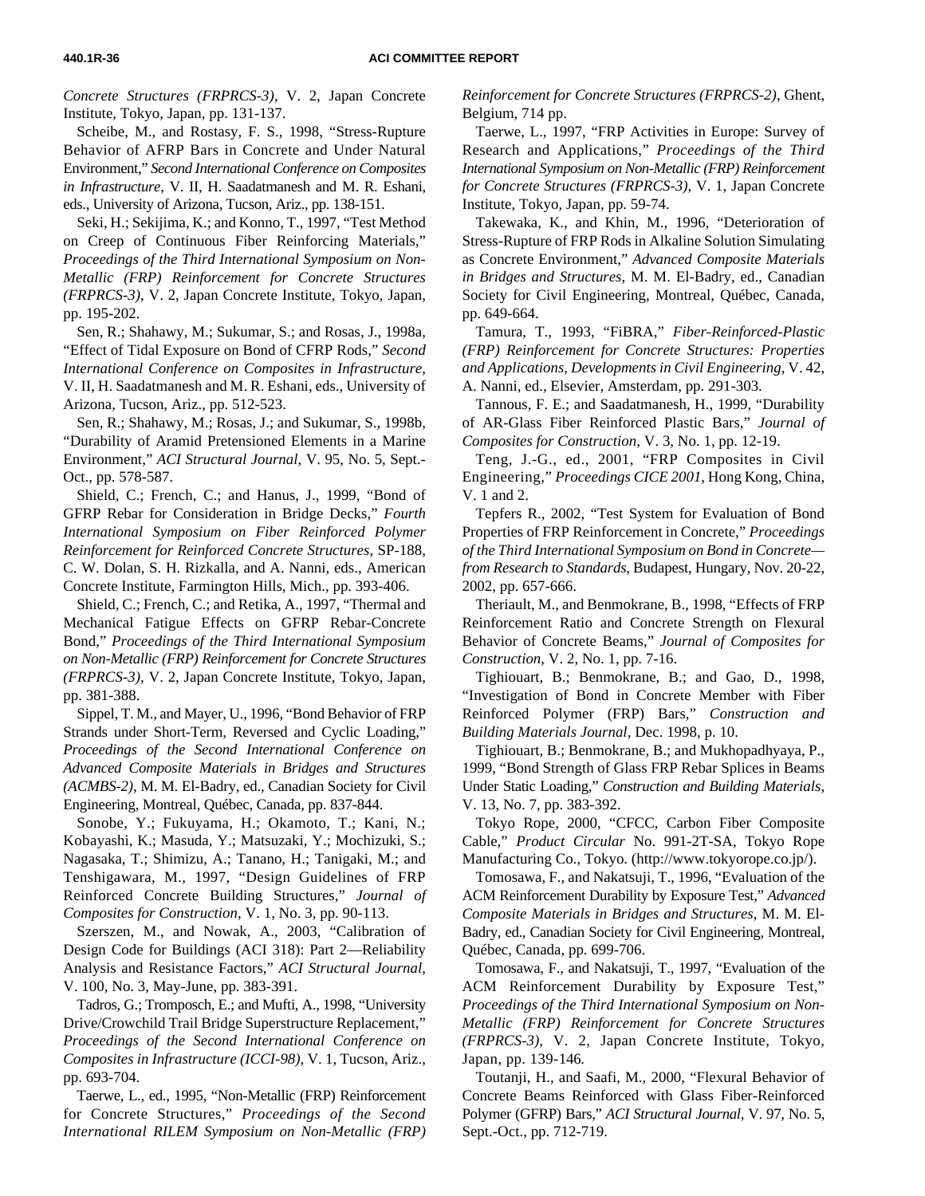*Concrete Structures (FRPRCS-3)*, V. 2, Japan Concrete Institute, Tokyo, Japan, pp. 131-137.

Scheibe, M., and Rostasy, F. S., 1998, "Stress-Rupture Behavior of AFRP Bars in Concrete and Under Natural Environment," *Second International Conference on Composites in Infrastructure*, V. II, H. Saadatmanesh and M. R. Eshani, eds., University of Arizona, Tucson, Ariz., pp. 138-151.

Seki, H.; Sekijima, K.; and Konno, T., 1997, "Test Method on Creep of Continuous Fiber Reinforcing Materials," *Proceedings of the Third International Symposium on Non-Metallic (FRP) Reinforcement for Concrete Structures (FRPRCS-3)*, V. 2, Japan Concrete Institute, Tokyo, Japan, pp. 195-202.

Sen, R.; Shahawy, M.; Sukumar, S.; and Rosas, J., 1998a, "Effect of Tidal Exposure on Bond of CFRP Rods," *Second International Conference on Composites in Infrastructure*, V. II, H. Saadatmanesh and M. R. Eshani, eds., University of Arizona, Tucson, Ariz., pp. 512-523.

Sen, R.; Shahawy, M.; Rosas, J.; and Sukumar, S., 1998b, "Durability of Aramid Pretensioned Elements in a Marine Environment," *ACI Structural Journal*, V. 95, No. 5, Sept.-Oct., pp. 578-587.

Shield, C.; French, C.; and Hanus, J., 1999, "Bond of GFRP Rebar for Consideration in Bridge Decks," *Fourth International Symposium on Fiber Reinforced Polymer Reinforcement for Reinforced Concrete Structures*, SP-188, C. W. Dolan, S. H. Rizkalla, and A. Nanni, eds., American Concrete Institute, Farmington Hills, Mich., pp. 393-406.

Shield, C.; French, C.; and Retika, A., 1997, "Thermal and Mechanical Fatigue Effects on GFRP Rebar-Concrete Bond," *Proceedings of the Third International Symposium on Non-Metallic (FRP) Reinforcement for Concrete Structures (FRPRCS-3)*, V. 2, Japan Concrete Institute, Tokyo, Japan, pp. 381-388.

Sippel, T. M., and Mayer, U., 1996, "Bond Behavior of FRP Strands under Short-Term, Reversed and Cyclic Loading," *Proceedings of the Second International Conference on Advanced Composite Materials in Bridges and Structures (ACMBS-2)*, M. M. El-Badry, ed., Canadian Society for Civil Engineering, Montreal, Québec, Canada, pp. 837-844.

Sonobe, Y.; Fukuyama, H.; Okamoto, T.; Kani, N.; Kobayashi, K.; Masuda, Y.; Matsuzaki, Y.; Mochizuki, S.; Nagasaka, T.; Shimizu, A.; Tanano, H.; Tanigaki, M.; and Tenshigawara, M., 1997, "Design Guidelines of FRP Reinforced Concrete Building Structures," *Journal of Composites for Construction*, V. 1, No. 3, pp. 90-113.

Szerszen, M., and Nowak, A., 2003, "Calibration of Design Code for Buildings (ACI 318): Part 2—Reliability Analysis and Resistance Factors," *ACI Structural Journal*, V. 100, No. 3, May-June, pp. 383-391.

Tadros, G.; Tromposch, E.; and Mufti, A., 1998, "University Drive/Crowchild Trail Bridge Superstructure Replacement," *Proceedings of the Second International Conference on Composites in Infrastructure (ICCI-98)*, V. 1, Tucson, Ariz., pp. 693-704.

Taerwe, L., ed., 1995, "Non-Metallic (FRP) Reinforcement for Concrete Structures," *Proceedings of the Second International RILEM Symposium on Non-Metallic (FRP) Reinforcement for Concrete Structures (FRPRCS-2)*, Ghent, Belgium, 714 pp.

Taerwe, L., 1997, "FRP Activities in Europe: Survey of Research and Applications," *Proceedings of the Third International Symposium on Non-Metallic (FRP) Reinforcement for Concrete Structures (FRPRCS-3)*, V. 1, Japan Concrete Institute, Tokyo, Japan, pp. 59-74.

Takewaka, K., and Khin, M., 1996, "Deterioration of Stress-Rupture of FRP Rods in Alkaline Solution Simulating as Concrete Environment," *Advanced Composite Materials in Bridges and Structures*, M. M. El-Badry, ed., Canadian Society for Civil Engineering, Montreal, Québec, Canada, pp. 649-664.

Tamura, T., 1993, "FiBRA," *Fiber-Reinforced-Plastic (FRP) Reinforcement for Concrete Structures: Properties and Applications*, *Developments in Civil Engineering*, V. 42, A. Nanni, ed., Elsevier, Amsterdam, pp. 291-303.

Tannous, F. E.; and Saadatmanesh, H., 1999, "Durability of AR-Glass Fiber Reinforced Plastic Bars," *Journal of Composites for Construction*, V. 3, No. 1, pp. 12-19.

Teng, J.-G., ed., 2001, "FRP Composites in Civil Engineering," *Proceedings CICE 2001*, Hong Kong, China, V. 1 and 2.

Tepfers R., 2002, "Test System for Evaluation of Bond Properties of FRP Reinforcement in Concrete," *Proceedings of the Third International Symposium on Bond in Concrete—from Research to Standards*, Budapest, Hungary, Nov. 20-22, 2002, pp. 657-666.

Theriault, M., and Benmokrane, B., 1998, "Effects of FRP Reinforcement Ratio and Concrete Strength on Flexural Behavior of Concrete Beams," *Journal of Composites for Construction*, V. 2, No. 1, pp. 7-16.

Tighiouart, B.; Benmokrane, B.; and Gao, D., 1998, "Investigation of Bond in Concrete Member with Fiber Reinforced Polymer (FRP) Bars," *Construction and Building Materials Journal*, Dec. 1998, p. 10.

Tighiouart, B.; Benmokrane, B.; and Mukhopadhyaya, P., 1999, "Bond Strength of Glass FRP Rebar Splices in Beams Under Static Loading," *Construction and Building Materials*, V. 13, No. 7, pp. 383-392.

Tokyo Rope, 2000, "CFCC, Carbon Fiber Composite Cable," *Product Circular* No. 991-2T-SA, Tokyo Rope Manufacturing Co., Tokyo. (http://www.tokyorope.co.jp/).

Tomosawa, F., and Nakatsuji, T., 1996, "Evaluation of the ACM Reinforcement Durability by Exposure Test," *Advanced Composite Materials in Bridges and Structures*, M. M. El-Badry, ed., Canadian Society for Civil Engineering, Montreal, Québec, Canada, pp. 699-706.

Tomosawa, F., and Nakatsuji, T., 1997, "Evaluation of the ACM Reinforcement Durability by Exposure Test," *Proceedings of the Third International Symposium on Non-Metallic (FRP) Reinforcement for Concrete Structures (FRPRCS-3)*, V. 2, Japan Concrete Institute, Tokyo, Japan, pp. 139-146.

Toutanji, H., and Saafi, M., 2000, "Flexural Behavior of Concrete Beams Reinforced with Glass Fiber-Reinforced Polymer (GFRP) Bars," *ACI Structural Journal*, V. 97, No. 5, Sept.-Oct., pp. 712-719.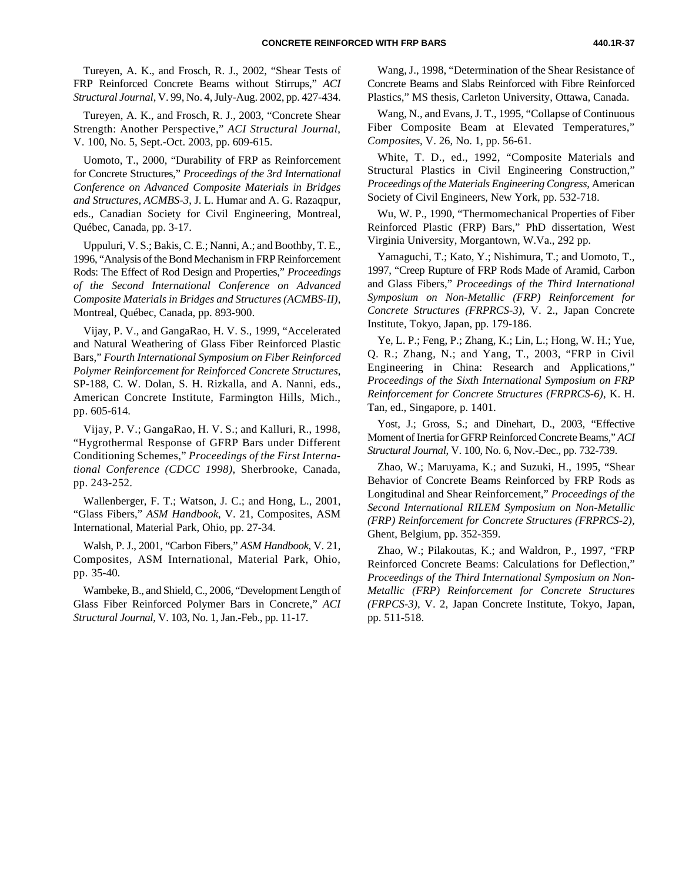Tureyen, A. K., and Frosch, R. J., 2002, "Shear Tests of FRP Reinforced Concrete Beams without Stirrups," *ACI Structural Journal*, V. 99, No. 4, July-Aug. 2002, pp. 427-434.

Tureyen, A. K., and Frosch, R. J., 2003, "Concrete Shear Strength: Another Perspective," *ACI Structural Journal*, V. 100, No. 5, Sept.-Oct. 2003, pp. 609-615.

Uomoto, T., 2000, "Durability of FRP as Reinforcement for Concrete Structures," *Proceedings of the 3rd International Conference on Advanced Composite Materials in Bridges and Structures, ACMBS-3*, J. L. Humar and A. G. Razaqpur, eds., Canadian Society for Civil Engineering, Montreal, Québec, Canada, pp. 3-17.

Uppuluri, V. S.; Bakis, C. E.; Nanni, A.; and Boothby, T. E., 1996, "Analysis of the Bond Mechanism in FRP Reinforcement Rods: The Effect of Rod Design and Properties," *Proceedings of the Second International Conference on Advanced Composite Materials in Bridges and Structures (ACMBS-II)*, Montreal, Québec, Canada, pp. 893-900.

Vijay, P. V., and GangaRao, H. V. S., 1999, "Accelerated and Natural Weathering of Glass Fiber Reinforced Plastic Bars," *Fourth International Symposium on Fiber Reinforced Polymer Reinforcement for Reinforced Concrete Structures*, SP-188, C. W. Dolan, S. H. Rizkalla, and A. Nanni, eds., American Concrete Institute, Farmington Hills, Mich., pp. 605-614.

Vijay, P. V.; GangaRao, H. V. S.; and Kalluri, R., 1998, "Hygrothermal Response of GFRP Bars under Different Conditioning Schemes," *Proceedings of the First International Conference (CDCC 1998)*, Sherbrooke, Canada, pp. 243-252.

Wallenberger, F. T.; Watson, J. C.; and Hong, L., 2001, "Glass Fibers," *ASM Handbook*, V. 21, Composites, ASM International, Material Park, Ohio, pp. 27-34.

Walsh, P. J., 2001, "Carbon Fibers," *ASM Handbook*, V. 21, Composites, ASM International, Material Park, Ohio, pp. 35-40.

Wambeke, B., and Shield, C., 2006, "Development Length of Glass Fiber Reinforced Polymer Bars in Concrete," *ACI Structural Journal*, V. 103, No. 1, Jan.-Feb., pp. 11-17.

Wang, J., 1998, "Determination of the Shear Resistance of Concrete Beams and Slabs Reinforced with Fibre Reinforced Plastics," MS thesis, Carleton University, Ottawa, Canada.

Wang, N., and Evans, J. T., 1995, "Collapse of Continuous Fiber Composite Beam at Elevated Temperatures," *Composites*, V. 26, No. 1, pp. 56-61.

White, T. D., ed., 1992, "Composite Materials and Structural Plastics in Civil Engineering Construction," *Proceedings of the Materials Engineering Congress*, American Society of Civil Engineers, New York, pp. 532-718.

Wu, W. P., 1990, "Thermomechanical Properties of Fiber Reinforced Plastic (FRP) Bars," PhD dissertation, West Virginia University, Morgantown, W.Va., 292 pp.

Yamaguchi, T.; Kato, Y.; Nishimura, T.; and Uomoto, T., 1997, "Creep Rupture of FRP Rods Made of Aramid, Carbon and Glass Fibers," *Proceedings of the Third International Symposium on Non-Metallic (FRP) Reinforcement for Concrete Structures (FRPRCS-3)*, V. 2., Japan Concrete Institute, Tokyo, Japan, pp. 179-186.

Ye, L. P.; Feng, P.; Zhang, K.; Lin, L.; Hong, W. H.; Yue, Q. R.; Zhang, N.; and Yang, T., 2003, "FRP in Civil Engineering in China: Research and Applications," *Proceedings of the Sixth International Symposium on FRP Reinforcement for Concrete Structures (FRPRCS-6)*, K. H. Tan, ed., Singapore, p. 1401.

Yost, J.; Gross, S.; and Dinehart, D., 2003, "Effective Moment of Inertia for GFRP Reinforced Concrete Beams," *ACI Structural Journal*, V. 100, No. 6, Nov.-Dec., pp. 732-739.

Zhao, W.; Maruyama, K.; and Suzuki, H., 1995, "Shear Behavior of Concrete Beams Reinforced by FRP Rods as Longitudinal and Shear Reinforcement," *Proceedings of the Second International RILEM Symposium on Non-Metallic (FRP) Reinforcement for Concrete Structures (FRPRCS-2)*, Ghent, Belgium, pp. 352-359.

Zhao, W.; Pilakoutas, K.; and Waldron, P., 1997, "FRP Reinforced Concrete Beams: Calculations for Deflection," *Proceedings of the Third International Symposium on Non-Metallic (FRP) Reinforcement for Concrete Structures (FRPCS-3)*, V. 2, Japan Concrete Institute, Tokyo, Japan, pp. 511-518.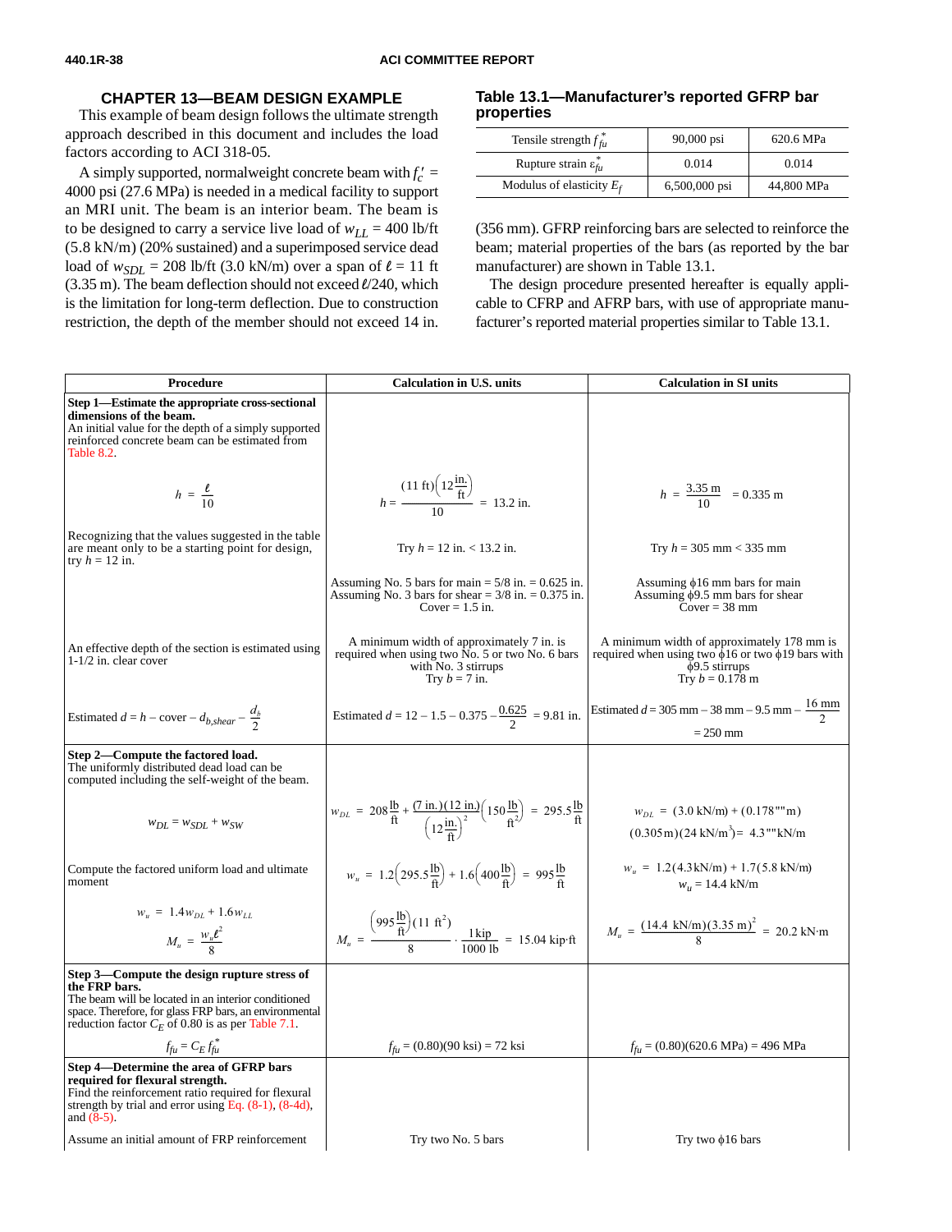## CHAPTER 13—BEAM DESIGN EXAMPLE

This example of beam design follows the ultimate strength approach described in this document and includes the load factors according to ACI 318-05.

A simply supported, normalweight concrete beam with $f_c'$ = 4000 psi (27.6 MPa) is needed in a medical facility to support an MRI unit. The beam is an interior beam. The beam is to be designed to carry a service live load of $w_{LL}$ = 400 lb/ft (5.8 kN/m) (20% sustained) and a superimposed service dead load of $w_{SDL}$ = 208 lb/ft (3.0 kN/m) over a span of $\ell$ = 11 ft (3.35 m). The beam deflection should not exceed $\ell$/240, which is the limitation for long-term deflection. Due to construction restriction, the depth of the member should not exceed 14 in. (356 mm). GFRP reinforcing bars are selected to reinforce the beam; material properties of the bars (as reported by the bar manufacturer) are shown in Table 13.1.

The design procedure presented hereafter is equally applicable to CFRP and AFRP bars, with use of appropriate manufacturer's reported material properties similar to Table 13.1.

### Table 13.1—Manufacturer's reported GFRP bar properties

| | | |
|---|---|---|
| Tensile strength $f_{fu}^*$ | 90,000 psi | 620.6 MPa |
| Rupture strain $\varepsilon_{fu}^*$ | 0.014 | 0.014 |
| Modulus of elasticity $E_f$ | 6,500,000 psi | 44,800 MPa |

| Procedure | Calculation in U.S. units | Calculation in SI units |
|---|---|---|
| **Step 1—Estimate the appropriate cross-sectional dimensions of the beam.** An initial value for the depth of a simply supported reinforced concrete beam can be estimated from Table 8.2. | | |
| $h = \dfrac{\ell}{10}$ | $h = \dfrac{(11\text{ ft})\left(12\dfrac{\text{in.}}{\text{ft}}\right)}{10} = 13.2\text{ in.}$ | $h = \dfrac{3.35\text{ m}}{10} = 0.335\text{ m}$ |
| Recognizing that the values suggested in the table are meant only to be a starting point for design, try $h$ = 12 in. | Try $h$ = 12 in. < 13.2 in. | Try $h$ = 305 mm < 335 mm |
| | Assuming No. 5 bars for main = 5/8 in. = 0.625 in. Assuming No. 3 bars for shear = 3/8 in. = 0.375 in. Cover = 1.5 in. | Assuming $\phi$16 mm bars for main Assuming $\phi$9.5 mm bars for shear Cover = 38 mm |
| An effective depth of the section is estimated using 1-1/2 in. clear cover | A minimum width of approximately 7 in. is required when using two No. 5 or two No. 6 bars with No. 3 stirrups Try $b$ = 7 in. | A minimum width of approximately 178 mm is required when using two $\phi$16 or two $\phi$19 bars with $\phi$9.5 stirrups Try $b$ = 0.178 m |
| Estimated $d = h - \text{cover} - d_{b,shear} - \dfrac{d_b}{2}$ | Estimated $d = 12 - 1.5 - 0.375 - \dfrac{0.625}{2} = 9.81$ in. | Estimated $d = 305\text{ mm} - 38\text{ mm} - 9.5\text{ mm} - \dfrac{16\text{ mm}}{2}$ = 250 mm |
| **Step 2—Compute the factored load.** The uniformly distributed dead load can be computed including the self-weight of the beam. | | |
| $w_{DL} = w_{SDL} + w_{SW}$ | $w_{DL} = 208\dfrac{\text{lb}}{\text{ft}} + \dfrac{(7\text{ in.})(12\text{ in.})}{\left(12\dfrac{\text{in.}}{\text{ft}}\right)^2}\left(150\dfrac{\text{lb}}{\text{ft}^2}\right) = 295.5\dfrac{\text{lb}}{\text{ft}}$ | $w_{DL} = (3.0\text{ kN/m}) + (0.178\text{ m})(0.305\text{ m})(24\text{ kN/m}^3) = 4.3\text{ kN/m}$ |
| Compute the factored uniform load and ultimate moment | $w_u = 1.2\left(295.5\dfrac{\text{lb}}{\text{ft}}\right) + 1.6\left(400\dfrac{\text{lb}}{\text{ft}}\right) = 995\dfrac{\text{lb}}{\text{ft}}$ | $w_u = 1.2(4.3\text{ kN/m}) + 1.7(5.8\text{ kN/m})$ $w_u$ = 14.4 kN/m |
| $w_u = 1.4w_{DL} + 1.6w_{LL}$ $M_u = \dfrac{w_u\ell^2}{8}$ | $M_u = \dfrac{\left(995\dfrac{\text{lb}}{\text{ft}}\right)(11\text{ ft}^2)}{8} \cdot \dfrac{1\text{ kip}}{1000\text{ lb}} = 15.04\text{ kip·ft}$ | $M_u = \dfrac{(14.4\text{ kN/m})(3.35\text{ m})^2}{8} = 20.2\text{ kN·m}$ |
| **Step 3—Compute the design rupture stress of the FRP bars.** The beam will be located in an interior conditioned space. Therefore, for glass FRP bars, an environmental reduction factor $C_E$ of 0.80 is as per Table 7.1. | | |
| $f_{fu} = C_E f_{fu}^*$ | $f_{fu}$ = (0.80)(90 ksi) = 72 ksi | $f_{fu}$ = (0.80)(620.6 MPa) = 496 MPa |
| **Step 4—Determine the area of GFRP bars required for flexural strength.** Find the reinforcement ratio required for flexural strength by trial and error using Eq. (8-1), (8-4d), and (8-5). | | |
| Assume an initial amount of FRP reinforcement | Try two No. 5 bars | Try two $\phi$16 bars |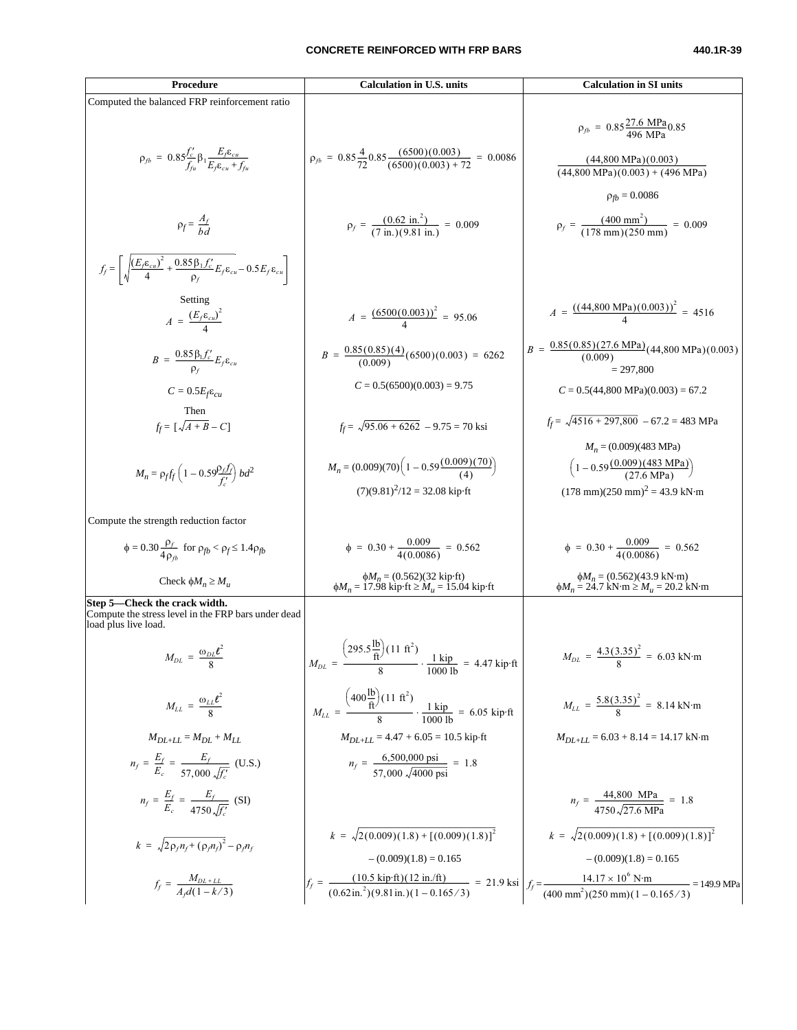| Procedure | Calculation in U.S. units | Calculation in SI units |
|---|---|---|
| Computed the balanced FRP reinforcement ratio | | |
| $\rho_{fb} = 0.85\dfrac{f_c'}{f_{fu}}\beta_1\dfrac{E_f\varepsilon_{cu}}{E_f\varepsilon_{cu}+f_{fu}}$ | $\rho_{fb} = 0.85\dfrac{4}{72}0.85\dfrac{(6500)(0.003)}{(6500)(0.003)+72} = 0.0086$ | $\rho_{fb} = 0.85\dfrac{27.6 \text{ MPa}}{496 \text{ MPa}}0.85 \dfrac{(44{,}800 \text{ MPa})(0.003)}{(44{,}800 \text{ MPa})(0.003)+(496 \text{ MPa})}$ <br> $\rho_{fb} = 0.0086$ |
| $\rho_f = \dfrac{A_f}{bd}$ | $\rho_f = \dfrac{(0.62 \text{ in.}^2)}{(7 \text{ in.})(9.81 \text{ in.})} = 0.009$ | $\rho_f = \dfrac{(400 \text{ mm}^2)}{(178 \text{ mm})(250 \text{ mm})} = 0.009$ |
| $f_f = \left[\sqrt{\dfrac{(E_f\varepsilon_{cu})^2}{4}+\dfrac{0.85\beta_1 f_c'}{\rho_f}E_f\varepsilon_{cu}} - 0.5E_f\varepsilon_{cu}\right]$ | | |
| Setting <br> $A = \dfrac{(E_f\varepsilon_{cu})^2}{4}$ | $A = \dfrac{(6500(0.003))^2}{4} = 95.06$ | $A = \dfrac{((44{,}800 \text{ MPa})(0.003))^2}{4} = 4516$ |
| $B = \dfrac{0.85\beta_1 f_c'}{\rho_f}E_f\varepsilon_{cu}$ | $B = \dfrac{0.85(0.85)(4)}{(0.009)}(6500)(0.003) = 6262$ | $B = \dfrac{0.85(0.85)(27.6 \text{ MPa})}{(0.009)}(44{,}800 \text{ MPa})(0.003)$ <br> $= 297{,}800$ |
| $C = 0.5E_f\varepsilon_{cu}$ | $C = 0.5(6500)(0.003) = 9.75$ | $C = 0.5(44{,}800 \text{ MPa})(0.003) = 67.2$ |
| Then <br> $f_f = [\sqrt{A+B} - C]$ | $f_f = \sqrt{95.06+6262} - 9.75 = 70$ ksi | $f_f = \sqrt{4516+297{,}800} - 67.2 = 483$ MPa |
| $M_n = \rho_f f_f\left(1-0.59\dfrac{\rho_f f_f}{f_c'}\right)bd^2$ | $M_n = (0.009)(70)\left(1-0.59\dfrac{(0.009)(70)}{(4)}\right)$ <br> $(7)(9.81)^2/12 = 32.08$ kip·ft | $M_n = (0.009)(483 \text{ MPa})$ <br> $\left(1-0.59\dfrac{(0.009)(483 \text{ MPa})}{(27.6 \text{ MPa})}\right)$ <br> $(178 \text{ mm})(250 \text{ mm})^2 = 43.9$ kN·m |
| Compute the strength reduction factor | | |
| $\phi = 0.30\dfrac{\rho_f}{4\rho_{fb}}$ for $\rho_{fb} < \rho_f \le 1.4\rho_{fb}$ | $\phi = 0.30 + \dfrac{0.009}{4(0.0086)} = 0.562$ | $\phi = 0.30 + \dfrac{0.009}{4(0.0086)} = 0.562$ |
| Check $\phi M_n \ge M_u$ | $\phi M_n = (0.562)(32 \text{ kip·ft})$ <br> $\phi M_n = 17.98 \text{ kip·ft} \ge M_u = 15.04$ kip·ft | $\phi M_n = (0.562)(43.9 \text{ kN·m})$ <br> $\phi M_n = 24.7 \text{ kN·m} \ge M_u = 20.2$ kN·m |
| **Step 5—Check the crack width.** <br> Compute the stress level in the FRP bars under dead load plus live load. | | |
| $M_{DL} = \dfrac{\omega_{DL}\ell^2}{8}$ | $M_{DL} = \dfrac{\left(295.5\frac{\text{lb}}{\text{ft}}\right)(11 \text{ ft}^2)}{8}\cdot\dfrac{1 \text{ kip}}{1000 \text{ lb}} = 4.47$ kip·ft | $M_{DL} = \dfrac{4.3(3.35)^2}{8} = 6.03$ kN·m |
| $M_{LL} = \dfrac{\omega_{LL}\ell^2}{8}$ | $M_{LL} = \dfrac{\left(400\frac{\text{lb}}{\text{ft}}\right)(11 \text{ ft}^2)}{8}\cdot\dfrac{1 \text{ kip}}{1000 \text{ lb}} = 6.05$ kip·ft | $M_{LL} = \dfrac{5.8(3.35)^2}{8} = 8.14$ kN·m |
| $M_{DL+LL} = M_{DL} + M_{LL}$ | $M_{DL+LL} = 4.47 + 6.05 = 10.5$ kip·ft | $M_{DL+LL} = 6.03 + 8.14 = 14.17$ kN·m |
| $n_f = \dfrac{E_f}{E_c} = \dfrac{E_f}{57{,}000\sqrt{f_c'}}$ (U.S.) | $n_f = \dfrac{6{,}500{,}000 \text{ psi}}{57{,}000\sqrt{4000 \text{ psi}}} = 1.8$ | |
| $n_f = \dfrac{E_f}{E_c} = \dfrac{E_f}{4750\sqrt{f_c'}}$ (SI) | | $n_f = \dfrac{44{,}800 \text{ MPa}}{4750\sqrt{27.6 \text{ MPa}}} = 1.8$ |
| $k = \sqrt{2\rho_f n_f + (\rho_f n_f)^2} - \rho_f n_f$ | $k = \sqrt{2(0.009)(1.8)+[(0.009)(1.8)]^2}$ <br> $-(0.009)(1.8) = 0.165$ | $k = \sqrt{2(0.009)(1.8)+[(0.009)(1.8)]^2}$ <br> $-(0.009)(1.8) = 0.165$ |
| $f_f = \dfrac{M_{DL+LL}}{A_f d(1-k/3)}$ | $f_f = \dfrac{(10.5 \text{ kip·ft})(12 \text{ in./ft})}{(0.62 \text{ in.}^2)(9.81 \text{ in.})(1-0.165/3)} = 21.9$ ksi | $f_f = \dfrac{14.17\times10^6 \text{ N·m}}{(400 \text{ mm}^2)(250 \text{ mm})(1-0.165/3)} = 149.9$ MPa |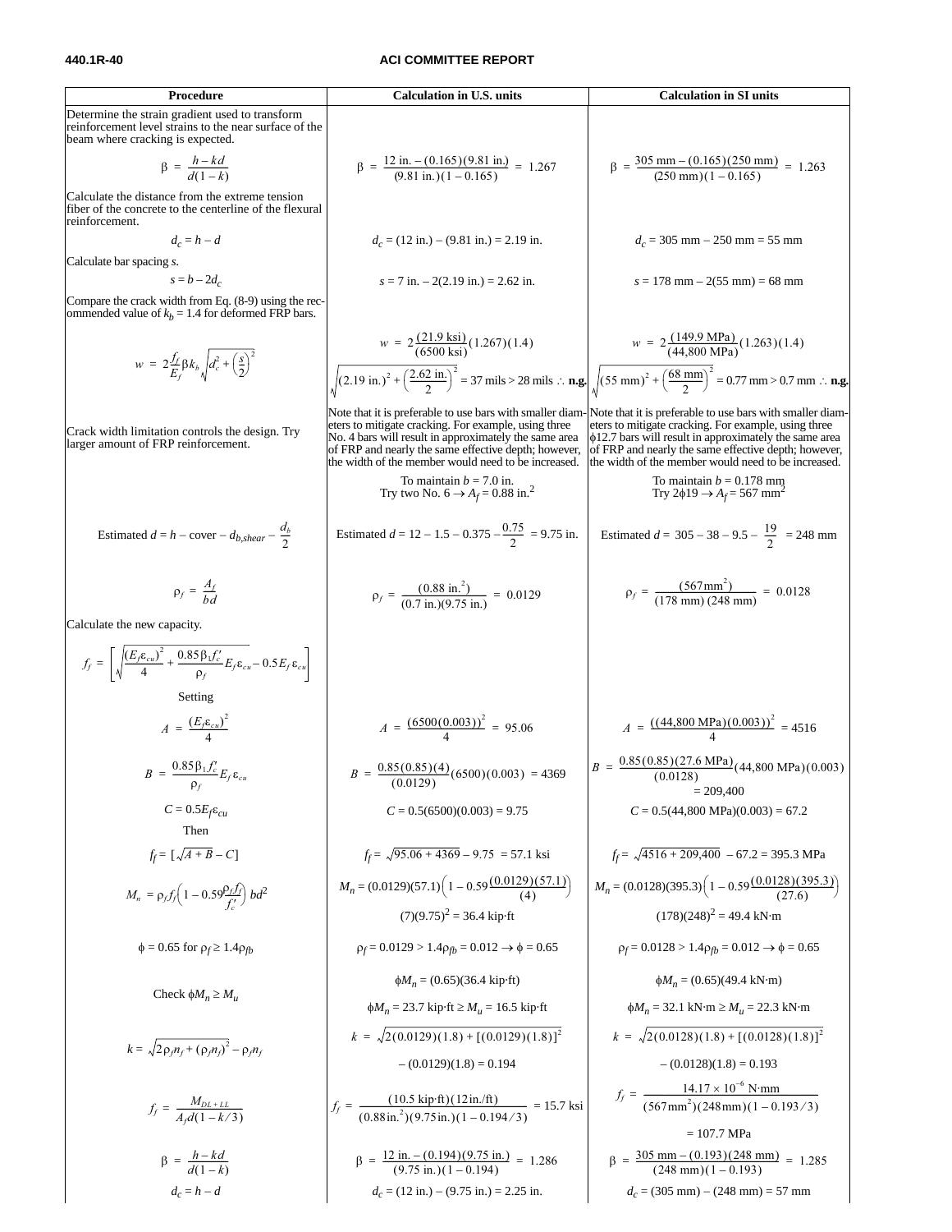| Procedure | Calculation in U.S. units | Calculation in SI units |
|---|---|---|
| Determine the strain gradient used to transform reinforcement level strains to the near surface of the beam where cracking is expected. | | |
| $\beta = \dfrac{h - kd}{d(1-k)}$ | $\beta = \dfrac{12\text{ in.} - (0.165)(9.81\text{ in.})}{(9.81\text{ in.})(1-0.165)} = 1.267$ | $\beta = \dfrac{305\text{ mm} - (0.165)(250\text{ mm})}{(250\text{ mm})(1-0.165)} = 1.263$ |
| Calculate the distance from the extreme tension fiber of the concrete to the centerline of the flexural reinforcement. | | |
| $d_c = h - d$ | $d_c = (12\text{ in.}) - (9.81\text{ in.}) = 2.19\text{ in.}$ | $d_c = 305\text{ mm} - 250\text{ mm} = 55\text{ mm}$ |
| Calculate bar spacing $s$. | | |
| $s = b - 2d_c$ | $s = 7\text{ in.} - 2(2.19\text{ in.}) = 2.62\text{ in.}$ | $s = 178\text{ mm} - 2(55\text{ mm}) = 68\text{ mm}$ |
| Compare the crack width from Eq. (8-9) using the recommended value of $k_b = 1.4$ for deformed FRP bars. | | |
| $w = 2\dfrac{f_f}{E_f}\beta k_b\sqrt{d_c^2 + \left(\dfrac{s}{2}\right)^2}$ | $w = 2\dfrac{(21.9\text{ ksi})}{(6500\text{ ksi})}(1.267)(1.4)\sqrt{(2.19\text{ in.})^2 + \left(\dfrac{2.62\text{ in.}}{2}\right)^2} = 37\text{ mils} > 28\text{ mils} \therefore$ **n.g.** | $w = 2\dfrac{(149.9\text{ MPa})}{(44{,}800\text{ MPa})}(1.263)(1.4)\sqrt{(55\text{ mm})^2 + \left(\dfrac{68\text{ mm}}{2}\right)^2} = 0.77\text{ mm} > 0.7\text{ mm} \therefore$ **n.g.** |
| Crack width limitation controls the design. Try larger amount of FRP reinforcement. | Note that it is preferable to use bars with smaller diameters to mitigate cracking. For example, using three No. 4 bars will result in approximately the same area of FRP and nearly the same effective depth; however, the width of the member would need to be increased. | Note that it is preferable to use bars with smaller diameters to mitigate cracking. For example, using three ϕ12.7 bars will result in approximately the same area of FRP and nearly the same effective depth; however, the width of the member would need to be increased. |
| | To maintain $b = 7.0$ in. Try two No. 6 $\rightarrow A_f = 0.88\text{ in.}^2$ | To maintain $b = 0.178$ mm Try 2ϕ19 $\rightarrow A_f = 567\text{ mm}^2$ |
| Estimated $d = h - \text{cover} - d_{b,shear} - \dfrac{d_b}{2}$ | Estimated $d = 12 - 1.5 - 0.375 - \dfrac{0.75}{2} = 9.75$ in. | Estimated $d = 305 - 38 - 9.5 - \dfrac{19}{2} = 248$ mm |
| $\rho_f = \dfrac{A_f}{bd}$ | $\rho_f = \dfrac{(0.88\text{ in.}^2)}{(0.7\text{ in.})(9.75\text{ in.})} = 0.0129$ | $\rho_f = \dfrac{(567\text{mm}^2)}{(178\text{ mm})(248\text{ mm})} = 0.0128$ |
| Calculate the new capacity. | | |
| $f_f = \left[\sqrt{\dfrac{(E_f\varepsilon_{cu})^2}{4} + \dfrac{0.85\beta_1 f'_c}{\rho_f}E_f\varepsilon_{cu}} - 0.5E_f\varepsilon_{cu}\right]$ | | |
| Setting | | |
| $A = \dfrac{(E_f\varepsilon_{cu})^2}{4}$ | $A = \dfrac{(6500(0.003))^2}{4} = 95.06$ | $A = \dfrac{((44{,}800\text{ MPa})(0.003))^2}{4} = 4516$ |
| $B = \dfrac{0.85\beta_1 f'_c}{\rho_f}E_f\varepsilon_{cu}$ | $B = \dfrac{0.85(0.85)(4)}{(0.0129)}(6500)(0.003) = 4369$ | $B = \dfrac{0.85(0.85)(27.6\text{ MPa})}{(0.0128)}(44{,}800\text{ MPa})(0.003) = 209{,}400$ |
| $C = 0.5E_f\varepsilon_{cu}$ | $C = 0.5(6500)(0.003) = 9.75$ | $C = 0.5(44{,}800\text{ MPa})(0.003) = 67.2$ |
| Then | | |
| $f_f = [\sqrt{A+B} - C]$ | $f_f = \sqrt{95.06 + 4369} - 9.75 = 57.1\text{ ksi}$ | $f_f = \sqrt{4516 + 209{,}400} - 67.2 = 395.3\text{ MPa}$ |
| $M_n = \rho_f f_f\left(1 - 0.59\dfrac{\rho_f f_f}{f'_c}\right)bd^2$ | $M_n = (0.0129)(57.1)\left(1 - 0.59\dfrac{(0.0129)(57.1)}{(4)}\right)(7)(9.75)^2 = 36.4\text{ kip·ft}$ | $M_n = (0.0128)(395.3)\left(1 - 0.59\dfrac{(0.0128)(395.3)}{(27.6)}\right)(178)(248)^2 = 49.4\text{ kN·m}$ |
| $\phi = 0.65$ for $\rho_f \geq 1.4\rho_{fb}$ | $\rho_f = 0.0129 > 1.4\rho_{fb} = 0.012 \rightarrow \phi = 0.65$ | $\rho_f = 0.0128 > 1.4\rho_{fb} = 0.012 \rightarrow \phi = 0.65$ |
| Check $\phi M_n \geq M_u$ | $\phi M_n = (0.65)(36.4\text{ kip·ft})$ <br> $\phi M_n = 23.7\text{ kip·ft} \geq M_u = 16.5\text{ kip·ft}$ | $\phi M_n = (0.65)(49.4\text{ kN·m})$ <br> $\phi M_n = 32.1\text{ kN·m} \geq M_u = 22.3\text{ kN·m}$ |
| $k = \sqrt{2\rho_f n_f + (\rho_f n_f)^2} - \rho_f n_f$ | $k = \sqrt{2(0.0129)(1.8) + [(0.0129)(1.8)]^2} - (0.0129)(1.8) = 0.194$ | $k = \sqrt{2(0.0128)(1.8) + [(0.0128)(1.8)]^2} - (0.0128)(1.8) = 0.193$ |
| $f_f = \dfrac{M_{DL+LL}}{A_f d(1-k/3)}$ | $f_f = \dfrac{(10.5\text{ kip·ft})(12\text{in./ft})}{(0.88\text{in.}^2)(9.75\text{in.})(1-0.194/3)} = 15.7\text{ ksi}$ | $f_f = \dfrac{14.17 \times 10^{-6}\text{ N·mm}}{(567\text{mm}^2)(248\text{mm})(1-0.193/3)} = 107.7\text{ MPa}$ |
| $\beta = \dfrac{h - kd}{d(1-k)}$ | $\beta = \dfrac{12\text{ in.} - (0.194)(9.75\text{ in.})}{(9.75\text{ in.})(1-0.194)} = 1.286$ | $\beta = \dfrac{305\text{ mm} - (0.193)(248\text{ mm})}{(248\text{ mm})(1-0.193)} = 1.285$ |
| $d_c = h - d$ | $d_c = (12\text{ in.}) - (9.75\text{ in.}) = 2.25\text{ in.}$ | $d_c = (305\text{ mm}) - (248\text{ mm}) = 57\text{ mm}$ |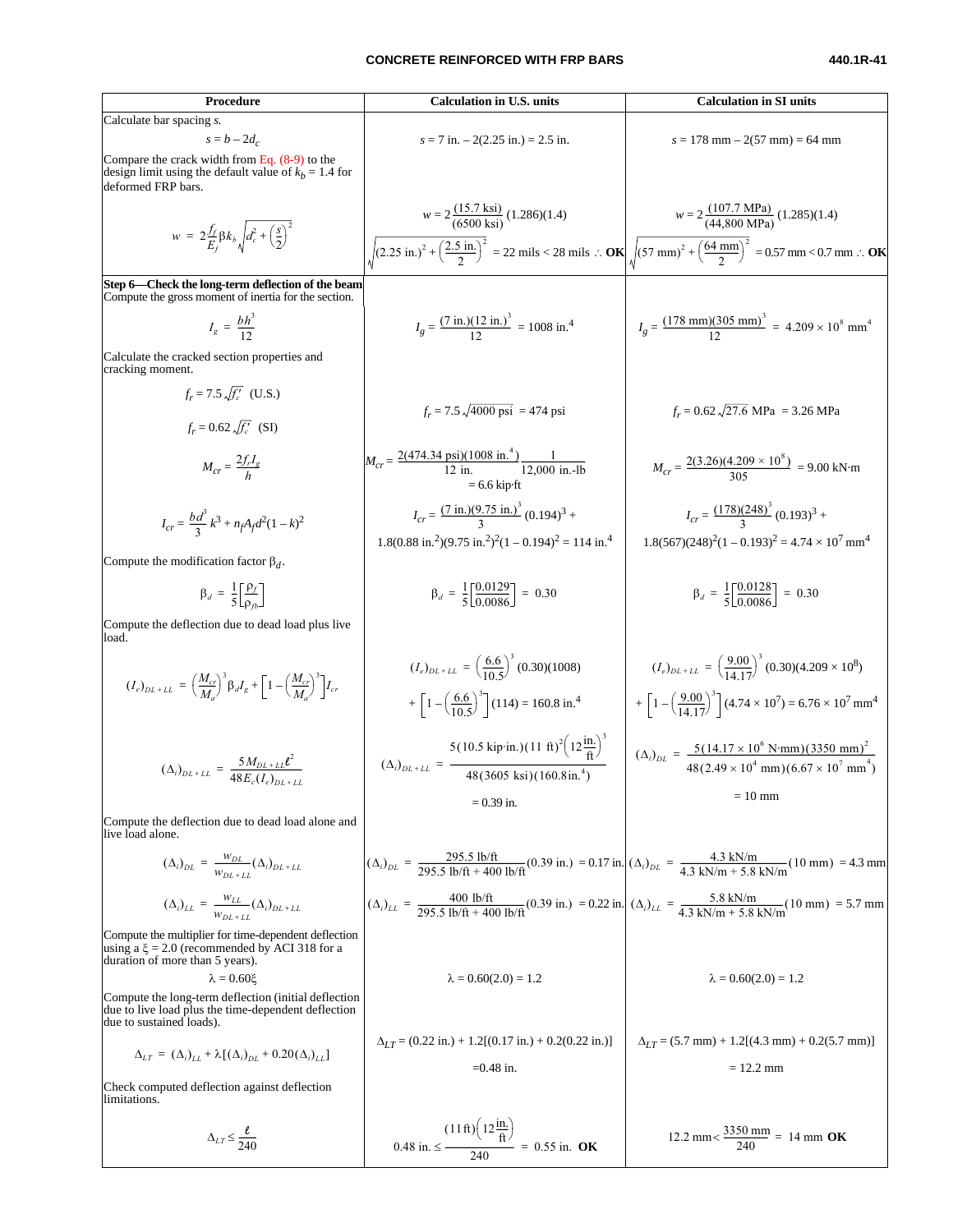| Procedure | Calculation in U.S. units | Calculation in SI units |
|---|---|---|
| Calculate bar spacing *s*. | | |
| $s = b - 2d_c$ | $s = 7\text{ in.} - 2(2.25\text{ in.}) = 2.5\text{ in.}$ | $s = 178\text{ mm} - 2(57\text{ mm}) = 64\text{ mm}$ |
| Compare the crack width from Eq. (8-9) to the design limit using the default value of $k_b = 1.4$ for deformed FRP bars. | | |
| $w = 2\dfrac{f_f}{E_f}\beta k_b\sqrt{d_c^2 + \left(\dfrac{s}{2}\right)^2}$ | $w = 2\dfrac{(15.7\text{ ksi})}{(6500\text{ ksi})}(1.286)(1.4)\sqrt{(2.25\text{ in.})^2 + \left(\dfrac{2.5\text{ in.}}{2}\right)^2} = 22\text{ mils} < 28\text{ mils} \therefore$ **OK** | $w = 2\dfrac{(107.7\text{ MPa})}{(44{,}800\text{ MPa})}(1.285)(1.4)\sqrt{(57\text{ mm})^2 + \left(\dfrac{64\text{ mm}}{2}\right)^2} = 0.57\text{ mm} < 0.7\text{ mm} \therefore$ **OK** |
| **Step 6—Check the long-term deflection of the beam** Compute the gross moment of inertia for the section. | | |
| $I_g = \dfrac{bh^3}{12}$ | $I_g = \dfrac{(7\text{ in.})(12\text{ in.})^3}{12} = 1008\text{ in.}^4$ | $I_g = \dfrac{(178\text{ mm})(305\text{ mm})^3}{12} = 4.209 \times 10^8\text{ mm}^4$ |
| Calculate the cracked section properties and cracking moment. | | |
| $f_r = 7.5\sqrt{f_c'}$ (U.S.) $f_r = 0.62\sqrt{f_c'}$ (SI) | $f_r = 7.5\sqrt{4000\text{ psi}} = 474\text{ psi}$ | $f_r = 0.62\sqrt{27.6}\text{ MPa} = 3.26\text{ MPa}$ |
| $M_{cr} = \dfrac{2f_rI_g}{h}$ | $M_{cr} = \dfrac{2(474.34\text{ psi})(1008\text{ in.}^4)}{12\text{ in.}}\dfrac{1}{12{,}000\text{ in.-lb}} = 6.6\text{ kip·ft}$ | $M_{cr} = \dfrac{2(3.26)(4.209 \times 10^8)}{305} = 9.00\text{ kN·m}$ |
| $I_{cr} = \dfrac{bd^3}{3}k^3 + n_fA_fd^2(1-k)^2$ | $I_{cr} = \dfrac{(7\text{ in.})(9.75\text{ in.})^3}{3}(0.194)^3 + 1.8(0.88\text{ in.}^2)(9.75\text{ in.}^2)(1 - 0.194)^2 = 114\text{ in.}^4$ | $I_{cr} = \dfrac{(178)(248)^3}{3}(0.193)^3 + 1.8(567)(248)^2(1 - 0.193)^2 = 4.74 \times 10^7\text{ mm}^4$ |
| Compute the modification factor $\beta_d$. | | |
| $\beta_d = \dfrac{1}{5}\left[\dfrac{\rho_f}{\rho_{fb}}\right]$ | $\beta_d = \dfrac{1}{5}\left[\dfrac{0.0129}{0.0086}\right] = 0.30$ | $\beta_d = \dfrac{1}{5}\left[\dfrac{0.0128}{0.0086}\right] = 0.30$ |
| Compute the deflection due to dead load plus live load. | | |
| $(I_e)_{DL+LL} = \left(\dfrac{M_{cr}}{M_a}\right)^3\beta_dI_g + \left[1 - \left(\dfrac{M_{cr}}{M_a}\right)^3\right]I_{cr}$ | $(I_e)_{DL+LL} = \left(\dfrac{6.6}{10.5}\right)^3(0.30)(1008) + \left[1 - \left(\dfrac{6.6}{10.5}\right)^3\right](114) = 160.8\text{ in.}^4$ | $(I_e)_{DL+LL} = \left(\dfrac{9.00}{14.17}\right)^3(0.30)(4.209 \times 10^8) + \left[1 - \left(\dfrac{9.00}{14.17}\right)^3\right](4.74 \times 10^7) = 6.76 \times 10^7\text{ mm}^4$ |
| $(\Delta_i)_{DL+LL} = \dfrac{5M_{DL+LL}\ell^2}{48E_c(I_e)_{DL+LL}}$ | $(\Delta_i)_{DL+LL} = \dfrac{5(10.5\text{ kip·in.})(11\text{ ft})^2\left(12\dfrac{\text{in.}}{\text{ft}}\right)^3}{48(3605\text{ ksi})(160.8\text{in.}^4)} = 0.39\text{ in.}$ | $(\Delta_i)_{DL} = \dfrac{5(14.17 \times 10^6\text{ N·mm})(3350\text{ mm})^2}{48(2.49 \times 10^4\text{ mm})(6.67 \times 10^7\text{ mm}^4)} = 10\text{ mm}$ |
| Compute the deflection due to dead load alone and live load alone. | | |
| $(\Delta_i)_{DL} = \dfrac{w_{DL}}{w_{DL+LL}}(\Delta_i)_{DL+LL}$ | $(\Delta_i)_{DL} = \dfrac{295.5\text{ lb/ft}}{295.5\text{ lb/ft} + 400\text{ lb/ft}}(0.39\text{ in.}) = 0.17\text{ in.}$ | $(\Delta_i)_{DL} = \dfrac{4.3\text{ kN/m}}{4.3\text{ kN/m} + 5.8\text{ kN/m}}(10\text{ mm}) = 4.3\text{ mm}$ |
| $(\Delta_i)_{LL} = \dfrac{w_{LL}}{w_{DL+LL}}(\Delta_i)_{DL+LL}$ | $(\Delta_i)_{LL} = \dfrac{400\text{ lb/ft}}{295.5\text{ lb/ft} + 400\text{ lb/ft}}(0.39\text{ in.}) = 0.22\text{ in.}$ | $(\Delta_i)_{LL} = \dfrac{5.8\text{ kN/m}}{4.3\text{ kN/m} + 5.8\text{ kN/m}}(10\text{ mm}) = 5.7\text{ mm}$ |
| Compute the multiplier for time-dependent deflection using a $\xi = 2.0$ (recommended by ACI 318 for a duration of more than 5 years). | | |
| $\lambda = 0.60\xi$ | $\lambda = 0.60(2.0) = 1.2$ | $\lambda = 0.60(2.0) = 1.2$ |
| Compute the long-term deflection (initial deflection due to live load plus the time-dependent deflection due to sustained loads). | | |
| $\Delta_{LT} = (\Delta_i)_{LL} + \lambda[(\Delta_i)_{DL} + 0.20(\Delta_i)_{LL}]$ | $\Delta_{LT} = (0.22\text{ in.}) + 1.2[(0.17\text{ in.}) + 0.2(0.22\text{ in.})] = 0.48\text{ in.}$ | $\Delta_{LT} = (5.7\text{ mm}) + 1.2[(4.3\text{ mm}) + 0.2(5.7\text{ mm})] = 12.2\text{ mm}$ |
| Check computed deflection against deflection limitations. | | |
| $\Delta_{LT} \le \dfrac{\ell}{240}$ | $0.48\text{ in.} \le \dfrac{(11\text{ ft})\left(12\dfrac{\text{in.}}{\text{ft}}\right)}{240} = 0.55\text{ in.}$ **OK** | $12.2\text{ mm} < \dfrac{3350\text{ mm}}{240} = 14\text{ mm}$ **OK** |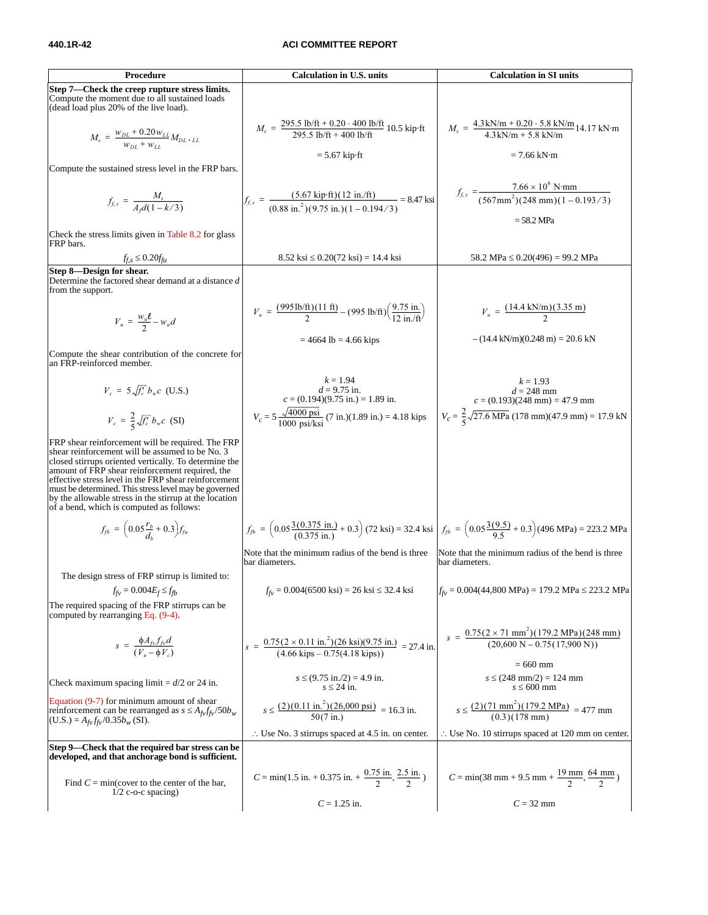| Procedure | Calculation in U.S. units | Calculation in SI units |
|---|---|---|
| **Step 7—Check the creep rupture stress limits.** Compute the moment due to all sustained loads (dead load plus 20% of the live load). | | |
| $M_s = \dfrac{w_{DL} + 0.20 w_{LL}}{w_{DL} + w_{LL}} M_{DL+LL}$ | $M_s = \dfrac{295.5\text{ lb/ft} + 0.20 \cdot 400\text{ lb/ft}}{295.5\text{ lb/ft} + 400\text{ lb/ft}} 10.5\text{ kip·ft}$ $= 5.67\text{ kip·ft}$ | $M_s = \dfrac{4.3\text{kN/m} + 0.20 \cdot 5.8\text{ kN/m}}{4.3\text{kN/m} + 5.8\text{ kN/m}} 14.17\text{ kN·m}$ $= 7.66\text{ kN·m}$ |
| Compute the sustained stress level in the FRP bars. | | |
| $f_{f,s} = \dfrac{M_s}{A_f d(1 - k/3)}$ | $f_{f,s} = \dfrac{(5.67\text{ kip·ft})(12\text{ in./ft})}{(0.88\text{ in.}^2)(9.75\text{ in.})(1 - 0.194/3)} = 8.47\text{ ksi}$ | $f_{f,s} = \dfrac{7.66 \times 10^6\text{ N·mm}}{(567\text{mm}^2)(248\text{ mm})(1 - 0.193/3)}$ $= 58.2\text{ MPa}$ |
| Check the stress limits given in Table 8.2 for glass FRP bars. $f_{f,s} \leq 0.20 f_{fu}$ | $8.52\text{ ksi} \leq 0.20(72\text{ ksi}) = 14.4\text{ ksi}$ | $58.2\text{ MPa} \leq 0.20(496) = 99.2\text{ MPa}$ |
| **Step 8—Design for shear.** Determine the factored shear demand at a distance $d$ from the support. | | |
| $V_u = \dfrac{w_u \ell}{2} - w_u d$ | $V_u = \dfrac{(995\text{lb/ft})(11\text{ ft})}{2} - (995\text{ lb/ft})\left(\dfrac{9.75\text{ in.}}{12\text{ in./ft}}\right)$ $= 4664\text{ lb} = 4.66\text{ kips}$ | $V_u = \dfrac{(14.4\text{ kN/m})(3.35\text{ m})}{2}$ $- (14.4\text{ kN/m})(0.248\text{ m}) = 20.6\text{ kN}$ |
| Compute the shear contribution of the concrete for an FRP-reinforced member. | | |
| $V_c = 5\sqrt{f'_c}\, b_w c$ (U.S.) $V_c = \dfrac{2}{5}\sqrt{f'_c}\, b_w c$ (SI) | $k = 1.94$ $d = 9.75\text{ in.}$ $c = (0.194)(9.75\text{ in.}) = 1.89\text{ in.}$ $V_c = 5\dfrac{\sqrt{4000\text{ psi}}}{1000\text{ psi/ksi}}(7\text{ in.})(1.89\text{ in.}) = 4.18\text{ kips}$ | $k = 1.93$ $d = 248\text{ mm}$ $c = (0.193)(248\text{ mm}) = 47.9\text{ mm}$ $V_c = \dfrac{2}{5}\sqrt{27.6\text{ MPa}}(178\text{ mm})(47.9\text{ mm}) = 17.9\text{ kN}$ |
| FRP shear reinforcement will be required. The FRP shear reinforcement will be assumed to be No. 3 closed stirrups oriented vertically. To determine the amount of FRP shear reinforcement required, the effective stress level in the FRP shear reinforcement must be determined. This stress level may be governed by the allowable stress in the stirrup at the location of a bend, which is computed as follows: | | |
| $f_{fb} = \left(0.05\dfrac{r_b}{d_b} + 0.3\right) f_{fu}$ | $f_{fb} = \left(0.05\dfrac{3(0.375\text{ in.})}{(0.375\text{ in.})} + 0.3\right)(72\text{ ksi}) = 32.4\text{ ksi}$ Note that the minimum radius of the bend is three bar diameters. | $f_{fb} = \left(0.05\dfrac{3(9.5)}{9.5} + 0.3\right)(496\text{ MPa}) = 223.2\text{ MPa}$ Note that the minimum radius of the bend is three bar diameters. |
| The design stress of FRP stirrup is limited to: $f_{fv} = 0.004 E_f \leq f_{fb}$ | $f_{fv} = 0.004(6500\text{ ksi}) = 26\text{ ksi} \leq 32.4\text{ ksi}$ | $f_{fv} = 0.004(44{,}800\text{ MPa}) = 179.2\text{ MPa} \leq 223.2\text{ MPa}$ |
| The required spacing of the FRP stirrups can be computed by rearranging Eq. (9-4). | | |
| $s = \dfrac{\phi A_{fv} f_{fv} d}{(V_u - \phi V_c)}$ | $s = \dfrac{0.75(2 \times 0.11\text{ in.}^2)(26\text{ ksi})(9.75\text{ in.})}{(4.66\text{ kips} - 0.75(4.18\text{ kips}))} = 27.4\text{ in.}$ | $s = \dfrac{0.75(2 \times 71\text{ mm}^2)(179.2\text{ MPa})(248\text{ mm})}{(20{,}600\text{ N} - 0.75(17{,}900\text{ N}))}$ $= 660\text{ mm}$ |
| Check maximum spacing limit = $d/2$ or 24 in. | $s \leq (9.75\text{ in.}/2) = 4.9\text{ in.}$ $s \leq 24\text{ in.}$ | $s \leq (248\text{ mm}/2) = 124\text{ mm}$ $s \leq 600\text{ mm}$ |
| Equation (9-7) for minimum amount of shear reinforcement can be rearranged as $s \leq A_{fv} f_{fv}/50 b_w$ (U.S.) $= A_{fv} f_{fv}/0.35 b_w$ (SI). | $s \leq \dfrac{(2)(0.11\text{ in.}^2)(26{,}000\text{ psi})}{50(7\text{ in.})} = 16.3\text{ in.}$ ∴ Use No. 3 stirrups spaced at 4.5 in. on center. | $s \leq \dfrac{(2)(71\text{ mm}^2)(179.2\text{ MPa})}{(0.3)(178\text{ mm})} = 477\text{ mm}$ ∴ Use No. 10 stirrups spaced at 120 mm on center. |
| **Step 9—Check that the required bar stress can be developed, and that anchorage bond is sufficient.** | | |
| Find $C$ = min(cover to the center of the bar, 1/2 c-o-c spacing) | $C = \min\left(1.5\text{ in.} + 0.375\text{ in.} + \dfrac{0.75\text{ in.}}{2}, \dfrac{2.5\text{ in.}}{2}\right)$ $C = 1.25\text{ in.}$ | $C = \min\left(38\text{ mm} + 9.5\text{ mm} + \dfrac{19\text{ mm}}{2}, \dfrac{64\text{ mm}}{2}\right)$ $C = 32\text{ mm}$ |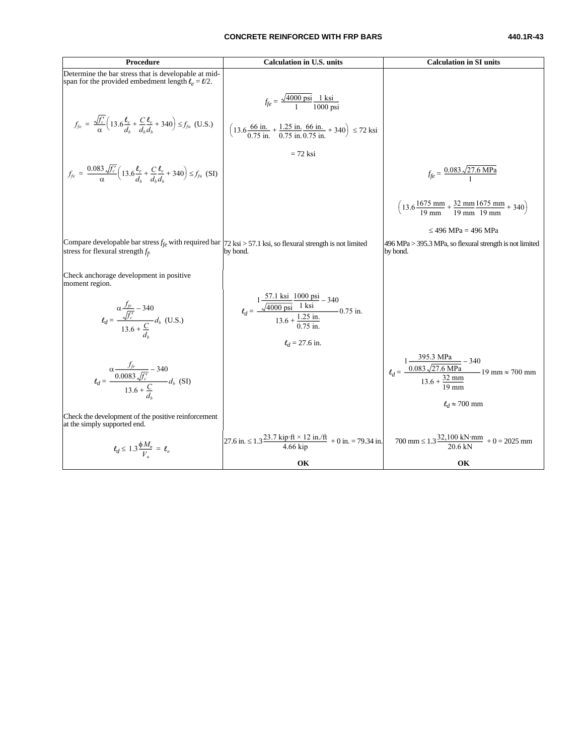| Procedure | Calculation in U.S. units | Calculation in SI units |
|---|---|---|
| Determine the bar stress that is developable at midspan for the provided embedment length $\ell_e = \ell/2$. | | |
| $f_{fe} = \frac{\sqrt{f'_c}}{\alpha}\left(13.6\frac{\ell_e}{d_b} + \frac{C}{d_b}\frac{\ell_e}{d_b} + 340\right) \le f_{fu}$ (U.S.) | $f_{fe} = \frac{\sqrt{4000 \text{ psi}}}{1}\frac{1 \text{ ksi}}{1000 \text{ psi}}$ $\left(13.6\frac{66 \text{ in.}}{0.75 \text{ in.}} + \frac{1.25 \text{ in.}}{0.75 \text{ in.}}\frac{66 \text{ in.}}{0.75 \text{ in.}} + 340\right) \le 72 \text{ ksi}$ $= 72$ ksi | |
| $f_{fe} = \frac{0.083\sqrt{f'_c}}{\alpha}\left(13.6\frac{\ell_e}{d_b} + \frac{C}{d_b}\frac{\ell_e}{d_b} + 340\right) \le f_{fu}$ (SI) | | $f_{fe} = \frac{0.083\sqrt{27.6 \text{ MPa}}}{1}$ $\left(13.6\frac{1675 \text{ mm}}{19 \text{ mm}} + \frac{32 \text{ mm}}{19 \text{ mm}}\frac{1675 \text{ mm}}{19 \text{ mm}} + 340\right)$ $\le 496$ MPa $= 496$ MPa |
| Compare developable bar stress $f_{fe}$ with required bar stress for flexural strength $f_f$. | 72 ksi > 57.1 ksi, so flexural strength is not limited by bond. | 496 MPa > 395.3 MPa, so flexural strength is not limited by bond. |
| Check anchorage development in positive moment region. | | |
| $\ell_d = \frac{\alpha\frac{f_{fr}}{\sqrt{f'_c}} - 340}{13.6 + \frac{C}{d_b}}d_b$ (U.S.) | $\ell_d = \frac{1\frac{57.1 \text{ ksi}}{\sqrt{4000 \text{ psi}}}\frac{1000 \text{ psi}}{1 \text{ ksi}} - 340}{13.6 + \frac{1.25 \text{ in.}}{0.75 \text{ in.}}}0.75 \text{ in.}$ $\ell_d = 27.6$ in. | |
| $\ell_d = \frac{\alpha\frac{f_{fr}}{0.0083\sqrt{f'_c}} - 340}{13.6 + \frac{C}{d_b}}d_b$ (SI) | | $\ell_d = \frac{1\frac{395.3 \text{ MPa}}{0.083\sqrt{27.6 \text{ MPa}}} - 340}{13.6 + \frac{32 \text{ mm}}{19 \text{ mm}}}19 \text{ mm} \approx 700 \text{ mm}$ $\ell_d \approx 700$ mm |
| Check the development of the positive reinforcement at the simply supported end. | | |
| $\ell_d \le 1.3\frac{\phi M_n}{V_u} = \ell_a$ | $27.6 \text{ in.} \le 1.3\frac{23.7 \text{ kip·ft} \times 12 \text{ in./ft}}{4.66 \text{ kip}} + 0 \text{ in.} = 79.34 \text{ in.}$ **OK** | $700 \text{ mm} \le 1.3\frac{32{,}100 \text{ kN·mm}}{20.6 \text{ kN}} + 0 = 2025 \text{ mm}$ **OK** |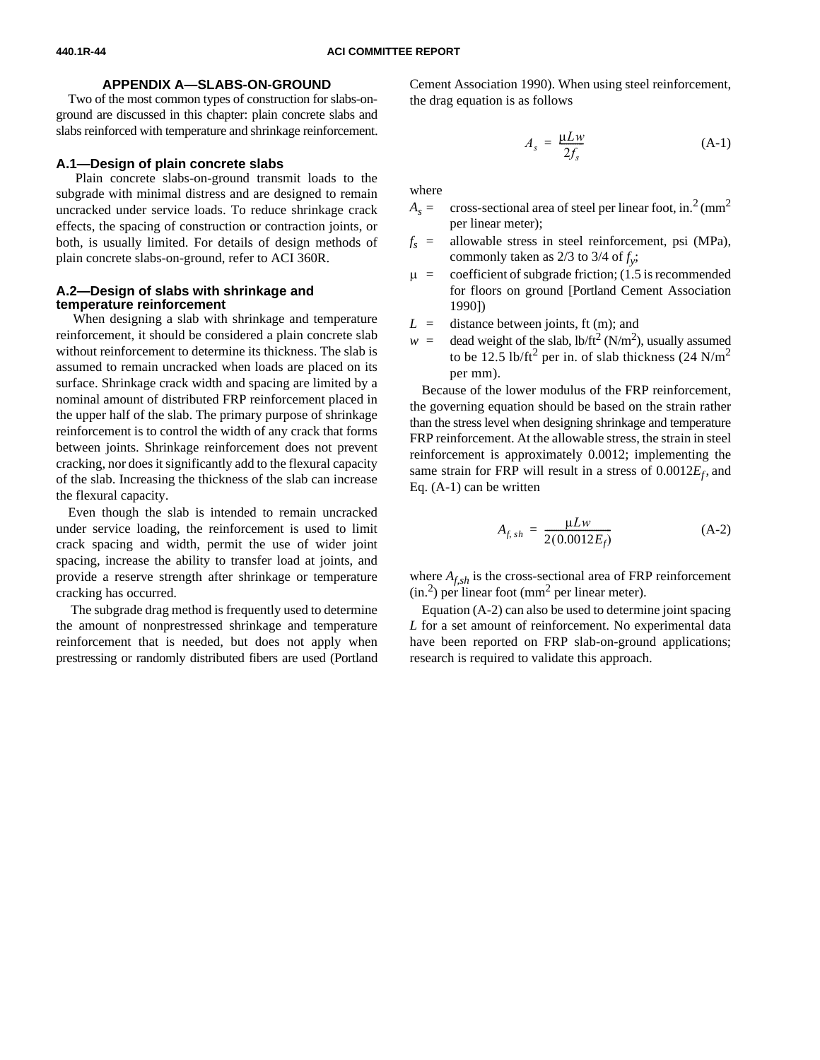## APPENDIX A—SLABS-ON-GROUND

Two of the most common types of construction for slabs-on-ground are discussed in this chapter: plain concrete slabs and slabs reinforced with temperature and shrinkage reinforcement.

### A.1—Design of plain concrete slabs

Plain concrete slabs-on-ground transmit loads to the subgrade with minimal distress and are designed to remain uncracked under service loads. To reduce shrinkage crack effects, the spacing of construction or contraction joints, or both, is usually limited. For details of design methods of plain concrete slabs-on-ground, refer to ACI 360R.

### A.2—Design of slabs with shrinkage and temperature reinforcement

When designing a slab with shrinkage and temperature reinforcement, it should be considered a plain concrete slab without reinforcement to determine its thickness. The slab is assumed to remain uncracked when loads are placed on its surface. Shrinkage crack width and spacing are limited by a nominal amount of distributed FRP reinforcement placed in the upper half of the slab. The primary purpose of shrinkage reinforcement is to control the width of any crack that forms between joints. Shrinkage reinforcement does not prevent cracking, nor does it significantly add to the flexural capacity of the slab. Increasing the thickness of the slab can increase the flexural capacity.

Even though the slab is intended to remain uncracked under service loading, the reinforcement is used to limit crack spacing and width, permit the use of wider joint spacing, increase the ability to transfer load at joints, and provide a reserve strength after shrinkage or temperature cracking has occurred.

The subgrade drag method is frequently used to determine the amount of nonprestressed shrinkage and temperature reinforcement that is needed, but does not apply when prestressing or randomly distributed fibers are used (Portland Cement Association 1990). When using steel reinforcement, the drag equation is as follows

$$A_s = \frac{\mu L w}{2 f_s} \tag{A-1}$$

where

- $A_s$ = cross-sectional area of steel per linear foot, in.$^2$ (mm$^2$ per linear meter);
- $f_s$ = allowable stress in steel reinforcement, psi (MPa), commonly taken as 2/3 to 3/4 of $f_y$;
- $\mu$ = coefficient of subgrade friction; (1.5 is recommended for floors on ground [Portland Cement Association 1990])
- $L$ = distance between joints, ft (m); and
- $w$ = dead weight of the slab, lb/ft$^2$ (N/m$^2$), usually assumed to be 12.5 lb/ft$^2$ per in. of slab thickness (24 N/m$^2$ per mm).

Because of the lower modulus of the FRP reinforcement, the governing equation should be based on the strain rather than the stress level when designing shrinkage and temperature FRP reinforcement. At the allowable stress, the strain in steel reinforcement is approximately 0.0012; implementing the same strain for FRP will result in a stress of $0.0012E_f$, and Eq. (A-1) can be written

$$A_{f,sh} = \frac{\mu L w}{2(0.0012 E_f)} \tag{A-2}$$

where $A_{f,sh}$ is the cross-sectional area of FRP reinforcement (in.$^2$) per linear foot (mm$^2$ per linear meter).

Equation (A-2) can also be used to determine joint spacing $L$ for a set amount of reinforcement. No experimental data have been reported on FRP slab-on-ground applications; research is required to validate this approach.